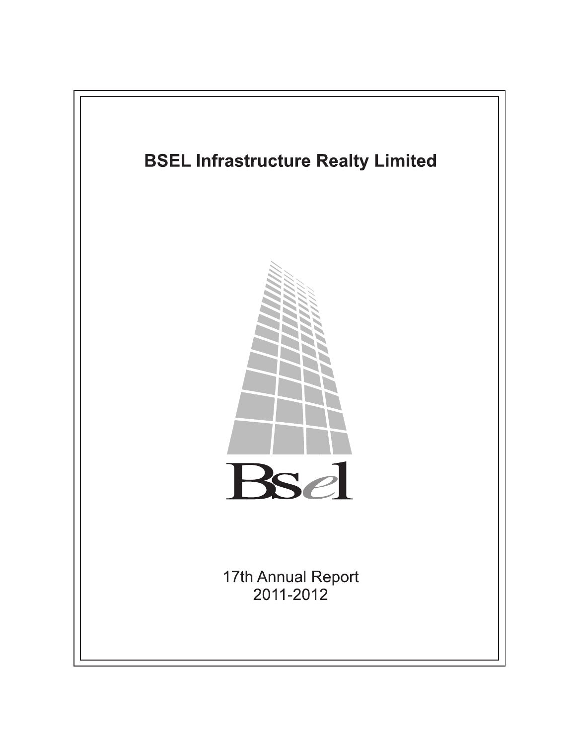# BSEL Infrastructure Realty Limited

Bsel

17th Annual Report
2011-2012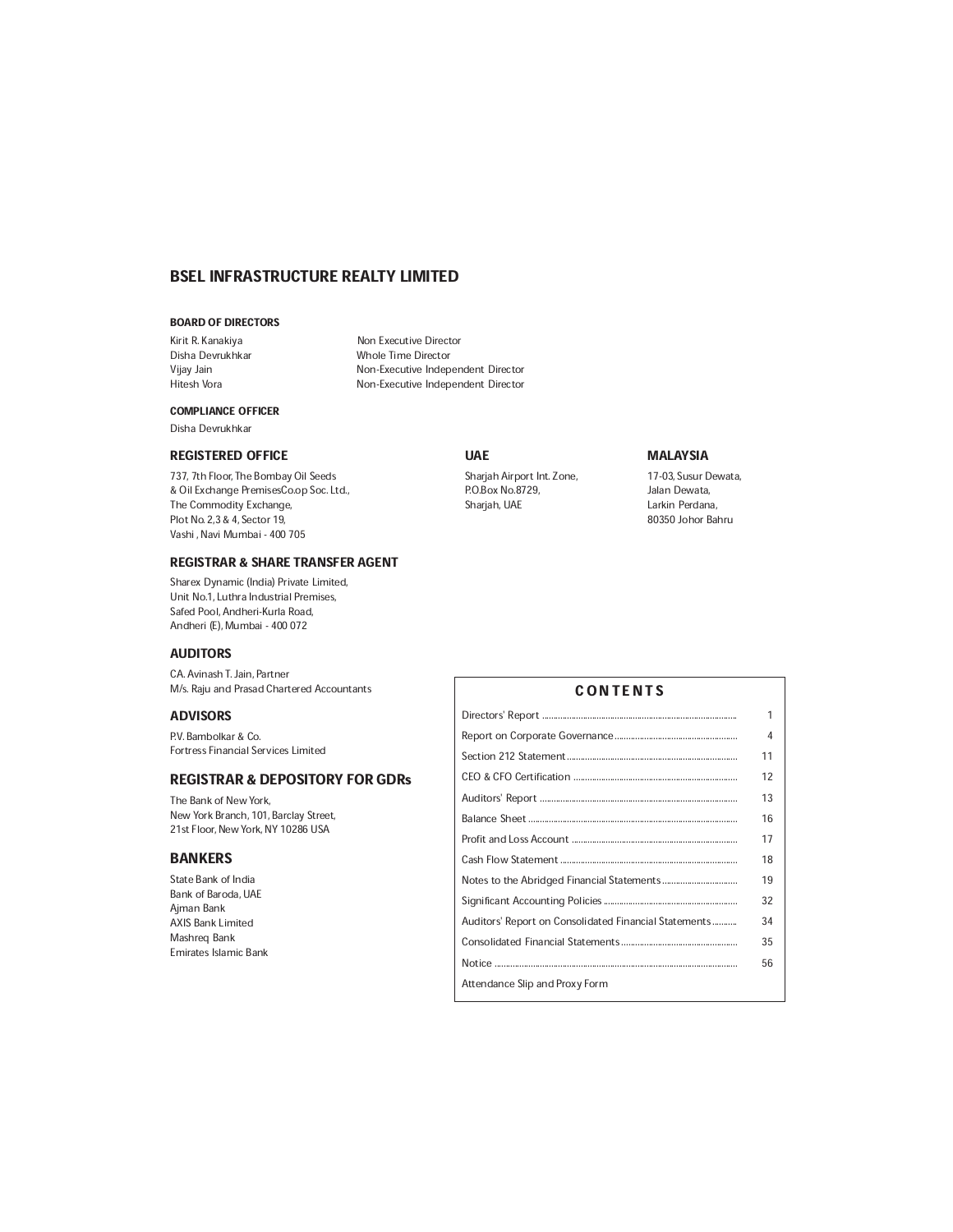# BSEL INFRASTRUCTURE REALTY LIMITED

**BOARD OF DIRECTORS**

| | |
|---|---|
| Kirit R. Kanakiya | Non Executive Director |
| Disha Devrukhkar | Whole Time Director |
| Vijay Jain | Non-Executive Independent Director |
| Hitesh Vora | Non-Executive Independent Director |

**COMPLIANCE OFFICER**

Disha Devrukhkar

## REGISTERED OFFICE

737, 7th Floor, The Bombay Oil Seeds
& Oil Exchange PremisesCo.op Soc. Ltd.,
The Commodity Exchange,
Plot No. 2,3 & 4, Sector 19,
Vashi , Navi Mumbai - 400 705

## UAE

Sharjah Airport Int. Zone,
P.O.Box No.8729,
Sharjah, UAE

## MALAYSIA

17-03, Susur Dewata,
Jalan Dewata,
Larkin Perdana,
80350 Johor Bahru

## REGISTRAR & SHARE TRANSFER AGENT

Sharex Dynamic (India) Private Limited,
Unit No.1, Luthra Industrial Premises,
Safed Pool, Andheri-Kurla Road,
Andheri (E), Mumbai - 400 072

## AUDITORS

CA. Avinash T. Jain, Partner
M/s. Raju and Prasad Chartered Accountants

## ADVISORS

P.V. Bambolkar & Co.
Fortress Financial Services Limited

## REGISTRAR & DEPOSITORY FOR GDRs

The Bank of New York,
New York Branch, 101, Barclay Street,
21st Floor, New York, NY 10286 USA

## BANKERS

State Bank of India
Bank of Baroda, UAE
Ajman Bank
AXIS Bank Limited
Mashreq Bank
Emirates Islamic Bank

## CONTENTS

| | |
|---|---|
| Directors' Report | 1 |
| Report on Corporate Governance | 4 |
| Section 212 Statement | 11 |
| CEO & CFO Certification | 12 |
| Auditors' Report | 13 |
| Balance Sheet | 16 |
| Profit and Loss Account | 17 |
| Cash Flow Statement | 18 |
| Notes to the Abridged Financial Statements | 19 |
| Significant Accounting Policies | 32 |
| Auditors' Report on Consolidated Financial Statements | 34 |
| Consolidated Financial Statements | 35 |
| Notice | 56 |
| Attendance Slip and Proxy Form | |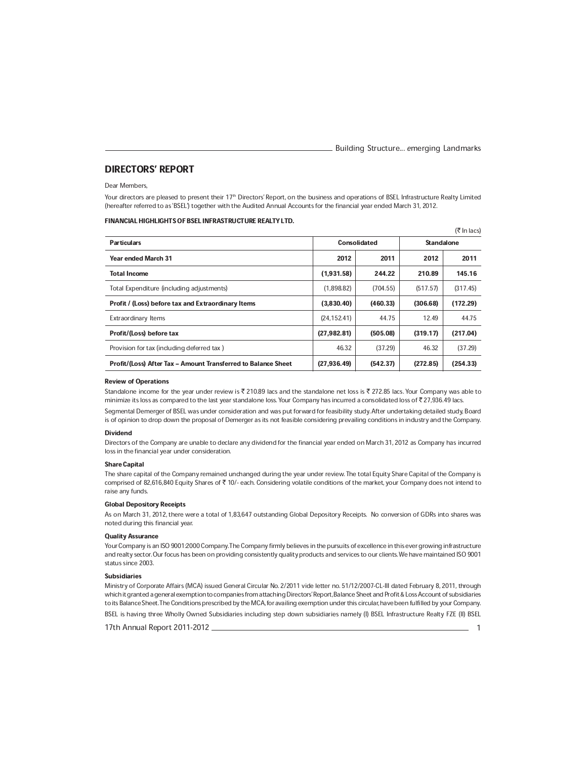## DIRECTORS' REPORT

Dear Members,

Your directors are pleased to present their 17th Directors' Report, on the business and operations of BSEL Infrastructure Realty Limited (hereafter referred to as 'BSEL') together with the Audited Annual Accounts for the financial year ended March 31, 2012.

### FINANCIAL HIGHLIGHTS OF BSEL INFRASTRUCTURE REALTY LTD.

(₹ In lacs)

| Particulars | Consolidated | | Standalone | |
|---|---|---|---|---|
| **Year ended March 31** | **2012** | **2011** | **2012** | **2011** |
| **Total Income** | **(1,931.58)** | **244.22** | **210.89** | **145.16** |
| Total Expenditure (including adjustments) | (1,898.82) | (704.55) | (517.57) | (317.45) |
| **Profit / (Loss) before tax and Extraordinary Items** | **(3,830.40)** | **(460.33)** | **(306.68)** | **(172.29)** |
| Extraordinary Items | (24,152.41) | 44.75 | 12.49 | 44.75 |
| **Profit/(Loss) before tax** | **(27,982.81)** | **(505.08)** | **(319.17)** | **(217.04)** |
| Provision for tax (including deferred tax ) | 46.32 | (37.29) | 46.32 | (37.29) |
| **Profit/(Loss) After Tax – Amount Transferred to Balance Sheet** | **(27,936.49)** | **(542.37)** | **(272.85)** | **(254.33)** |

#### Review of Operations

Standalone income for the year under review is ₹ 210.89 lacs and the standalone net loss is ₹ 272.85 lacs. Your Company was able to minimize its loss as compared to the last year standalone loss. Your Company has incurred a consolidated loss of ₹ 27,936.49 lacs.

Segmental Demerger of BSEL was under consideration and was put forward for feasibility study. After undertaking detailed study, Board is of opinion to drop down the proposal of Demerger as its not feasible considering prevailing conditions in industry and the Company.

#### Dividend

Directors of the Company are unable to declare any dividend for the financial year ended on March 31, 2012 as Company has incurred loss in the financial year under consideration.

#### Share Capital

The share capital of the Company remained unchanged during the year under review. The total Equity Share Capital of the Company is comprised of 82,616,840 Equity Shares of ₹ 10/- each. Considering volatile conditions of the market, your Company does not intend to raise any funds.

#### Global Depository Receipts

As on March 31, 2012, there were a total of 1,83,647 outstanding Global Depository Receipts. No conversion of GDRs into shares was noted during this financial year.

#### Quality Assurance

Your Company is an ISO 9001:2000 Company. The Company firmly believes in the pursuits of excellence in this ever growing infrastructure and realty sector. Our focus has been on providing consistently quality products and services to our clients. We have maintained ISO 9001 status since 2003.

#### Subsidiaries

Ministry of Corporate Affairs (MCA) issued General Circular No. 2/2011 vide letter no. 51/12/2007-CL-III dated February 8, 2011, through which it granted a general exemption to companies from attaching Directors' Report, Balance Sheet and Profit & Loss Account of subsidiaries to its Balance Sheet. The Conditions prescribed by the MCA, for availing exemption under this circular, have been fulfilled by your Company.

BSEL is having three Wholly Owned Subsidiaries including step down subsidiaries namely (I) BSEL Infrastructure Realty FZE (II) BSEL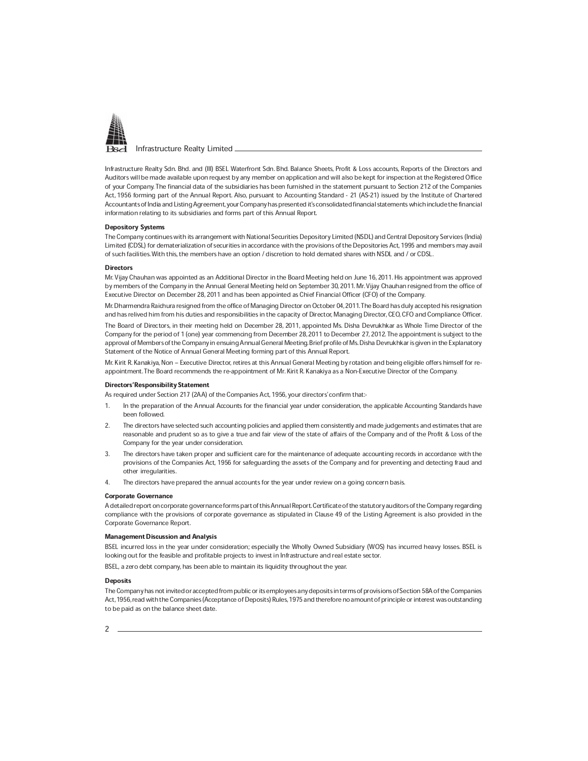Infrastructure Realty Sdn. Bhd. and (III) BSEL Waterfront Sdn. Bhd. Balance Sheets, Profit & Loss accounts, Reports of the Directors and Auditors will be made available upon request by any member on application and will also be kept for inspection at the Registered Office of your Company. The financial data of the subsidiaries has been furnished in the statement pursuant to Section 212 of the Companies Act, 1956 forming part of the Annual Report. Also, pursuant to Accounting Standard - 21 (AS-21) issued by the Institute of Chartered Accountants of India and Listing Agreement, your Company has presented it's consolidated financial statements which include the financial information relating to its subsidiaries and forms part of this Annual Report.

**Depository Systems**

The Company continues with its arrangement with National Securities Depository Limited (NSDL) and Central Depository Services (India) Limited (CDSL) for dematerialization of securities in accordance with the provisions of the Depositories Act, 1995 and members may avail of such facilities. With this, the members have an option / discretion to hold demated shares with NSDL and / or CDSL.

**Directors**

Mr. Vijay Chauhan was appointed as an Additional Director in the Board Meeting held on June 16, 2011. His appointment was approved by members of the Company in the Annual General Meeting held on September 30, 2011. Mr. Vijay Chauhan resigned from the office of Executive Director on December 28, 2011 and has been appointed as Chief Financial Officer (CFO) of the Company.

Mr. Dharmendra Raichura resigned from the office of Managing Director on October 04, 2011. The Board has duly accepted his resignation and has relived him from his duties and responsibilities in the capacity of Director, Managing Director, CEO, CFO and Compliance Officer.

The Board of Directors, in their meeting held on December 28, 2011, appointed Ms. Disha Devrukhkar as Whole Time Director of the Company for the period of 1 (one) year commencing from December 28, 2011 to December 27, 2012. The appointment is subject to the approval of Members of the Company in ensuing Annual General Meeting. Brief profile of Ms. Disha Devrukhkar is given in the Explanatory Statement of the Notice of Annual General Meeting forming part of this Annual Report.

Mr. Kirit R. Kanakiya, Non – Executive Director, retires at this Annual General Meeting by rotation and being eligible offers himself for re-appointment. The Board recommends the re-appointment of Mr. Kirit R. Kanakiya as a Non-Executive Director of the Company.

**Directors' Responsibility Statement**

As required under Section 217 (2AA) of the Companies Act, 1956, your directors' confirm that:-

1. In the preparation of the Annual Accounts for the financial year under consideration, the applicable Accounting Standards have been followed.
2. The directors have selected such accounting policies and applied them consistently and made judgements and estimates that are reasonable and prudent so as to give a true and fair view of the state of affairs of the Company and of the Profit & Loss of the Company for the year under consideration.
3. The directors have taken proper and sufficient care for the maintenance of adequate accounting records in accordance with the provisions of the Companies Act, 1956 for safeguarding the assets of the Company and for preventing and detecting fraud and other irregularities.
4. The directors have prepared the annual accounts for the year under review on a going concern basis.

**Corporate Governance**

A detailed report on corporate governance forms part of this Annual Report. Certificate of the statutory auditors of the Company regarding compliance with the provisions of corporate governance as stipulated in Clause 49 of the Listing Agreement is also provided in the Corporate Governance Report.

**Management Discussion and Analysis**

BSEL incurred loss in the year under consideration; especially the Wholly Owned Subsidiary (WOS) has incurred heavy losses. BSEL is looking out for the feasible and profitable projects to invest in Infrastructure and real estate sector.

BSEL, a zero debt company, has been able to maintain its liquidity throughout the year.

**Deposits**

The Company has not invited or accepted from public or its employees any deposits in terms of provisions of Section 58A of the Companies Act, 1956, read with the Companies (Acceptance of Deposits) Rules, 1975 and therefore no amount of principle or interest was outstanding to be paid as on the balance sheet date.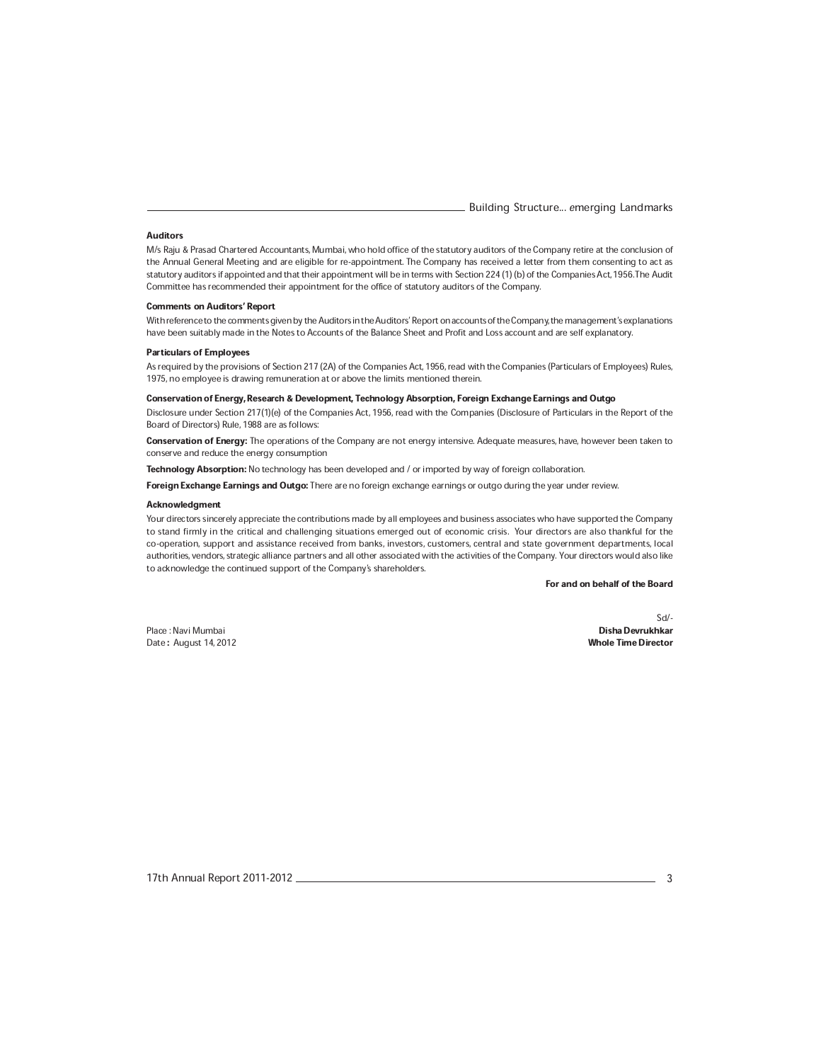### Auditors

M/s Raju & Prasad Chartered Accountants, Mumbai, who hold office of the statutory auditors of the Company retire at the conclusion of the Annual General Meeting and are eligible for re-appointment. The Company has received a letter from them consenting to act as statutory auditors if appointed and that their appointment will be in terms with Section 224 (1) (b) of the Companies Act, 1956.The Audit Committee has recommended their appointment for the office of statutory auditors of the Company.

### Comments on Auditors' Report

With reference to the comments given by the Auditors in the Auditors' Report on accounts of the Company, the management's explanations have been suitably made in the Notes to Accounts of the Balance Sheet and Profit and Loss account and are self explanatory.

### Particulars of Employees

As required by the provisions of Section 217 (2A) of the Companies Act, 1956, read with the Companies (Particulars of Employees) Rules, 1975, no employee is drawing remuneration at or above the limits mentioned therein.

### Conservation of Energy, Research & Development, Technology Absorption, Foreign Exchange Earnings and Outgo

Disclosure under Section 217(1)(e) of the Companies Act, 1956, read with the Companies (Disclosure of Particulars in the Report of the Board of Directors) Rule, 1988 are as follows:

**Conservation of Energy:** The operations of the Company are not energy intensive. Adequate measures, have, however been taken to conserve and reduce the energy consumption

**Technology Absorption:** No technology has been developed and / or imported by way of foreign collaboration.

**Foreign Exchange Earnings and Outgo:** There are no foreign exchange earnings or outgo during the year under review.

### Acknowledgment

Your directors sincerely appreciate the contributions made by all employees and business associates who have supported the Company to stand firmly in the critical and challenging situations emerged out of economic crisis. Your directors are also thankful for the co-operation, support and assistance received from banks, investors, customers, central and state government departments, local authorities, vendors, strategic alliance partners and all other associated with the activities of the Company. Your directors would also like to acknowledge the continued support of the Company's shareholders.

**For and on behalf of the Board**

Sd/-

**Disha Devrukhkar**
**Whole Time Director**

Place : Navi Mumbai
Date : August 14, 2012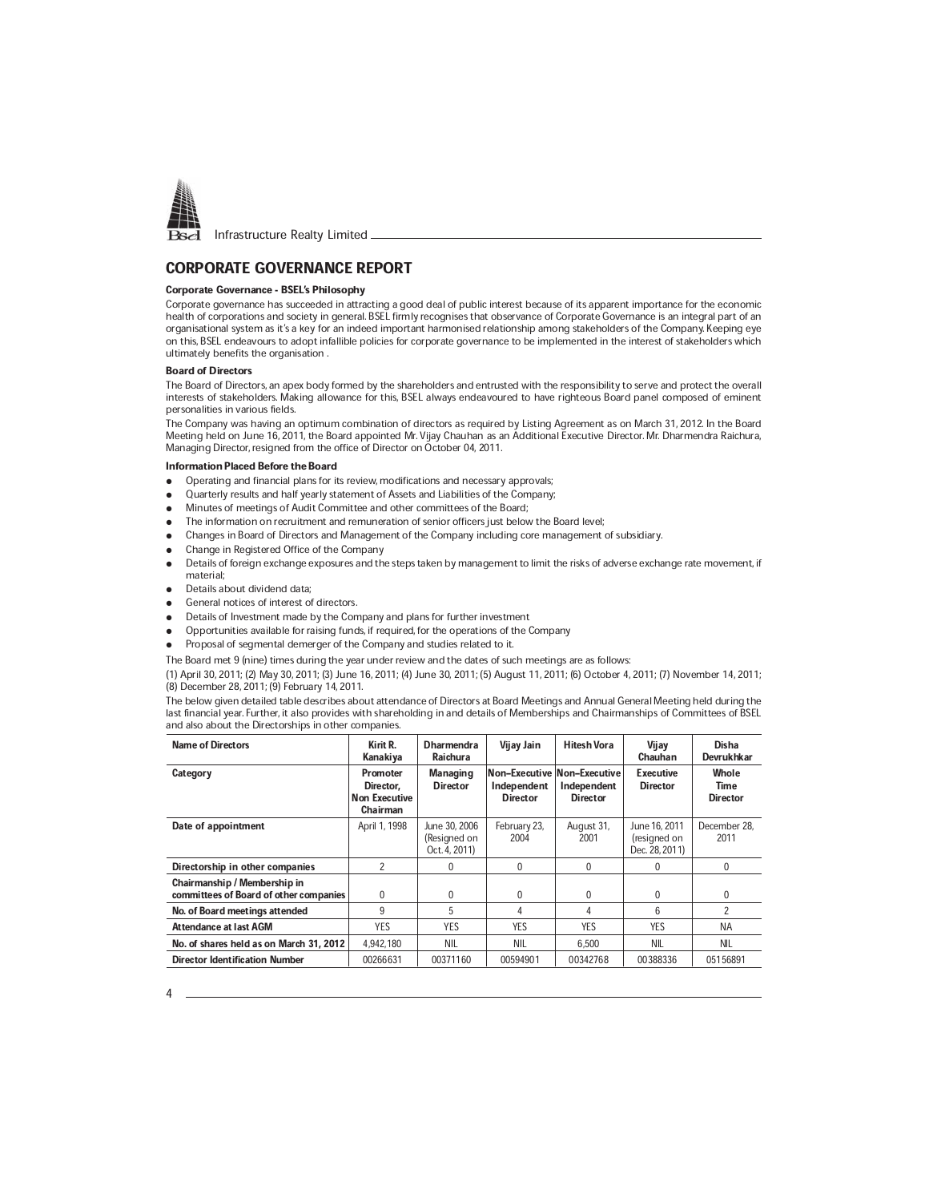# CORPORATE GOVERNANCE REPORT

**Corporate Governance - BSEL's Philosophy**

Corporate governance has succeeded in attracting a good deal of public interest because of its apparent importance for the economic health of corporations and society in general. BSEL firmly recognises that observance of Corporate Governance is an integral part of an organisational system as it's a key for an indeed important harmonised relationship among stakeholders of the Company. Keeping eye on this, BSEL endeavours to adopt infallible policies for corporate governance to be implemented in the interest of stakeholders which ultimately benefits the organisation .

**Board of Directors**

The Board of Directors, an apex body formed by the shareholders and entrusted with the responsibility to serve and protect the overall interests of stakeholders. Making allowance for this, BSEL always endeavoured to have righteous Board panel composed of eminent personalities in various fields.

The Company was having an optimum combination of directors as required by Listing Agreement as on March 31, 2012. In the Board Meeting held on June 16, 2011, the Board appointed Mr. Vijay Chauhan as an Additional Executive Director. Mr. Dharmendra Raichura, Managing Director, resigned from the office of Director on October 04, 2011.

**Information Placed Before the Board**

- Operating and financial plans for its review, modifications and necessary approvals;
- Quarterly results and half yearly statement of Assets and Liabilities of the Company;
- Minutes of meetings of Audit Committee and other committees of the Board;
- The information on recruitment and remuneration of senior officers just below the Board level;
- Changes in Board of Directors and Management of the Company including core management of subsidiary.
- Change in Registered Office of the Company
- Details of foreign exchange exposures and the steps taken by management to limit the risks of adverse exchange rate movement, if material;
- Details about dividend data;
- General notices of interest of directors.
- Details of Investment made by the Company and plans for further investment
- Opportunities available for raising funds, if required, for the operations of the Company
- Proposal of segmental demerger of the Company and studies related to it.

The Board met 9 (nine) times during the year under review and the dates of such meetings are as follows:

(1) April 30, 2011; (2) May 30, 2011; (3) June 16, 2011; (4) June 30, 2011; (5) August 11, 2011; (6) October 4, 2011; (7) November 14, 2011; (8) December 28, 2011; (9) February 14, 2011.

The below given detailed table describes about attendance of Directors at Board Meetings and Annual General Meeting held during the last financial year. Further, it also provides with shareholding in and details of Memberships and Chairmanships of Committees of BSEL and also about the Directorships in other companies.

| Name of Directors | Kirit R. Kanakiya | Dharmendra Raichura | Vijay Jain | Hitesh Vora | Vijay Chauhan | Disha Devrukhkar |
|---|---|---|---|---|---|---|
| Category | Promoter Director, Non Executive Chairman | Managing Director | Non–Executive Independent Director | Non–Executive Independent Director | Executive Director | Whole Time Director |
| Date of appointment | April 1, 1998 | June 30, 2006 (Resigned on Oct. 4, 2011) | February 23, 2004 | August 31, 2001 | June 16, 2011 (resigned on Dec. 28, 2011) | December 28, 2011 |
| Directorship in other companies | 2 | 0 | 0 | 0 | 0 | 0 |
| Chairmanship / Membership in committees of Board of other companies | 0 | 0 | 0 | 0 | 0 | 0 |
| No. of Board meetings attended | 9 | 5 | 4 | 4 | 6 | 2 |
| Attendance at last AGM | YES | YES | YES | YES | YES | NA |
| No. of shares held as on March 31, 2012 | 4,942,180 | NIL | NIL | 6,500 | NIL | NIL |
| Director Identification Number | 00266631 | 00371160 | 00594901 | 00342768 | 00388336 | 05156891 |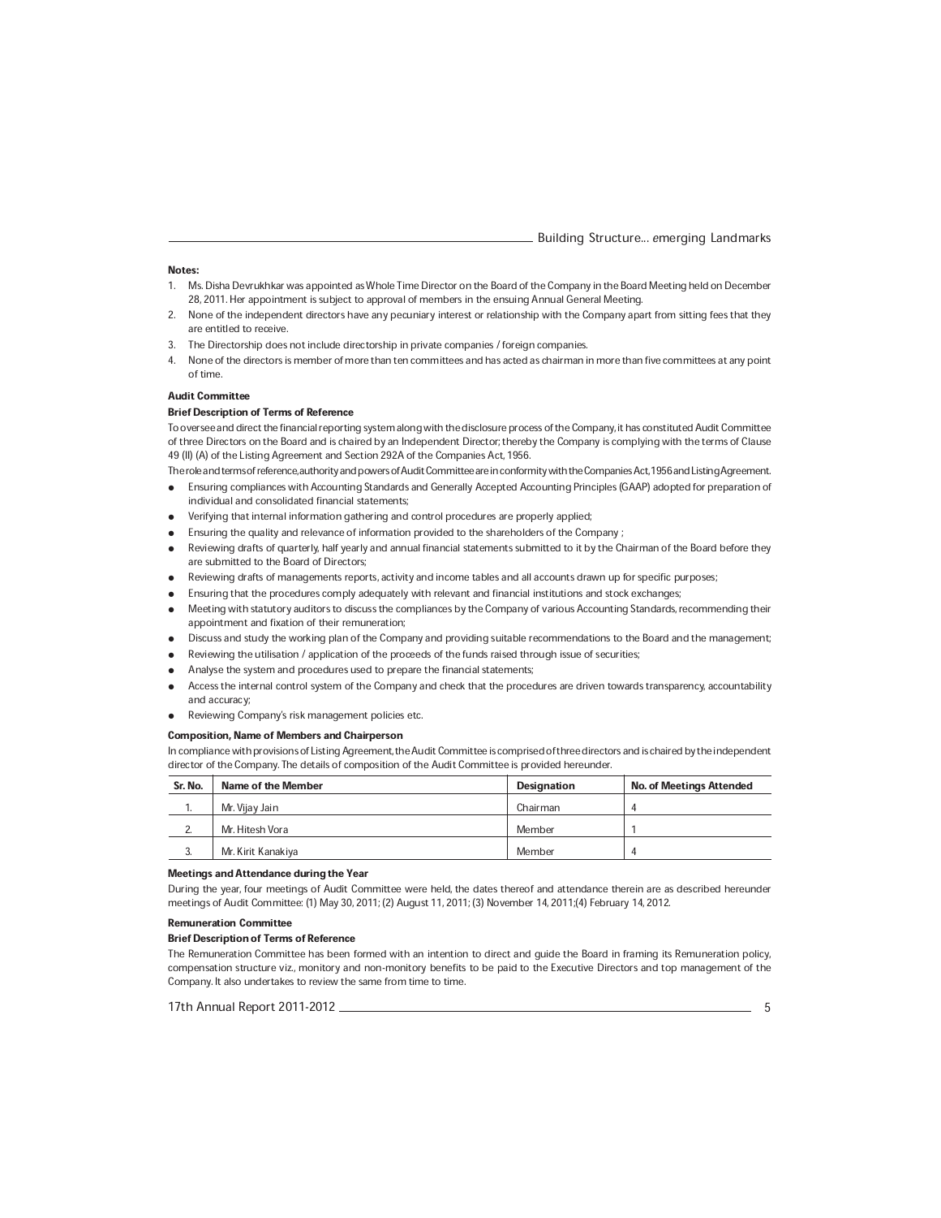**Notes:**

1. Ms. Disha Devrukhkar was appointed as Whole Time Director on the Board of the Company in the Board Meeting held on December 28, 2011. Her appointment is subject to approval of members in the ensuing Annual General Meeting.
2. None of the independent directors have any pecuniary interest or relationship with the Company apart from sitting fees that they are entitled to receive.
3. The Directorship does not include directorship in private companies / foreign companies.
4. None of the directors is member of more than ten committees and has acted as chairman in more than five committees at any point of time.

**Audit Committee**

**Brief Description of Terms of Reference**

To oversee and direct the financial reporting system along with the disclosure process of the Company, it has constituted Audit Committee of three Directors on the Board and is chaired by an Independent Director; thereby the Company is complying with the terms of Clause 49 (II) (A) of the Listing Agreement and Section 292A of the Companies Act, 1956.

The role and terms of reference, authority and powers of Audit Committee are in conformity with the Companies Act, 1956 and Listing Agreement.

- Ensuring compliances with Accounting Standards and Generally Accepted Accounting Principles (GAAP) adopted for preparation of individual and consolidated financial statements;
- Verifying that internal information gathering and control procedures are properly applied;
- Ensuring the quality and relevance of information provided to the shareholders of the Company ;
- Reviewing drafts of quarterly, half yearly and annual financial statements submitted to it by the Chairman of the Board before they are submitted to the Board of Directors;
- Reviewing drafts of managements reports, activity and income tables and all accounts drawn up for specific purposes;
- Ensuring that the procedures comply adequately with relevant and financial institutions and stock exchanges;
- Meeting with statutory auditors to discuss the compliances by the Company of various Accounting Standards, recommending their appointment and fixation of their remuneration;
- Discuss and study the working plan of the Company and providing suitable recommendations to the Board and the management;
- Reviewing the utilisation / application of the proceeds of the funds raised through issue of securities;
- Analyse the system and procedures used to prepare the financial statements;
- Access the internal control system of the Company and check that the procedures are driven towards transparency, accountability and accuracy;
- Reviewing Company's risk management policies etc.

**Composition, Name of Members and Chairperson**

In compliance with provisions of Listing Agreement, the Audit Committee is comprised of three directors and is chaired by the independent director of the Company. The details of composition of the Audit Committee is provided hereunder.

| Sr. No. | Name of the Member | Designation | No. of Meetings Attended |
|---|---|---|---|
| 1. | Mr. Vijay Jain | Chairman | 4 |
| 2. | Mr. Hitesh Vora | Member | 1 |
| 3. | Mr. Kirit Kanakiya | Member | 4 |

**Meetings and Attendance during the Year**

During the year, four meetings of Audit Committee were held, the dates thereof and attendance therein are as described hereunder meetings of Audit Committee: (1) May 30, 2011; (2) August 11, 2011; (3) November 14, 2011;(4) February 14, 2012.

**Remuneration Committee**

**Brief Description of Terms of Reference**

The Remuneration Committee has been formed with an intention to direct and guide the Board in framing its Remuneration policy, compensation structure viz., monitory and non-monitory benefits to be paid to the Executive Directors and top management of the Company. It also undertakes to review the same from time to time.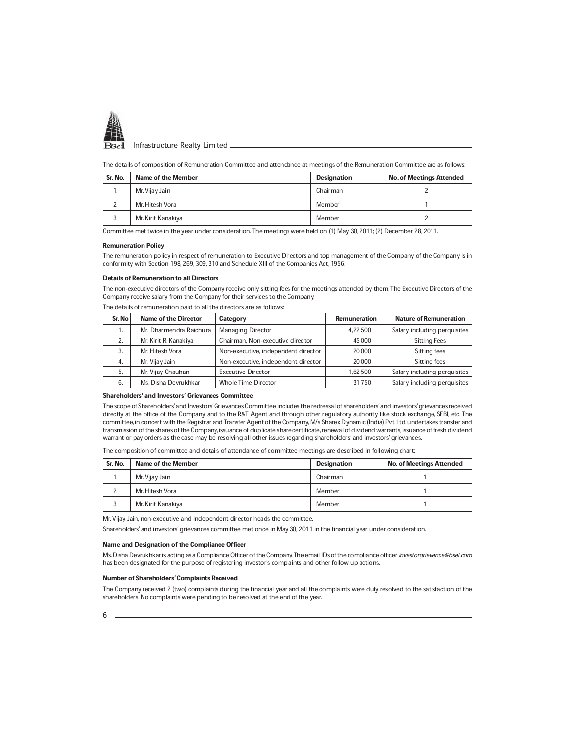The details of composition of Remuneration Committee and attendance at meetings of the Remuneration Committee are as follows:

| Sr. No. | Name of the Member | Designation | No. of Meetings Attended |
|---|---|---|---|
| 1. | Mr. Vijay Jain | Chairman | 2 |
| 2. | Mr. Hitesh Vora | Member | 1 |
| 3. | Mr. Kirit Kanakiya | Member | 2 |

Committee met twice in the year under consideration. The meetings were held on (1) May 30, 2011; (2) December 28, 2011.

**Remuneration Policy**

The remuneration policy in respect of remuneration to Executive Directors and top management of the Company of the Company is in conformity with Section 198, 269, 309, 310 and Schedule XIII of the Companies Act, 1956.

**Details of Remuneration to all Directors**

The non-executive directors of the Company receive only sitting fees for the meetings attended by them. The Executive Directors of the Company receive salary from the Company for their services to the Company.

The details of remuneration paid to all the directors are as follows:

| Sr. No | Name of the Director | Category | Remuneration | Nature of Remuneration |
|---|---|---|---|---|
| 1. | Mr. Dharmendra Raichura | Managing Director | 4,22,500 | Salary including perquisites |
| 2. | Mr. Kirit R. Kanakiya | Chairman, Non-executive director | 45,000 | Sitting Fees |
| 3. | Mr. Hitesh Vora | Non-executive, independent director | 20,000 | Sitting fees |
| 4. | Mr. Vijay Jain | Non-executive, independent director | 20,000 | Sitting fees |
| 5. | Mr. Vijay Chauhan | Executive Director | 1,62,500 | Salary including perquisites |
| 6. | Ms. Disha Devrukhkar | Whole Time Director | 31,750 | Salary including perquisites |

**Shareholders' and Investors' Grievances Committee**

The scope of Shareholders' and Investors' Grievances Committee includes the redressal of shareholders' and investors' grievances received directly at the office of the Company and to the R&T Agent and through other regulatory authority like stock exchange, SEBI, etc. The committee, in concert with the Registrar and Transfer Agent of the Company, M/s Sharex Dynamic (India) Pvt. Ltd. undertakes transfer and transmission of the shares of the Company, issuance of duplicate share certificate, renewal of dividend warrants, issuance of fresh dividend warrant or pay orders as the case may be, resolving all other issues regarding shareholders' and investors' grievances.

The composition of committee and details of attendance of committee meetings are described in following chart:

| Sr. No. | Name of the Member | Designation | No. of Meetings Attended |
|---|---|---|---|
| 1. | Mr. Vijay Jain | Chairman | 1 |
| 2. | Mr. Hitesh Vora | Member | 1 |
| 3. | Mr. Kirit Kanakiya | Member | 1 |

Mr. Vijay Jain, non-executive and independent director heads the committee.

Shareholders' and investors' grievances committee met once in May 30, 2011 in the financial year under consideration.

**Name and Designation of the Compliance Officer**

Ms. Disha Devrukhkar is acting as a Compliance Officer of the Company. The email IDs of the compliance officer *investorgrievence@bsel.com* has been designated for the purpose of registering investor's complaints and other follow up actions.

**Number of Shareholders' Complaints Received**

The Company received 2 (two) complaints during the financial year and all the complaints were duly resolved to the satisfaction of the shareholders. No complaints were pending to be resolved at the end of the year.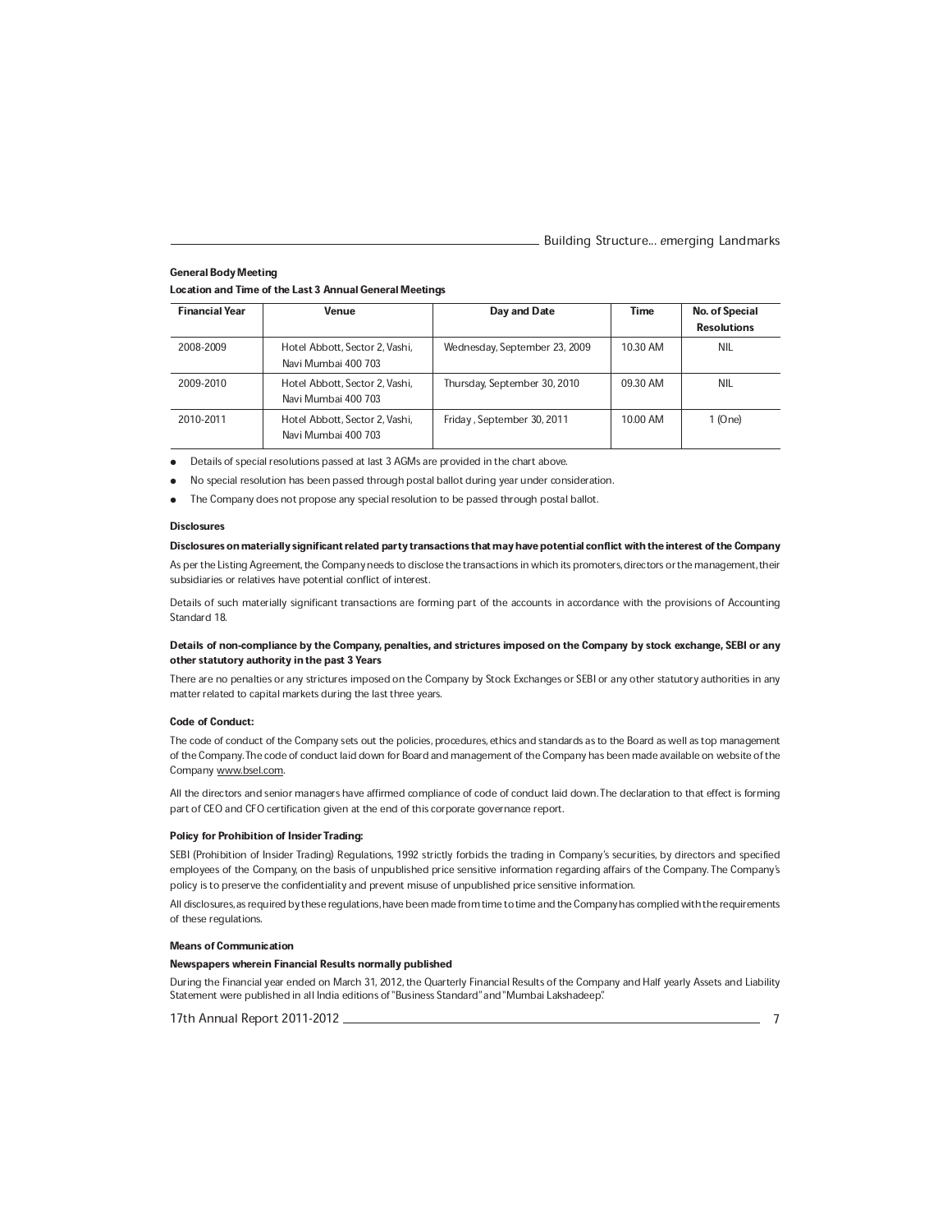**General Body Meeting**

**Location and Time of the Last 3 Annual General Meetings**

| Financial Year | Venue | Day and Date | Time | No. of Special Resolutions |
|---|---|---|---|---|
| 2008-2009 | Hotel Abbott, Sector 2, Vashi, Navi Mumbai 400 703 | Wednesday, September 23, 2009 | 10.30 AM | NIL |
| 2009-2010 | Hotel Abbott, Sector 2, Vashi, Navi Mumbai 400 703 | Thursday, September 30, 2010 | 09.30 AM | NIL |
| 2010-2011 | Hotel Abbott, Sector 2, Vashi, Navi Mumbai 400 703 | Friday , September 30, 2011 | 10.00 AM | 1 (One) |

- Details of special resolutions passed at last 3 AGMs are provided in the chart above.
- No special resolution has been passed through postal ballot during year under consideration.
- The Company does not propose any special resolution to be passed through postal ballot.

**Disclosures**

**Disclosures on materially significant related party transactions that may have potential conflict with the interest of the Company**

As per the Listing Agreement, the Company needs to disclose the transactions in which its promoters, directors or the management, their subsidiaries or relatives have potential conflict of interest.

Details of such materially significant transactions are forming part of the accounts in accordance with the provisions of Accounting Standard 18.

**Details of non-compliance by the Company, penalties, and strictures imposed on the Company by stock exchange, SEBI or any other statutory authority in the past 3 Years**

There are no penalties or any strictures imposed on the Company by Stock Exchanges or SEBI or any other statutory authorities in any matter related to capital markets during the last three years.

**Code of Conduct:**

The code of conduct of the Company sets out the policies, procedures, ethics and standards as to the Board as well as top management of the Company. The code of conduct laid down for Board and management of the Company has been made available on website of the Company www.bsel.com.

All the directors and senior managers have affirmed compliance of code of conduct laid down. The declaration to that effect is forming part of CEO and CFO certification given at the end of this corporate governance report.

**Policy for Prohibition of Insider Trading:**

SEBI (Prohibition of Insider Trading) Regulations, 1992 strictly forbids the trading in Company's securities, by directors and specified employees of the Company, on the basis of unpublished price sensitive information regarding affairs of the Company. The Company's policy is to preserve the confidentiality and prevent misuse of unpublished price sensitive information.

All disclosures, as required by these regulations, have been made from time to time and the Company has complied with the requirements of these regulations.

**Means of Communication**

**Newspapers wherein Financial Results normally published**

During the Financial year ended on March 31, 2012, the Quarterly Financial Results of the Company and Half yearly Assets and Liability Statement were published in all India editions of "Business Standard" and "Mumbai Lakshadeep".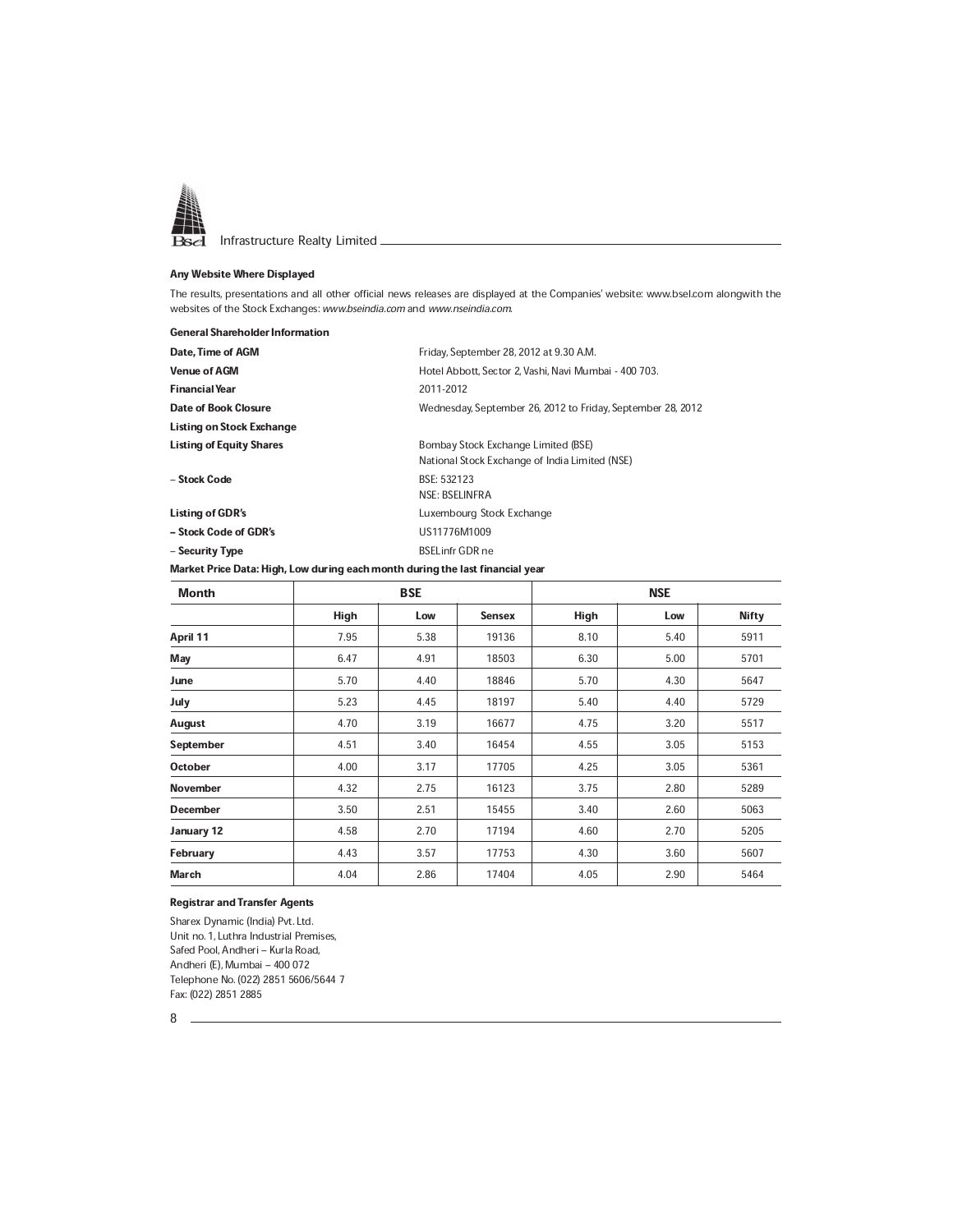**Any Website Where Displayed**

The results, presentations and all other official news releases are displayed at the Companies' website: www.bsel.com alongwith the websites of the Stock Exchanges: *www.bseindia.com* and *www.nseindia.com*.

**General Shareholder Information**

| | |
|---|---|
| **Date, Time of AGM** | Friday, September 28, 2012 at 9.30 A.M. |
| **Venue of AGM** | Hotel Abbott, Sector 2, Vashi, Navi Mumbai - 400 703. |
| **Financial Year** | 2011-2012 |
| **Date of Book Closure** | Wednesday, September 26, 2012 to Friday, September 28, 2012 |
| **Listing on Stock Exchange** | |
| **Listing of Equity Shares** | Bombay Stock Exchange Limited (BSE)<br>National Stock Exchange of India Limited (NSE) |
| **– Stock Code** | BSE: 532123<br>NSE: BSELINFRA |
| **Listing of GDR's** | Luxembourg Stock Exchange |
| **– Stock Code of GDR's** | US11776M1009 |
| **– Security Type** | BSELinfr GDR ne |

**Market Price Data: High, Low during each month during the last financial year**

| Month | BSE | | | NSE | | |
|---|---|---|---|---|---|---|
| | High | Low | Sensex | High | Low | Nifty |
| **April 11** | 7.95 | 5.38 | 19136 | 8.10 | 5.40 | 5911 |
| **May** | 6.47 | 4.91 | 18503 | 6.30 | 5.00 | 5701 |
| **June** | 5.70 | 4.40 | 18846 | 5.70 | 4.30 | 5647 |
| **July** | 5.23 | 4.45 | 18197 | 5.40 | 4.40 | 5729 |
| **August** | 4.70 | 3.19 | 16677 | 4.75 | 3.20 | 5517 |
| **September** | 4.51 | 3.40 | 16454 | 4.55 | 3.05 | 5153 |
| **October** | 4.00 | 3.17 | 17705 | 4.25 | 3.05 | 5361 |
| **November** | 4.32 | 2.75 | 16123 | 3.75 | 2.80 | 5289 |
| **December** | 3.50 | 2.51 | 15455 | 3.40 | 2.60 | 5063 |
| **January 12** | 4.58 | 2.70 | 17194 | 4.60 | 2.70 | 5205 |
| **February** | 4.43 | 3.57 | 17753 | 4.30 | 3.60 | 5607 |
| **March** | 4.04 | 2.86 | 17404 | 4.05 | 2.90 | 5464 |

**Registrar and Transfer Agents**

Sharex Dynamic (India) Pvt. Ltd.
Unit no. 1, Luthra Industrial Premises,
Safed Pool, Andheri – Kurla Road,
Andheri (E), Mumbai – 400 072
Telephone No. (022) 2851 5606/5644 7
Fax: (022) 2851 2885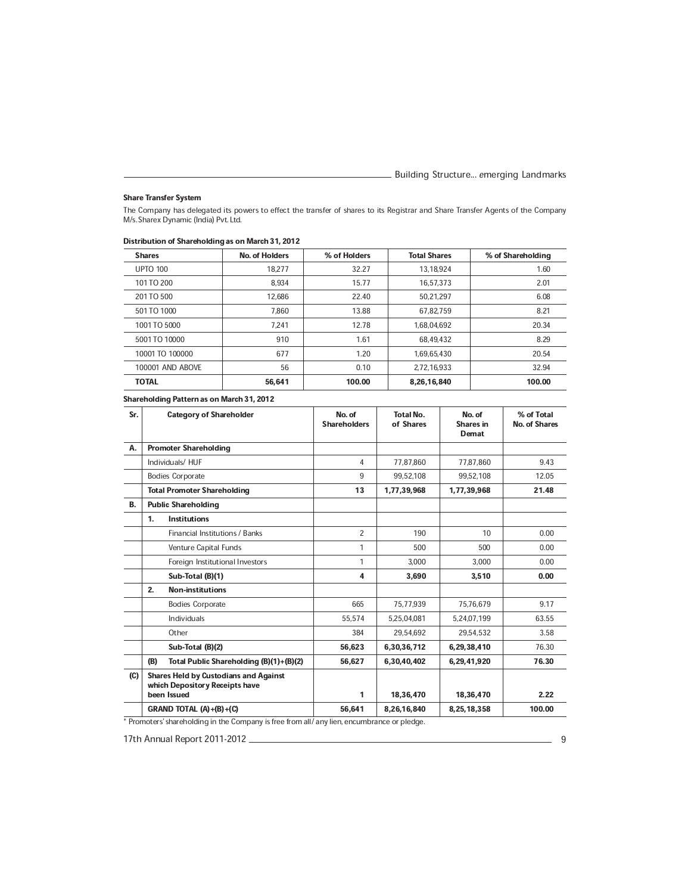### Share Transfer System

The Company has delegated its powers to effect the transfer of shares to its Registrar and Share Transfer Agents of the Company M/s. Sharex Dynamic (India) Pvt. Ltd.

**Distribution of Shareholding as on March 31, 2012**

| Shares | No. of Holders | % of Holders | Total Shares | % of Shareholding |
|---|---|---|---|---|
| UPTO 100 | 18,277 | 32.27 | 13,18,924 | 1.60 |
| 101 TO 200 | 8,934 | 15.77 | 16,57,373 | 2.01 |
| 201 TO 500 | 12,686 | 22.40 | 50,21,297 | 6.08 |
| 501 TO 1000 | 7,860 | 13.88 | 67,82,759 | 8.21 |
| 1001 TO 5000 | 7,241 | 12.78 | 1,68,04,692 | 20.34 |
| 5001 TO 10000 | 910 | 1.61 | 68,49,432 | 8.29 |
| 10001 TO 100000 | 677 | 1.20 | 1,69,65,430 | 20.54 |
| 100001 AND ABOVE | 56 | 0.10 | 2,72,16,933 | 32.94 |
| **TOTAL** | **56,641** | **100.00** | **8,26,16,840** | **100.00** |

**Shareholding Pattern as on March 31, 2012**

| Sr. | Category of Shareholder | No. of Shareholders | Total No. of Shares | No. of Shares in Demat | % of Total No. of Shares |
|---|---|---|---|---|---|
| **A.** | **Promoter Shareholding** | | | | |
| | Individuals/ HUF | 4 | 77,87,860 | 77,87,860 | 9.43 |
| | Bodies Corporate | 9 | 99,52,108 | 99,52,108 | 12.05 |
| | **Total Promoter Shareholding** | **13** | **1,77,39,968** | **1,77,39,968** | **21.48** |
| **B.** | **Public Shareholding** | | | | |
| | **1. Institutions** | | | | |
| | Financial Institutions / Banks | 2 | 190 | 10 | 0.00 |
| | Venture Capital Funds | 1 | 500 | 500 | 0.00 |
| | Foreign Institutional Investors | 1 | 3,000 | 3,000 | 0.00 |
| | **Sub-Total (B)(1)** | **4** | **3,690** | **3,510** | **0.00** |
| | **2. Non-institutions** | | | | |
| | Bodies Corporate | 665 | 75,77,939 | 75,76,679 | 9.17 |
| | Individuals | 55,574 | 5,25,04,081 | 5,24,07,199 | 63.55 |
| | Other | 384 | 29,54,692 | 29,54,532 | 3.58 |
| | **Sub-Total (B)(2)** | **56,623** | **6,30,36,712** | **6,29,38,410** | 76.30 |
| | **(B) Total Public Shareholding (B)(1)+(B)(2)** | **56,627** | **6,30,40,402** | **6,29,41,920** | **76.30** |
| **(C)** | **Shares Held by Custodians and Against which Depository Receipts have been Issued** | **1** | **18,36,470** | **18,36,470** | **2.22** |
| | **GRAND TOTAL (A)+(B)+(C)** | **56,641** | **8,26,16,840** | **8,25,18,358** | **100.00** |

* Promoters' shareholding in the Company is free from all/ any lien, encumbrance or pledge.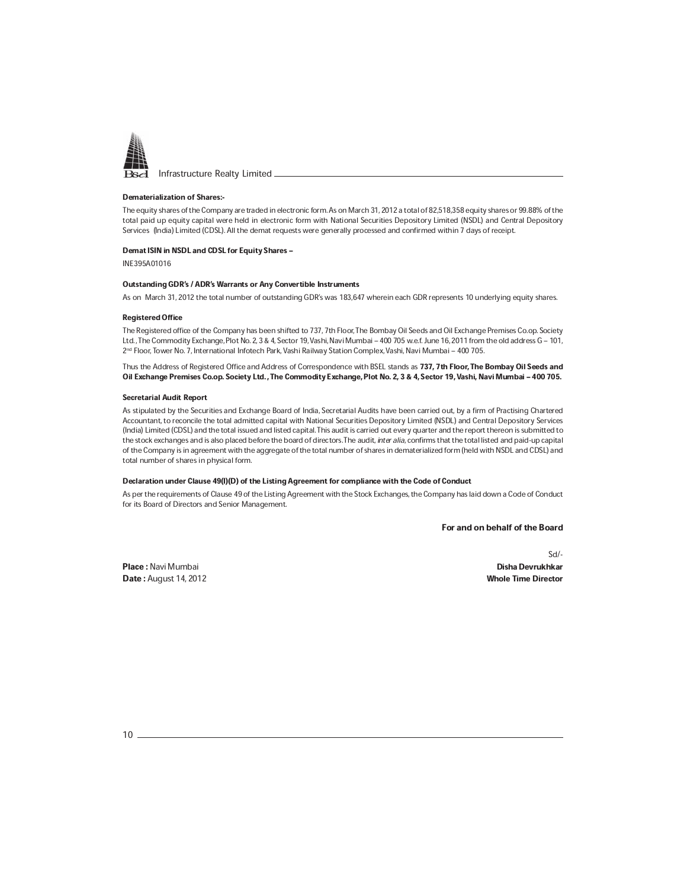#### Dematerialization of Shares:-

The equity shares of the Company are traded in electronic form. As on March 31, 2012 a total of 82,518,358 equity shares or 99.88% of the total paid up equity capital were held in electronic form with National Securities Depository Limited (NSDL) and Central Depository Services (India) Limited (CDSL). All the demat requests were generally processed and confirmed within 7 days of receipt.

#### Demat ISIN in NSDL and CDSL for Equity Shares –

INE395A01016

#### Outstanding GDR's / ADR's Warrants or Any Convertible Instruments

As on March 31, 2012 the total number of outstanding GDR's was 183,647 wherein each GDR represents 10 underlying equity shares.

#### Registered Office

The Registered office of the Company has been shifted to 737, 7th Floor, The Bombay Oil Seeds and Oil Exchange Premises Co.op. Society Ltd., The Commodity Exchange, Plot No. 2, 3 & 4, Sector 19, Vashi, Navi Mumbai – 400 705 w.e.f. June 16, 2011 from the old address G – 101, 2nd Floor, Tower No. 7, International Infotech Park, Vashi Railway Station Complex, Vashi, Navi Mumbai – 400 705.

Thus the Address of Registered Office and Address of Correspondence with BSEL stands as **737, 7th Floor, The Bombay Oil Seeds and Oil Exchange Premises Co.op. Society Ltd., The Commodity Exchange, Plot No. 2, 3 & 4, Sector 19, Vashi, Navi Mumbai – 400 705.**

#### Secretarial Audit Report

As stipulated by the Securities and Exchange Board of India, Secretarial Audits have been carried out, by a firm of Practising Chartered Accountant, to reconcile the total admitted capital with National Securities Depository Limited (NSDL) and Central Depository Services (India) Limited (CDSL) and the total issued and listed capital. This audit is carried out every quarter and the report thereon is submitted to the stock exchanges and is also placed before the board of directors. The audit, *inter alia*, confirms that the total listed and paid-up capital of the Company is in agreement with the aggregate of the total number of shares in dematerialized form (held with NSDL and CDSL) and total number of shares in physical form.

#### Declaration under Clause 49(I)(D) of the Listing Agreement for compliance with the Code of Conduct

As per the requirements of Clause 49 of the Listing Agreement with the Stock Exchanges, the Company has laid down a Code of Conduct for its Board of Directors and Senior Management.

**For and on behalf of the Board**

Sd/-

**Disha Devrukhkar**

**Whole Time Director**

**Place :** Navi Mumbai

**Date :** August 14, 2012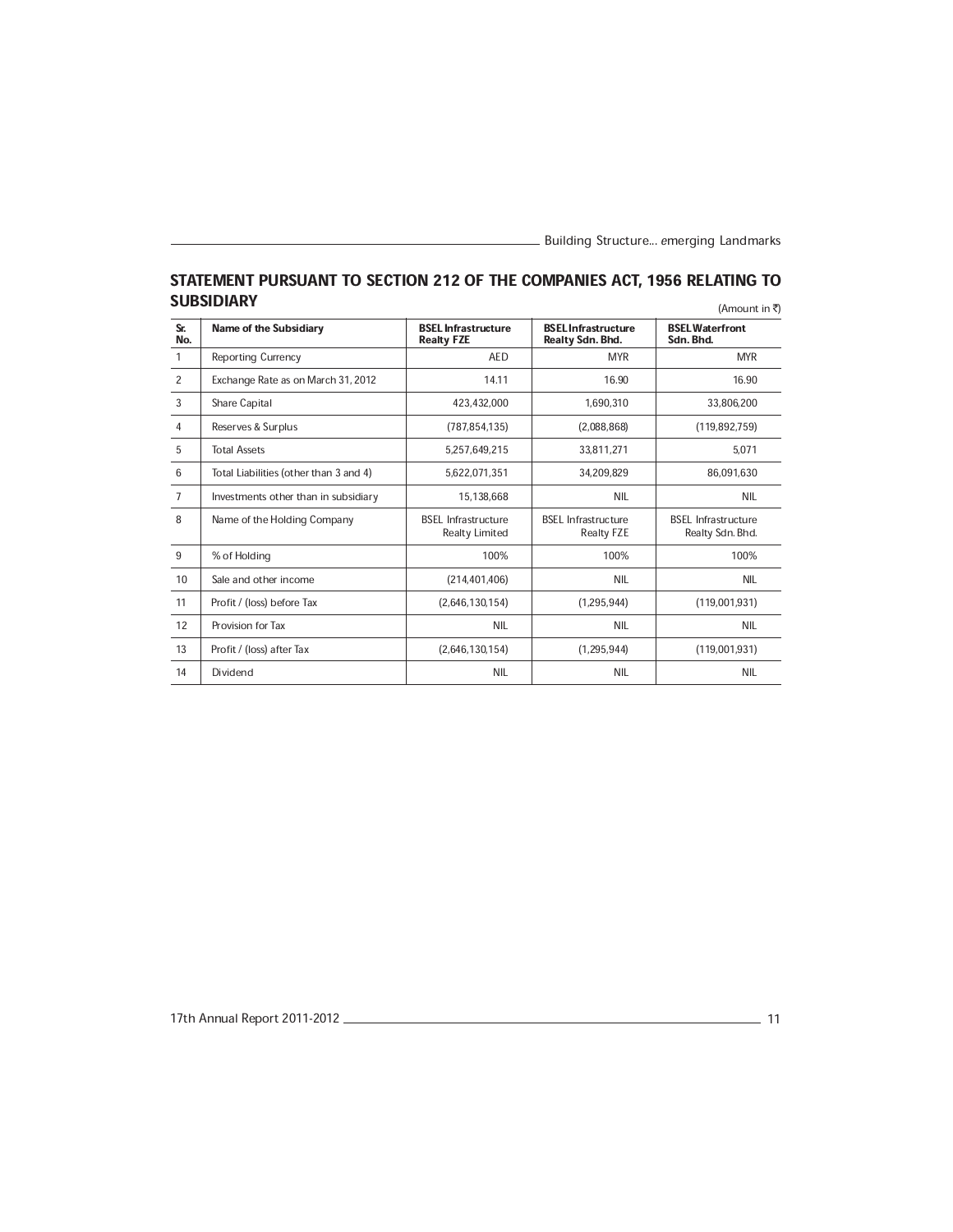## STATEMENT PURSUANT TO SECTION 212 OF THE COMPANIES ACT, 1956 RELATING TO SUBSIDIARY

(Amount in ₹)

| Sr. No. | Name of the Subsidiary | BSEL Infrastructure Realty FZE | BSEL Infrastructure Realty Sdn. Bhd. | BSEL Waterfront Sdn. Bhd. |
|---|---|---|---|---|
| 1 | Reporting Currency | AED | MYR | MYR |
| 2 | Exchange Rate as on March 31, 2012 | 14.11 | 16.90 | 16.90 |
| 3 | Share Capital | 423,432,000 | 1,690,310 | 33,806,200 |
| 4 | Reserves & Surplus | (787,854,135) | (2,088,868) | (119,892,759) |
| 5 | Total Assets | 5,257,649,215 | 33,811,271 | 5,071 |
| 6 | Total Liabilities (other than 3 and 4) | 5,622,071,351 | 34,209,829 | 86,091,630 |
| 7 | Investments other than in subsidiary | 15,138,668 | NIL | NIL |
| 8 | Name of the Holding Company | BSEL Infrastructure Realty Limited | BSEL Infrastructure Realty FZE | BSEL Infrastructure Realty Sdn. Bhd. |
| 9 | % of Holding | 100% | 100% | 100% |
| 10 | Sale and other income | (214,401,406) | NIL | NIL |
| 11 | Profit / (loss) before Tax | (2,646,130,154) | (1,295,944) | (119,001,931) |
| 12 | Provision for Tax | NIL | NIL | NIL |
| 13 | Profit / (loss) after Tax | (2,646,130,154) | (1,295,944) | (119,001,931) |
| 14 | Dividend | NIL | NIL | NIL |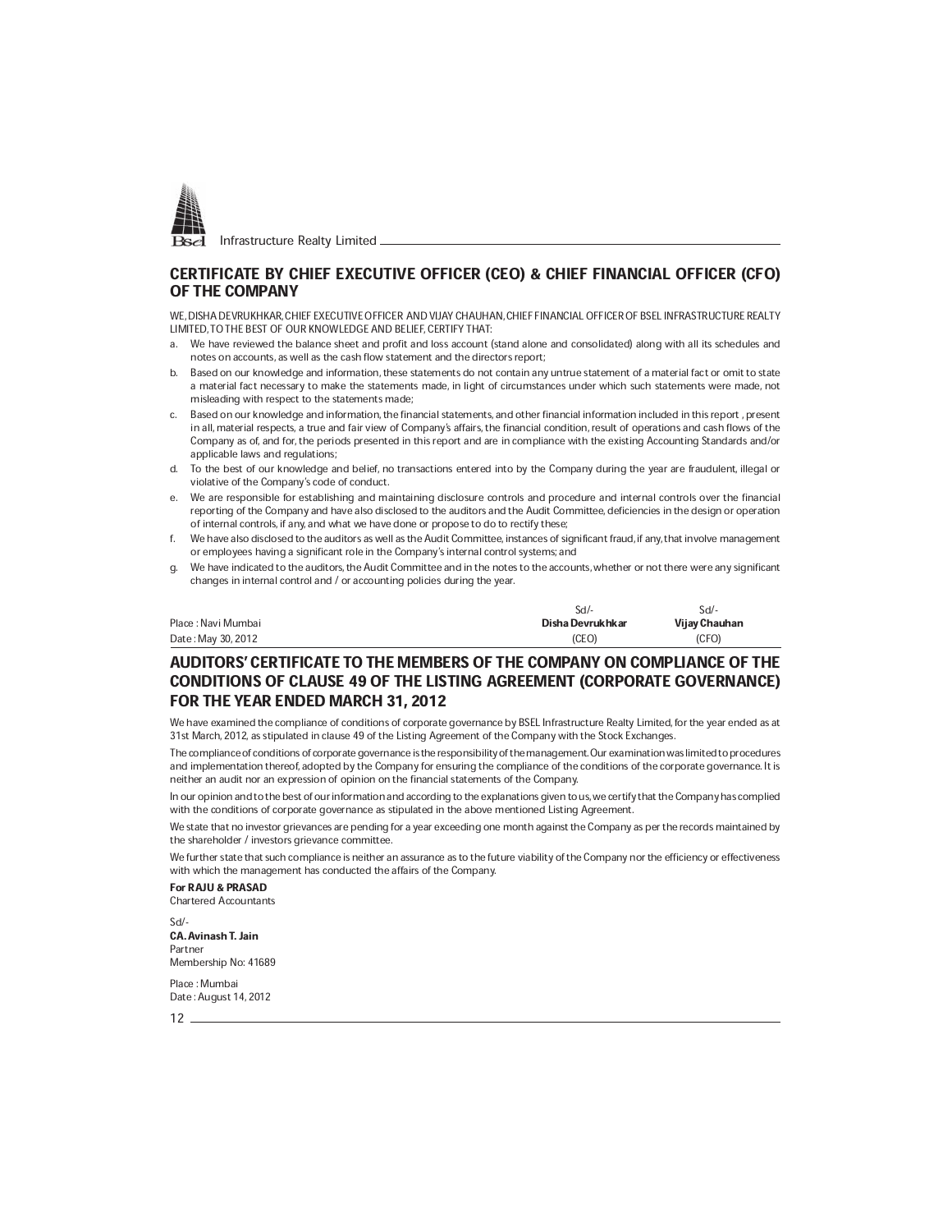## CERTIFICATE BY CHIEF EXECUTIVE OFFICER (CEO) & CHIEF FINANCIAL OFFICER (CFO) OF THE COMPANY

WE, DISHA DEVRUKHKAR, CHIEF EXECUTIVE OFFICER AND VIJAY CHAUHAN, CHIEF FINANCIAL OFFICER OF BSEL INFRASTRUCTURE REALTY LIMITED, TO THE BEST OF OUR KNOWLEDGE AND BELIEF, CERTIFY THAT:

a. We have reviewed the balance sheet and profit and loss account (stand alone and consolidated) along with all its schedules and notes on accounts, as well as the cash flow statement and the directors report;

b. Based on our knowledge and information, these statements do not contain any untrue statement of a material fact or omit to state a material fact necessary to make the statements made, in light of circumstances under which such statements were made, not misleading with respect to the statements made;

c. Based on our knowledge and information, the financial statements, and other financial information included in this report , present in all, material respects, a true and fair view of Company's affairs, the financial condition, result of operations and cash flows of the Company as of, and for, the periods presented in this report and are in compliance with the existing Accounting Standards and/or applicable laws and regulations;

d. To the best of our knowledge and belief, no transactions entered into by the Company during the year are fraudulent, illegal or violative of the Company's code of conduct.

e. We are responsible for establishing and maintaining disclosure controls and procedure and internal controls over the financial reporting of the Company and have also disclosed to the auditors and the Audit Committee, deficiencies in the design or operation of internal controls, if any, and what we have done or propose to do to rectify these;

f. We have also disclosed to the auditors as well as the Audit Committee, instances of significant fraud, if any, that involve management or employees having a significant role in the Company's internal control systems; and

g. We have indicated to the auditors, the Audit Committee and in the notes to the accounts, whether or not there were any significant changes in internal control and / or accounting policies during the year.

| | | |
|---|---|---|
| | Sd/- | Sd/- |
| Place : Navi Mumbai | **Disha Devrukhkar** | **Vijay Chauhan** |
| Date : May 30, 2012 | (CEO) | (CFO) |

## AUDITORS' CERTIFICATE TO THE MEMBERS OF THE COMPANY ON COMPLIANCE OF THE CONDITIONS OF CLAUSE 49 OF THE LISTING AGREEMENT (CORPORATE GOVERNANCE) FOR THE YEAR ENDED MARCH 31, 2012

We have examined the compliance of conditions of corporate governance by BSEL Infrastructure Realty Limited, for the year ended as at 31st March, 2012, as stipulated in clause 49 of the Listing Agreement of the Company with the Stock Exchanges.

The compliance of conditions of corporate governance is the responsibility of the management. Our examination was limited to procedures and implementation thereof, adopted by the Company for ensuring the compliance of the conditions of the corporate governance. It is neither an audit nor an expression of opinion on the financial statements of the Company.

In our opinion and to the best of our information and according to the explanations given to us, we certify that the Company has complied with the conditions of corporate governance as stipulated in the above mentioned Listing Agreement.

We state that no investor grievances are pending for a year exceeding one month against the Company as per the records maintained by the shareholder / investors grievance committee.

We further state that such compliance is neither an assurance as to the future viability of the Company nor the efficiency or effectiveness with which the management has conducted the affairs of the Company.

**For RAJU & PRASAD**
Chartered Accountants

Sd/-
**CA. Avinash T. Jain**
Partner
Membership No: 41689

Place : Mumbai
Date : August 14, 2012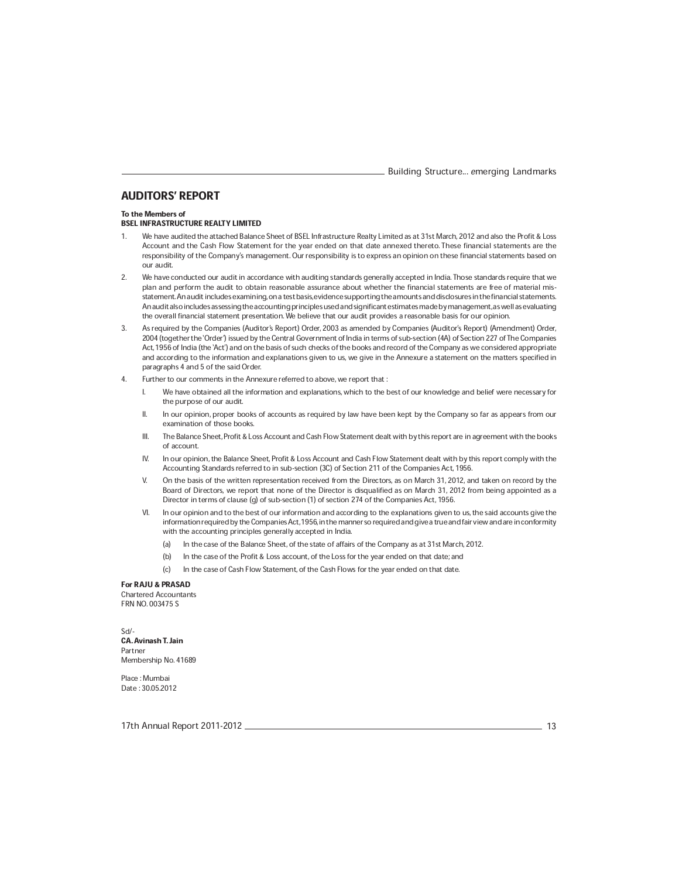## AUDITORS' REPORT

**To the Members of**
**BSEL INFRASTRUCTURE REALTY LIMITED**

1. We have audited the attached Balance Sheet of BSEL Infrastructure Realty Limited as at 31st March, 2012 and also the Profit & Loss Account and the Cash Flow Statement for the year ended on that date annexed thereto. These financial statements are the responsibility of the Company's management. Our responsibility is to express an opinion on these financial statements based on our audit.
2. We have conducted our audit in accordance with auditing standards generally accepted in India. Those standards require that we plan and perform the audit to obtain reasonable assurance about whether the financial statements are free of material mis-statement. An audit includes examining, on a test basis, evidence supporting the amounts and disclosures in the financial statements. An audit also includes assessing the accounting principles used and significant estimates made by management, as well as evaluating the overall financial statement presentation. We believe that our audit provides a reasonable basis for our opinion.
3. As required by the Companies (Auditor's Report) Order, 2003 as amended by Companies (Auditor's Report) (Amendment) Order, 2004 (together the 'Order') issued by the Central Government of India in terms of sub-section (4A) of Section 227 of The Companies Act, 1956 of India (the 'Act') and on the basis of such checks of the books and record of the Company as we considered appropriate and according to the information and explanations given to us, we give in the Annexure a statement on the matters specified in paragraphs 4 and 5 of the said Order.
4. Further to our comments in the Annexure referred to above, we report that :
   - I. We have obtained all the information and explanations, which to the best of our knowledge and belief were necessary for the purpose of our audit.
   - II. In our opinion, proper books of accounts as required by law have been kept by the Company so far as appears from our examination of those books.
   - III. The Balance Sheet, Profit & Loss Account and Cash Flow Statement dealt with by this report are in agreement with the books of account.
   - IV. In our opinion, the Balance Sheet, Profit & Loss Account and Cash Flow Statement dealt with by this report comply with the Accounting Standards referred to in sub-section (3C) of Section 211 of the Companies Act, 1956.
   - V. On the basis of the written representation received from the Directors, as on March 31, 2012, and taken on record by the Board of Directors, we report that none of the Director is disqualified as on March 31, 2012 from being appointed as a Director in terms of clause (g) of sub-section (1) of section 274 of the Companies Act, 1956.
   - VI. In our opinion and to the best of our information and according to the explanations given to us, the said accounts give the information required by the Companies Act, 1956, in the manner so required and give a true and fair view and are in conformity with the accounting principles generally accepted in India.
     - (a) In the case of the Balance Sheet, of the state of affairs of the Company as at 31st March, 2012.
     - (b) In the case of the Profit & Loss account, of the Loss for the year ended on that date; and
     - (c) In the case of Cash Flow Statement, of the Cash Flows for the year ended on that date.

**For RAJU & PRASAD**
Chartered Accountants
FRN NO. 003475 S

Sd/-
**CA. Avinash T. Jain**
Partner
Membership No. 41689

Place : Mumbai
Date : 30.05.2012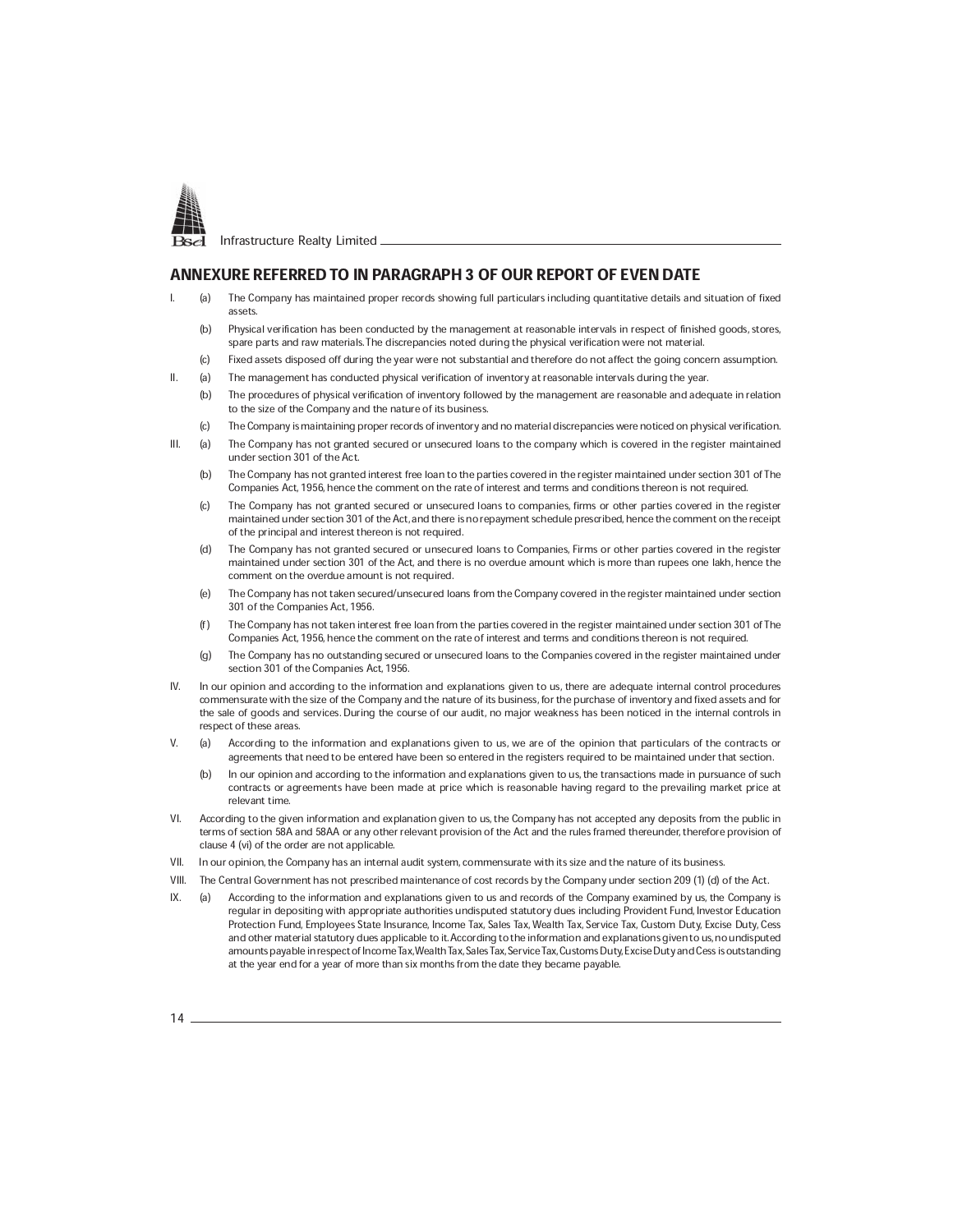## ANNEXURE REFERRED TO IN PARAGRAPH 3 OF OUR REPORT OF EVEN DATE

I. (a) The Company has maintained proper records showing full particulars including quantitative details and situation of fixed assets.

(b) Physical verification has been conducted by the management at reasonable intervals in respect of finished goods, stores, spare parts and raw materials. The discrepancies noted during the physical verification were not material.

(c) Fixed assets disposed off during the year were not substantial and therefore do not affect the going concern assumption.

II. (a) The management has conducted physical verification of inventory at reasonable intervals during the year.

(b) The procedures of physical verification of inventory followed by the management are reasonable and adequate in relation to the size of the Company and the nature of its business.

(c) The Company is maintaining proper records of inventory and no material discrepancies were noticed on physical verification.

III. (a) The Company has not granted secured or unsecured loans to the company which is covered in the register maintained under section 301 of the Act.

(b) The Company has not granted interest free loan to the parties covered in the register maintained under section 301 of The Companies Act, 1956, hence the comment on the rate of interest and terms and conditions thereon is not required.

(c) The Company has not granted secured or unsecured loans to companies, firms or other parties covered in the register maintained under section 301 of the Act, and there is no repayment schedule prescribed, hence the comment on the receipt of the principal and interest thereon is not required.

(d) The Company has not granted secured or unsecured loans to Companies, Firms or other parties covered in the register maintained under section 301 of the Act, and there is no overdue amount which is more than rupees one lakh, hence the comment on the overdue amount is not required.

(e) The Company has not taken secured/unsecured loans from the Company covered in the register maintained under section 301 of the Companies Act, 1956.

(f) The Company has not taken interest free loan from the parties covered in the register maintained under section 301 of The Companies Act, 1956, hence the comment on the rate of interest and terms and conditions thereon is not required.

(g) The Company has no outstanding secured or unsecured loans to the Companies covered in the register maintained under section 301 of the Companies Act, 1956.

IV. In our opinion and according to the information and explanations given to us, there are adequate internal control procedures commensurate with the size of the Company and the nature of its business, for the purchase of inventory and fixed assets and for the sale of goods and services. During the course of our audit, no major weakness has been noticed in the internal controls in respect of these areas.

V. (a) According to the information and explanations given to us, we are of the opinion that particulars of the contracts or agreements that need to be entered have been so entered in the registers required to be maintained under that section.

(b) In our opinion and according to the information and explanations given to us, the transactions made in pursuance of such contracts or agreements have been made at price which is reasonable having regard to the prevailing market price at relevant time.

VI. According to the given information and explanation given to us, the Company has not accepted any deposits from the public in terms of section 58A and 58AA or any other relevant provision of the Act and the rules framed thereunder, therefore provision of clause 4 (vi) of the order are not applicable.

VII. In our opinion, the Company has an internal audit system, commensurate with its size and the nature of its business.

VIII. The Central Government has not prescribed maintenance of cost records by the Company under section 209 (1) (d) of the Act.

IX. (a) According to the information and explanations given to us and records of the Company examined by us, the Company is regular in depositing with appropriate authorities undisputed statutory dues including Provident Fund, Investor Education Protection Fund, Employees State Insurance, Income Tax, Sales Tax, Wealth Tax, Service Tax, Custom Duty, Excise Duty, Cess and other material statutory dues applicable to it. According to the information and explanations given to us, no undisputed amounts payable in respect of Income Tax, Wealth Tax, Sales Tax, Service Tax, Customs Duty, Excise Duty and Cess is outstanding at the year end for a year of more than six months from the date they became payable.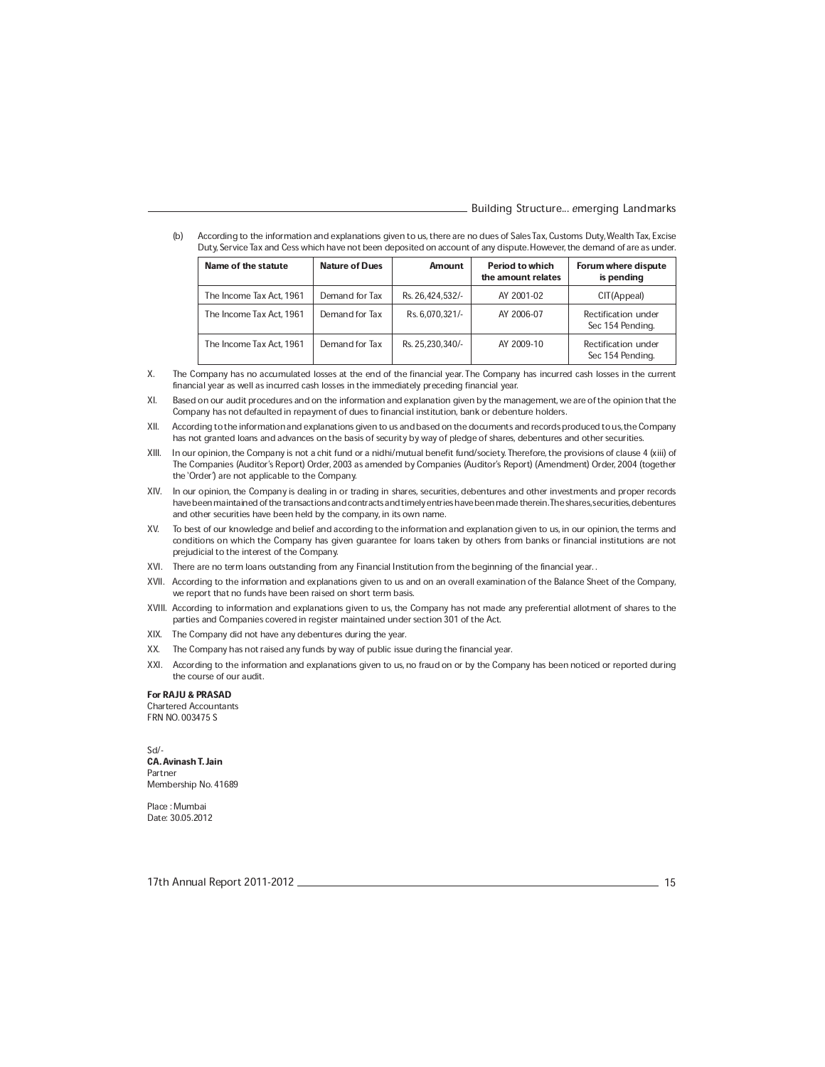(b) According to the information and explanations given to us, there are no dues of Sales Tax, Customs Duty, Wealth Tax, Excise Duty, Service Tax and Cess which have not been deposited on account of any dispute. However, the demand of are as under.

| Name of the statute | Nature of Dues | Amount | Period to which the amount relates | Forum where dispute is pending |
|---|---|---|---|---|
| The Income Tax Act, 1961 | Demand for Tax | Rs. 26,424,532/- | AY 2001-02 | CIT(Appeal) |
| The Income Tax Act, 1961 | Demand for Tax | Rs. 6,070,321/- | AY 2006-07 | Rectification under Sec 154 Pending. |
| The Income Tax Act, 1961 | Demand for Tax | Rs. 25,230,340/- | AY 2009-10 | Rectification under Sec 154 Pending. |

X. The Company has no accumulated losses at the end of the financial year. The Company has incurred cash losses in the current financial year as well as incurred cash losses in the immediately preceding financial year.

XI. Based on our audit procedures and on the information and explanation given by the management, we are of the opinion that the Company has not defaulted in repayment of dues to financial institution, bank or debenture holders.

XII. According to the information and explanations given to us and based on the documents and records produced to us, the Company has not granted loans and advances on the basis of security by way of pledge of shares, debentures and other securities.

XIII. In our opinion, the Company is not a chit fund or a nidhi/mutual benefit fund/society. Therefore, the provisions of clause 4 (xiii) of The Companies (Auditor's Report) Order, 2003 as amended by Companies (Auditor's Report) (Amendment) Order, 2004 (together the 'Order') are not applicable to the Company.

XIV. In our opinion, the Company is dealing in or trading in shares, securities, debentures and other investments and proper records have been maintained of the transactions and contracts and timely entries have been made therein. The shares, securities, debentures and other securities have been held by the company, in its own name.

XV. To best of our knowledge and belief and according to the information and explanation given to us, in our opinion, the terms and conditions on which the Company has given guarantee for loans taken by others from banks or financial institutions are not prejudicial to the interest of the Company.

XVI. There are no term loans outstanding from any Financial Institution from the beginning of the financial year. .

XVII. According to the information and explanations given to us and on an overall examination of the Balance Sheet of the Company, we report that no funds have been raised on short term basis.

XVIII. According to information and explanations given to us, the Company has not made any preferential allotment of shares to the parties and Companies covered in register maintained under section 301 of the Act.

XIX. The Company did not have any debentures during the year.

XX. The Company has not raised any funds by way of public issue during the financial year.

XXI. According to the information and explanations given to us, no fraud on or by the Company has been noticed or reported during the course of our audit.

**For RAJU & PRASAD**
Chartered Accountants
FRN NO. 003475 S

Sd/-
**CA. Avinash T. Jain**
Partner
Membership No. 41689

Place : Mumbai
Date: 30.05.2012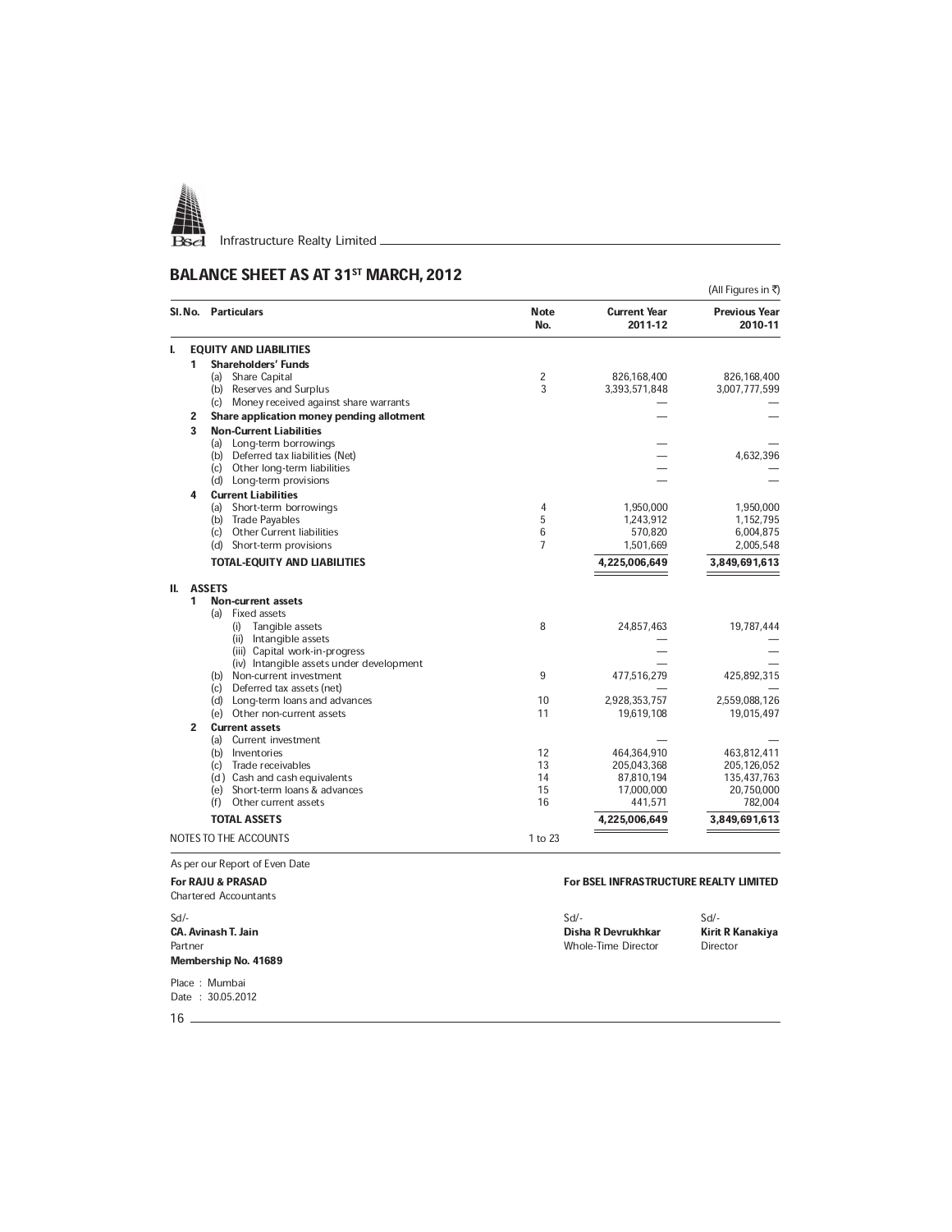## BALANCE SHEET AS AT 31ST MARCH, 2012

(All Figures in ₹)

| Sl. No. | Particulars | Note No. | Current Year 2011-12 | Previous Year 2010-11 |
|---|---|---|---|---|
| **I.** | **EQUITY AND LIABILITIES** | | | |
| 1 | **Shareholders' Funds** | | | |
| | (a) Share Capital | 2 | 826,168,400 | 826,168,400 |
| | (b) Reserves and Surplus | 3 | 3,393,571,848 | 3,007,777,599 |
| | (c) Money received against share warrants | | — | — |
| 2 | **Share application money pending allotment** | | — | — |
| 3 | **Non-Current Liabilities** | | | |
| | (a) Long-term borrowings | | — | — |
| | (b) Deferred tax liabilities (Net) | | — | 4,632,396 |
| | (c) Other long-term liabilities | | — | — |
| | (d) Long-term provisions | | — | — |
| 4 | **Current Liabilities** | | | |
| | (a) Short-term borrowings | 4 | 1,950,000 | 1,950,000 |
| | (b) Trade Payables | 5 | 1,243,912 | 1,152,795 |
| | (c) Other Current liabilities | 6 | 570,820 | 6,004,875 |
| | (d) Short-term provisions | 7 | 1,501,669 | 2,005,548 |
| | **TOTAL-EQUITY AND LIABILITIES** | | **4,225,006,649** | **3,849,691,613** |
| **II.** | **ASSETS** | | | |
| 1 | **Non-current assets** | | | |
| | (a) Fixed assets | | | |
| | (i) Tangible assets | 8 | 24,857,463 | 19,787,444 |
| | (ii) Intangible assets | | — | — |
| | (iii) Capital work-in-progress | | — | — |
| | (iv) Intangible assets under development | | — | — |
| | (b) Non-current investment | 9 | 477,516,279 | 425,892,315 |
| | (c) Deferred tax assets (net) | | — | — |
| | (d) Long-term loans and advances | 10 | 2,928,353,757 | 2,559,088,126 |
| | (e) Other non-current assets | 11 | 19,619,108 | 19,015,497 |
| 2 | **Current assets** | | | |
| | (a) Current investment | | — | — |
| | (b) Inventories | 12 | 464,364,910 | 463,812,411 |
| | (c) Trade receivables | 13 | 205,043,368 | 205,126,052 |
| | (d) Cash and cash equivalents | 14 | 87,810,194 | 135,437,763 |
| | (e) Short-term loans & advances | 15 | 17,000,000 | 20,750,000 |
| | (f) Other current assets | 16 | 441,571 | 782,004 |
| | **TOTAL ASSETS** | | **4,225,006,649** | **3,849,691,613** |
| | NOTES TO THE ACCOUNTS | 1 to 23 | | |

As per our Report of Even Date

**For RAJU & PRASAD**
Chartered Accountants

Sd/-
**CA. Avinash T. Jain**
Partner
**Membership No. 41689**

Place : Mumbai
Date : 30.05.2012

**For BSEL INFRASTRUCTURE REALTY LIMITED**

Sd/-
**Disha R Devrukhkar**
Whole-Time Director

Sd/-
**Kirit R Kanakiya**
Director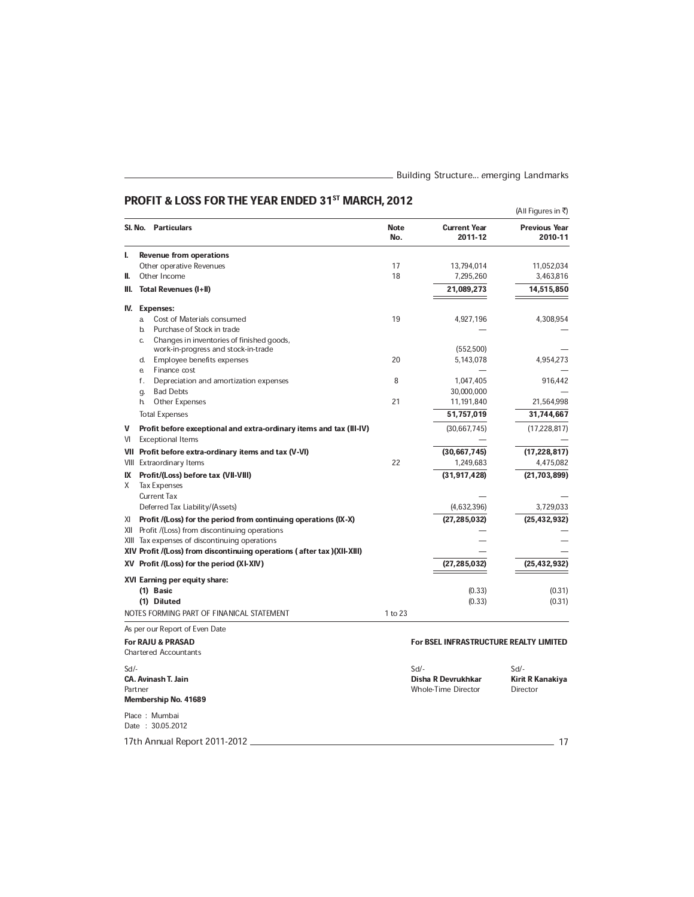## PROFIT & LOSS FOR THE YEAR ENDED 31ST MARCH, 2012

(All Figures in ₹)

| Sl. No. | Particulars | Note No. | Current Year 2011-12 | Previous Year 2010-11 |
|---|---|---|---|---|
| **I.** | **Revenue from operations** | | | |
| | Other operative Revenues | 17 | 13,794,014 | 11,052,034 |
| **II.** | Other Income | 18 | 7,295,260 | 3,463,816 |
| **III.** | **Total Revenues (I+II)** | | **21,089,273** | **14,515,850** |
| **IV.** | **Expenses:** | | | |
| | a. Cost of Materials consumed | 19 | 4,927,196 | 4,308,954 |
| | b. Purchase of Stock in trade | | — | — |
| | c. Changes in inventories of finished goods, work-in-progress and stock-in-trade | | (552,500) | — |
| | d. Employee benefits expenses | 20 | 5,143,078 | 4,954,273 |
| | e. Finance cost | | — | — |
| | f. Depreciation and amortization expenses | 8 | 1,047,405 | 916,442 |
| | g. Bad Debts | | 30,000,000 | — |
| | h. Other Expenses | 21 | 11,191,840 | 21,564,998 |
| | Total Expenses | | **51,757,019** | **31,744,667** |
| **V** | **Profit before exceptional and extra-ordinary items and tax (III-IV)** | | (30,667,745) | (17,228,817) |
| VI | Exceptional Items | | — | — |
| **VII** | **Profit before extra-ordinary items and tax (V-VI)** | | **(30,667,745)** | **(17,228,817)** |
| VIII | Extraordinary Items | 22 | 1,249,683 | 4,475,082 |
| **IX** | **Profit/(Loss) before tax (VII-VIII)** | | **(31,917,428)** | **(21,703,899)** |
| X | Tax Expenses | | | |
| | Current Tax | | — | — |
| | Deferred Tax Liability/(Assets) | | (4,632,396) | 3,729,033 |
| XI | **Profit /(Loss) for the period from continuing operations (IX-X)** | | **(27,285,032)** | **(25,432,932)** |
| XII | Profit /(Loss) from discontinuing operations | | — | — |
| XIII | Tax expenses of discontinuing operations | | — | — |
| **XIV** | **Profit /(Loss) from discontinuing operations ( after tax )(XII-XIII)** | | — | — |
| **XV** | **Profit /(Loss) for the period (XI-XIV)** | | **(27,285,032)** | **(25,432,932)** |
| **XVI** | **Earning per equity share:** | | | |
| | **(1) Basic** | | (0.33) | (0.31) |
| | **(1) Diluted** | | (0.33) | (0.31) |
| | NOTES FORMING PART OF FINANICAL STATEMENT | 1 to 23 | | |

As per our Report of Even Date

**For RAJU & PRASAD**
Chartered Accountants

Sd/-
**CA. Avinash T. Jain**
Partner
**Membership No. 41689**

Place : Mumbai
Date : 30.05.2012

**For BSEL INFRASTRUCTURE REALTY LIMITED**

Sd/-
**Disha R Devrukhkar**
Whole-Time Director

Sd/-
**Kirit R Kanakiya**
Director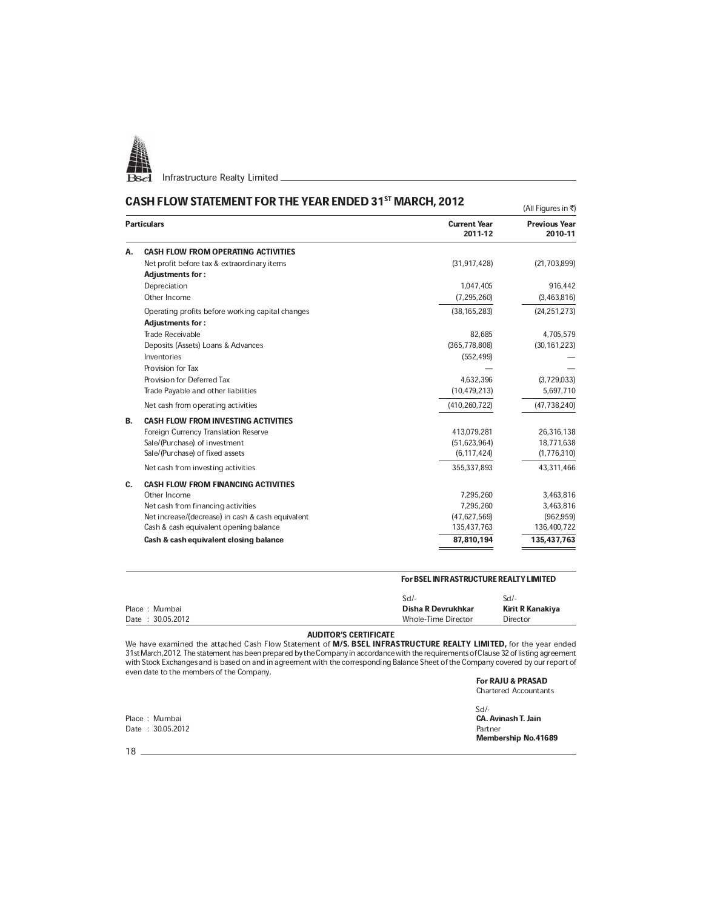## CASH FLOW STATEMENT FOR THE YEAR ENDED 31[ST] MARCH, 2012

(All Figures in ₹)

| | Particulars | Current Year 2011-12 | Previous Year 2010-11 |
|---|---|---|---|
| **A.** | **CASH FLOW FROM OPERATING ACTIVITIES** | | |
| | Net profit before tax & extraordinary items | (31,917,428) | (21,703,899) |
| | **Adjustments for :** | | |
| | Depreciation | 1,047,405 | 916,442 |
| | Other Income | (7,295,260) | (3,463,816) |
| | Operating profits before working capital changes | (38,165,283) | (24,251,273) |
| | **Adjustments for :** | | |
| | Trade Receivable | 82,685 | 4,705,579 |
| | Deposits (Assets) Loans & Advances | (365,778,808) | (30,161,223) |
| | Inventories | (552,499) | — |
| | Provision for Tax | — | — |
| | Provision for Deferred Tax | 4,632,396 | (3,729,033) |
| | Trade Payable and other liabilities | (10,479,213) | 5,697,710 |
| | Net cash from operating activities | (410,260,722) | (47,738,240) |
| **B.** | **CASH FLOW FROM INVESTING ACTIVITIES** | | |
| | Foreign Currency Translation Reserve | 413,079,281 | 26,316,138 |
| | Sale/(Purchase) of investment | (51,623,964) | 18,771,638 |
| | Sale/(Purchase) of fixed assets | (6,117,424) | (1,776,310) |
| | Net cash from investing activities | 355,337,893 | 43,311,466 |
| **C.** | **CASH FLOW FROM FINANCING ACTIVITIES** | | |
| | Other Income | 7,295,260 | 3,463,816 |
| | Net cash from financing activities | 7,295,260 | 3,463,816 |
| | Net increase/(decrease) in cash & cash equivalent | (47,627,569) | (962,959) |
| | Cash & cash equivalent opening balance | 135,437,763 | 136,400,722 |
| | **Cash & cash equivalent closing balance** | **87,810,194** | **135,437,763** |

**For BSEL INFRASTRUCTURE REALTY LIMITED**

| | | |
|---|---|---|
| | Sd/- | Sd/- |
| Place : Mumbai | **Disha R Devrukhkar** | **Kirit R Kanakiya** |
| Date : 30.05.2012 | Whole-Time Director | Director |

**AUDITOR'S CERTIFICATE**

We have examined the attached Cash Flow Statement of **M/S. BSEL INFRASTRUCTURE REALTY LIMITED,** for the year ended 31st March,2012. The statement has been prepared by the Company in accordance with the requirements of Clause 32 of listing agreement with Stock Exchanges and is based on and in agreement with the corresponding Balance Sheet of the Company covered by our report of even date to the members of the Company.

**For RAJU & PRASAD**
Chartered Accountants

Sd/-
**CA. Avinash T. Jain**
Partner
**Membership No.41689**

Place : Mumbai
Date : 30.05.2012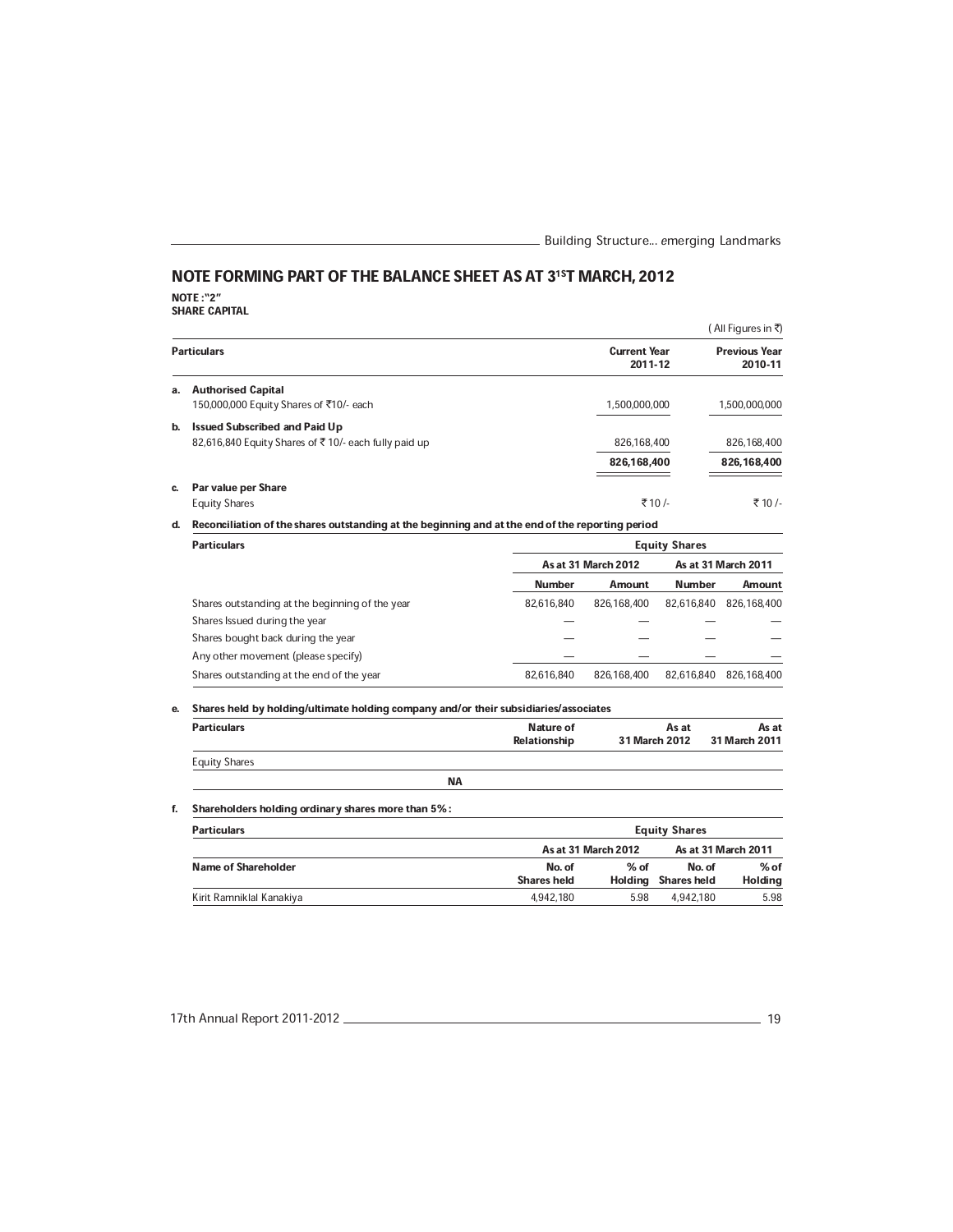## NOTE FORMING PART OF THE BALANCE SHEET AS AT 31ST MARCH, 2012

**NOTE :"2"**
**SHARE CAPITAL**

( All Figures in ₹)

| Particulars | Current Year 2011-12 | Previous Year 2010-11 |
|---|---|---|
| **a. Authorised Capital** | | |
| 150,000,000 Equity Shares of ₹10/- each | 1,500,000,000 | 1,500,000,000 |
| **b. Issued Subscribed and Paid Up** | | |
| 82,616,840 Equity Shares of ₹ 10/- each fully paid up | 826,168,400 | 826,168,400 |
| | **826,168,400** | **826,168,400** |
| **c. Par value per Share** | | |
| Equity Shares | ₹ 10 /- | ₹ 10 /- |

**d. Reconciliation of the shares outstanding at the beginning and at the end of the reporting period**

| Particulars | Equity Shares | | | |
|---|---|---|---|---|
| | As at 31 March 2012 | | As at 31 March 2011 | |
| | Number | Amount | Number | Amount |
| Shares outstanding at the beginning of the year | 82,616,840 | 826,168,400 | 82,616,840 | 826,168,400 |
| Shares Issued during the year | — | — | — | — |
| Shares bought back during the year | — | — | — | — |
| Any other movement (please specify) | — | — | — | — |
| Shares outstanding at the end of the year | 82,616,840 | 826,168,400 | 82,616,840 | 826,168,400 |

**e. Shares held by holding/ultimate holding company and/or their subsidiaries/associates**

| Particulars | Nature of Relationship | As at 31 March 2012 | As at 31 March 2011 |
|---|---|---|---|
| Equity Shares | | | |
| NA | | | |

**f. Shareholders holding ordinary shares more than 5% :**

| Particulars | Equity Shares | | | |
|---|---|---|---|---|
| | As at 31 March 2012 | | As at 31 March 2011 | |
| **Name of Shareholder** | **No. of Shares held** | **% of Holding** | **No. of Shares held** | **% of Holding** |
| Kirit Ramniklal Kanakiya | 4,942,180 | 5.98 | 4,942,180 | 5.98 |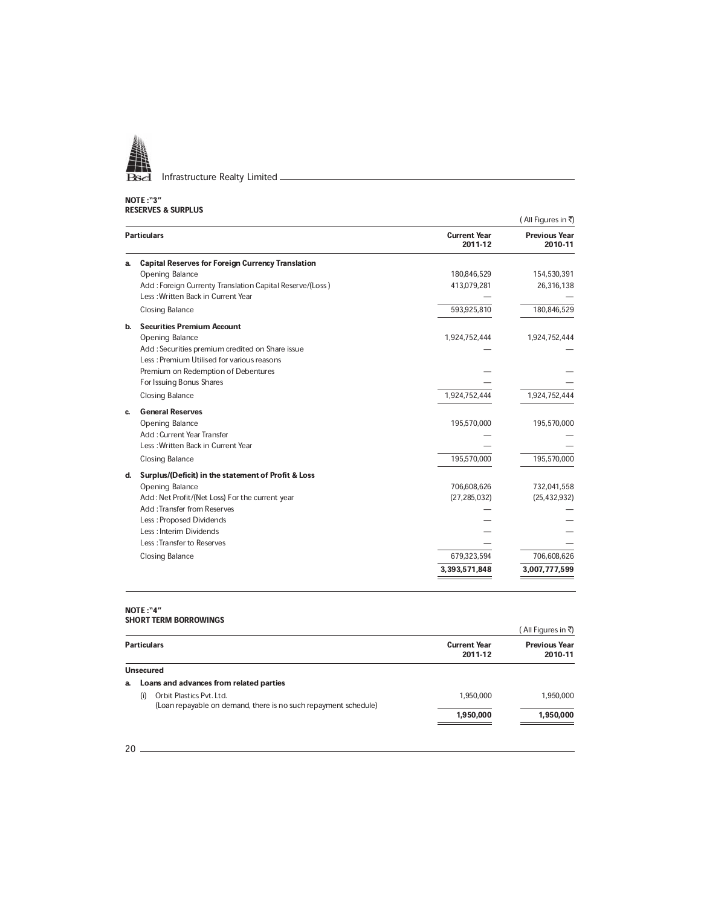**NOTE :"3"**
**RESERVES & SURPLUS**

( All Figures in ₹)

| | Particulars | Current Year 2011-12 | Previous Year 2010-11 |
|---|---|---|---|
| a. | **Capital Reserves for Foreign Currency Translation** | | |
| | Opening Balance | 180,846,529 | 154,530,391 |
| | Add : Foreign Currenty Translation Capital Reserve/(Loss ) | 413,079,281 | 26,316,138 |
| | Less : Written Back in Current Year | — | — |
| | Closing Balance | 593,925,810 | 180,846,529 |
| b. | **Securities Premium Account** | | |
| | Opening Balance | 1,924,752,444 | 1,924,752,444 |
| | Add : Securities premium credited on Share issue | — | — |
| | Less : Premium Utilised for various reasons | | |
| | Premium on Redemption of Debentures | — | — |
| | For Issuing Bonus Shares | — | — |
| | Closing Balance | 1,924,752,444 | 1,924,752,444 |
| c. | **General Reserves** | | |
| | Opening Balance | 195,570,000 | 195,570,000 |
| | Add : Current Year Transfer | — | — |
| | Less : Written Back in Current Year | — | — |
| | Closing Balance | 195,570,000 | 195,570,000 |
| d. | **Surplus/(Deficit) in the statement of Profit & Loss** | | |
| | Opening Balance | 706,608,626 | 732,041,558 |
| | Add : Net Profit/(Net Loss) For the current year | (27,285,032) | (25,432,932) |
| | Add : Transfer from Reserves | — | — |
| | Less : Proposed Dividends | — | — |
| | Less : Interim Dividends | — | — |
| | Less : Transfer to Reserves | — | — |
| | Closing Balance | 679,323,594 | 706,608,626 |
| | | **3,393,571,848** | **3,007,777,599** |

**NOTE :"4"**
**SHORT TERM BORROWINGS**

( All Figures in ₹)

| | Particulars | Current Year 2011-12 | Previous Year 2010-11 |
|---|---|---|---|
| **Unsecured** | | | |
| a. | **Loans and advances from related parties** | | |
| | (i) Orbit Plastics Pvt. Ltd. (Loan repayable on demand, there is no such repayment schedule) | 1,950,000 | 1,950,000 |
| | | **1,950,000** | **1,950,000** |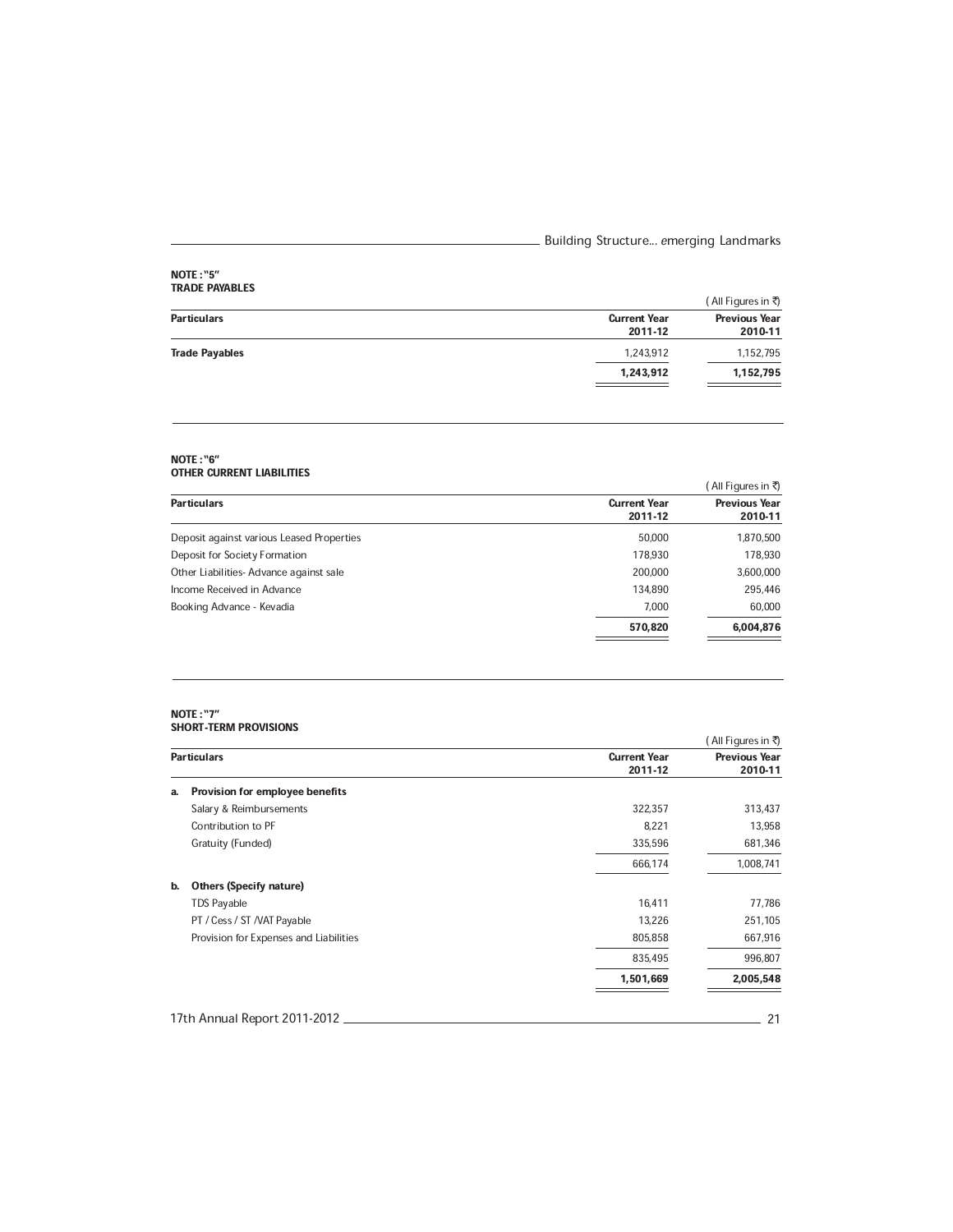**NOTE : "5"**
**TRADE PAYABLES**

( All Figures in ₹)

| Particulars | Current Year 2011-12 | Previous Year 2010-11 |
|---|---|---|
| **Trade Payables** | 1,243,912 | 1,152,795 |
| | **1,243,912** | **1,152,795** |

**NOTE : "6"**
**OTHER CURRENT LIABILITIES**

( All Figures in ₹)

| Particulars | Current Year 2011-12 | Previous Year 2010-11 |
|---|---|---|
| Deposit against various Leased Properties | 50,000 | 1,870,500 |
| Deposit for Society Formation | 178,930 | 178,930 |
| Other Liabilities- Advance against sale | 200,000 | 3,600,000 |
| Income Received in Advance | 134,890 | 295,446 |
| Booking Advance - Kevadia | 7,000 | 60,000 |
| | **570,820** | **6,004,876** |

**NOTE : "7"**
**SHORT-TERM PROVISIONS**

( All Figures in ₹)

| Particulars | Current Year 2011-12 | Previous Year 2010-11 |
|---|---|---|
| **a. Provision for employee benefits** | | |
| Salary & Reimbursements | 322,357 | 313,437 |
| Contribution to PF | 8,221 | 13,958 |
| Gratuity (Funded) | 335,596 | 681,346 |
| | 666,174 | 1,008,741 |
| **b. Others (Specify nature)** | | |
| TDS Payable | 16,411 | 77,786 |
| PT / Cess / ST /VAT Payable | 13,226 | 251,105 |
| Provision for Expenses and Liabilities | 805,858 | 667,916 |
| | 835,495 | 996,807 |
| | **1,501,669** | **2,005,548** |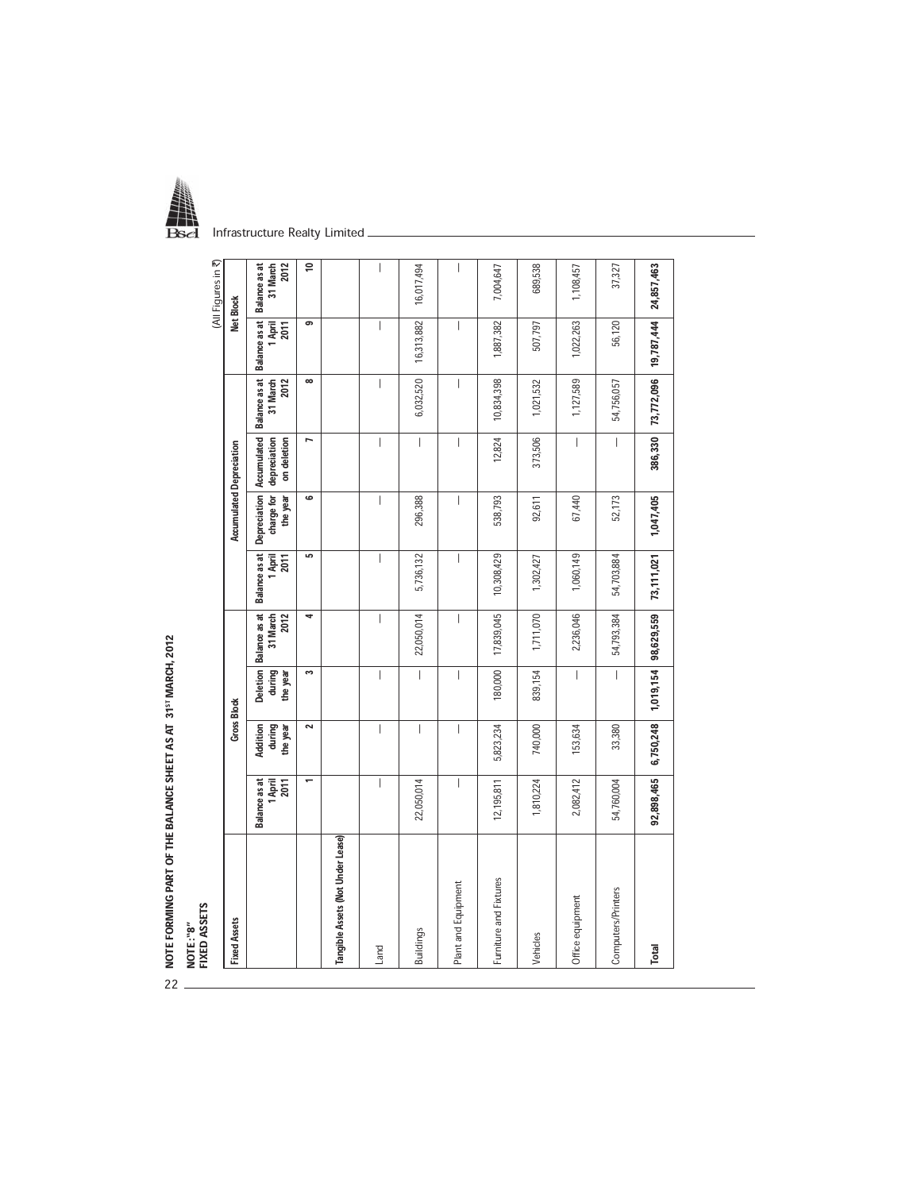## NOTE FORMING PART OF THE BALANCE SHEET AS AT 31ST MARCH, 2012

**NOTE: "8"**
**FIXED ASSETS**

(All Figures in ₹)

| Fixed Assets | Gross Block | | | | Accumulated Depreciation | | | | Net Block | |
|---|---|---|---|---|---|---|---|---|---|---|
| | Balance as at 1 April 2011 | Addition during the year | Deletion during the year | Balance as at 31 March 2012 | Balance as at 1 April 2011 | Depreciation charge for the year | Accumulated depreciation on deletion | Balance as at 31 March 2012 | Balance as at 1 April 2011 | Balance as at 31 March 2012 |
| | 1 | 2 | 3 | 4 | 5 | 6 | 7 | 8 | 9 | 10 |
| **Tangible Assets (Not Under Lease)** | | | | | | | | | | |
| Land | — | — | — | — | — | — | — | — | — | — |
| Buildings | 22,050,014 | — | — | 22,050,014 | 5,736,132 | 296,388 | — | 6,032,520 | 16,313,882 | 16,017,494 |
| Plant and Equipment | — | — | — | — | — | — | — | — | — | — |
| Furniture and Fixtures | 12,195,811 | 5,823,234 | 180,000 | 17,839,045 | 10,308,429 | 538,793 | 12,824 | 10,834,398 | 1,887,382 | 7,004,647 |
| Vehicles | 1,810,224 | 740,000 | 839,154 | 1,711,070 | 1,302,427 | 92,611 | 373,506 | 1,021,532 | 507,797 | 689,538 |
| Office equipment | 2,082,412 | 153,634 | — | 2,236,046 | 1,060,149 | 67,440 | — | 1,127,589 | 1,022,263 | 1,108,457 |
| Computers/Printers | 54,760,004 | 33,380 | — | 54,793,384 | 54,703,884 | 52,173 | — | 54,756,057 | 56,120 | 37,327 |
| **Total** | **92,898,465** | **6,750,248** | **1,019,154** | **98,629,559** | **73,111,021** | **1,047,405** | **386,330** | **73,772,096** | **19,787,444** | **24,857,463** |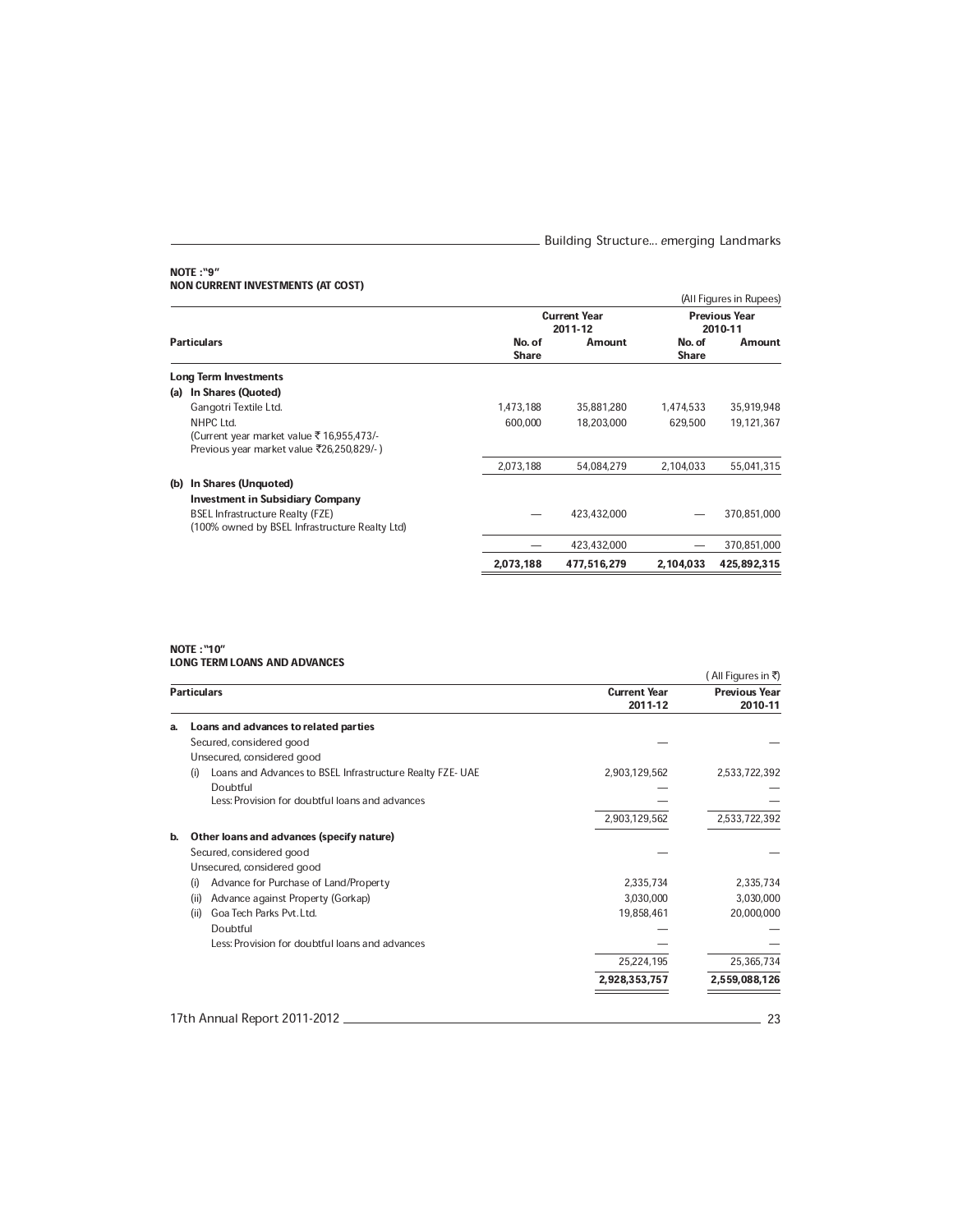**NOTE :"9"**
**NON CURRENT INVESTMENTS (AT COST)**

(All Figures in Rupees)

| Particulars | Current Year 2011-12 | | Previous Year 2010-11 | |
|---|---|---|---|---|
| | No. of Share | Amount | No. of Share | Amount |
| **Long Term Investments** | | | | |
| **(a) In Shares (Quoted)** | | | | |
| Gangotri Textile Ltd. | 1,473,188 | 35,881,280 | 1,474,533 | 35,919,948 |
| NHPC Ltd. (Current year market value ₹ 16,955,473/- Previous year market value ₹26,250,829/- ) | 600,000 | 18,203,000 | 629,500 | 19,121,367 |
| | 2,073,188 | 54,084,279 | 2,104,033 | 55,041,315 |
| **(b) In Shares (Unquoted)** | | | | |
| **Investment in Subsidiary Company** | | | | |
| BSEL Infrastructure Realty (FZE) (100% owned by BSEL Infrastructure Realty Ltd) | — | 423,432,000 | — | 370,851,000 |
| | — | 423,432,000 | — | 370,851,000 |
| | **2,073,188** | **477,516,279** | **2,104,033** | **425,892,315** |

**NOTE :"10"**
**LONG TERM LOANS AND ADVANCES**

( All Figures in ₹)

| Particulars | Current Year 2011-12 | Previous Year 2010-11 |
|---|---|---|
| **a. Loans and advances to related parties** | | |
| Secured, considered good | — | — |
| Unsecured, considered good | | |
| (i) Loans and Advances to BSEL Infrastructure Realty FZE- UAE | 2,903,129,562 | 2,533,722,392 |
| Doubtful | — | — |
| Less: Provision for doubtful loans and advances | — | — |
| | 2,903,129,562 | 2,533,722,392 |
| **b. Other loans and advances (specify nature)** | | |
| Secured, considered good | — | — |
| Unsecured, considered good | | |
| (i) Advance for Purchase of Land/Property | 2,335,734 | 2,335,734 |
| (ii) Advance against Property (Gorkap) | 3,030,000 | 3,030,000 |
| (ii) Goa Tech Parks Pvt.Ltd. | 19,858,461 | 20,000,000 |
| Doubtful | — | — |
| Less: Provision for doubtful loans and advances | — | — |
| | 25,224,195 | 25,365,734 |
| | **2,928,353,757** | **2,559,088,126** |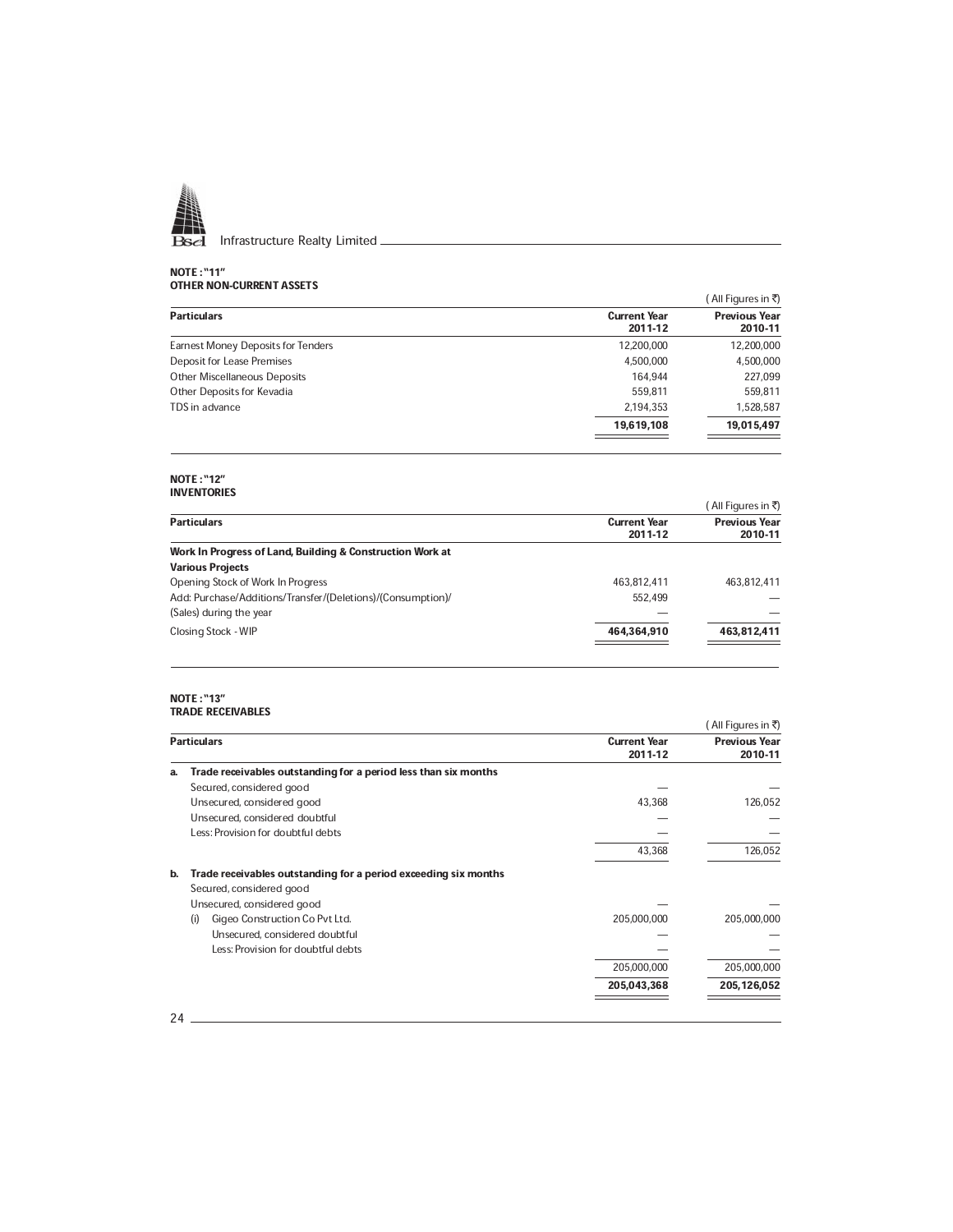**NOTE : "11"**
**OTHER NON-CURRENT ASSETS**

( All Figures in ₹)

| Particulars | Current Year 2011-12 | Previous Year 2010-11 |
|---|---|---|
| Earnest Money Deposits for Tenders | 12,200,000 | 12,200,000 |
| Deposit for Lease Premises | 4,500,000 | 4,500,000 |
| Other Miscellaneous Deposits | 164,944 | 227,099 |
| Other Deposits for Kevadia | 559,811 | 559,811 |
| TDS in advance | 2,194,353 | 1,528,587 |
| | **19,619,108** | **19,015,497** |

**NOTE : "12"**
**INVENTORIES**

( All Figures in ₹)

| Particulars | Current Year 2011-12 | Previous Year 2010-11 |
|---|---|---|
| **Work In Progress of Land, Building & Construction Work at Various Projects** | | |
| Opening Stock of Work In Progress | 463,812,411 | 463,812,411 |
| Add: Purchase/Additions/Transfer/(Deletions)/(Consumption)/ | 552,499 | — |
| (Sales) during the year | — | — |
| Closing Stock - WIP | **464,364,910** | **463,812,411** |

**NOTE : "13"**
**TRADE RECEIVABLES**

( All Figures in ₹)

| Particulars | Current Year 2011-12 | Previous Year 2010-11 |
|---|---|---|
| **a. Trade receivables outstanding for a period less than six months** | | |
| Secured, considered good | — | — |
| Unsecured, considered good | 43,368 | 126,052 |
| Unsecured, considered doubtful | — | — |
| Less: Provision for doubtful debts | — | — |
| | 43,368 | 126,052 |
| **b. Trade receivables outstanding for a period exceeding six months** | | |
| Secured, considered good | | |
| Unsecured, considered good | — | — |
| (i) Gigeo Construction Co Pvt Ltd. | 205,000,000 | 205,000,000 |
| Unsecured, considered doubtful | — | — |
| Less: Provision for doubtful debts | — | — |
| | 205,000,000 | 205,000,000 |
| | **205,043,368** | **205,126,052** |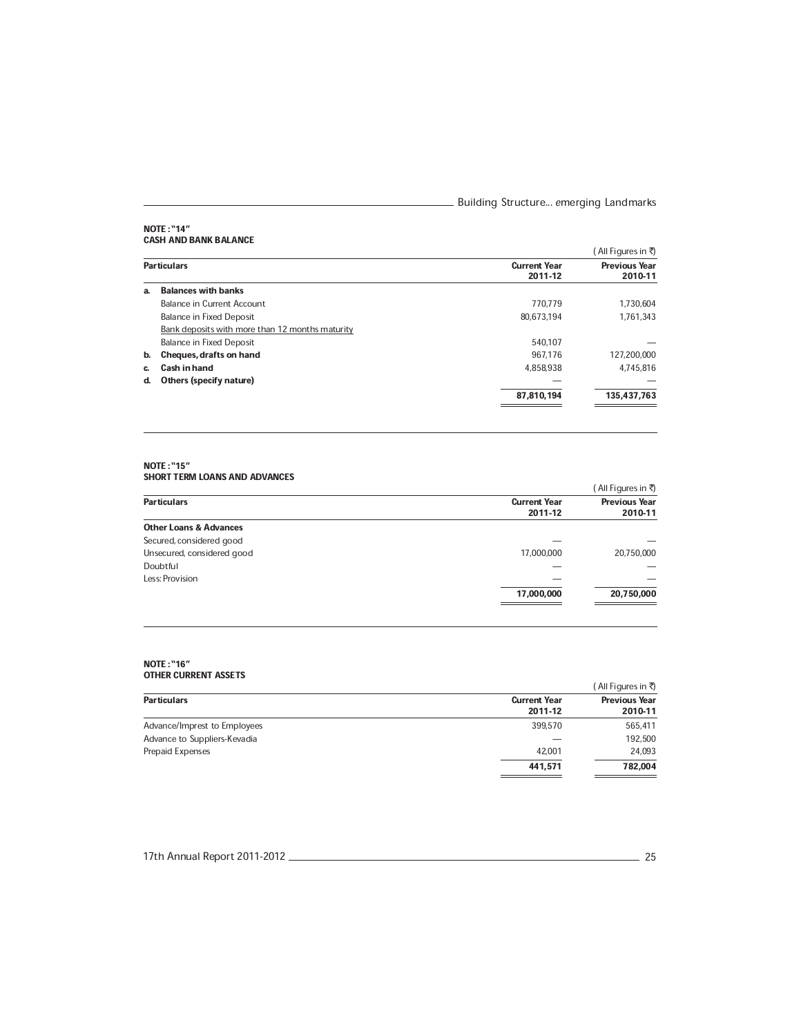**NOTE : "14"**
**CASH AND BANK BALANCE**

( All Figures in ₹)

| Particulars | Current Year 2011-12 | Previous Year 2010-11 |
|---|---|---|
| **a. Balances with banks** | | |
| Balance in Current Account | 770,779 | 1,730,604 |
| Balance in Fixed Deposit | 80,673,194 | 1,761,343 |
| Bank deposits with more than 12 months maturity | | |
| Balance in Fixed Deposit | 540,107 | — |
| **b. Cheques, drafts on hand** | 967,176 | 127,200,000 |
| **c. Cash in hand** | 4,858,938 | 4,745,816 |
| **d. Others (specify nature)** | — | — |
| | **87,810,194** | **135,437,763** |

**NOTE : "15"**
**SHORT TERM LOANS AND ADVANCES**

( All Figures in ₹)

| Particulars | Current Year 2011-12 | Previous Year 2010-11 |
|---|---|---|
| **Other Loans & Advances** | | |
| Secured, considered good | — | — |
| Unsecured, considered good | 17,000,000 | 20,750,000 |
| Doubtful | — | — |
| Less: Provision | — | — |
| | **17,000,000** | **20,750,000** |

**NOTE : "16"**
**OTHER CURRENT ASSETS**

( All Figures in ₹)

| Particulars | Current Year 2011-12 | Previous Year 2010-11 |
|---|---|---|
| Advance/Imprest to Employees | 399,570 | 565,411 |
| Advance to Suppliers-Kevadia | — | 192,500 |
| Prepaid Expenses | 42,001 | 24,093 |
| | **441,571** | **782,004** |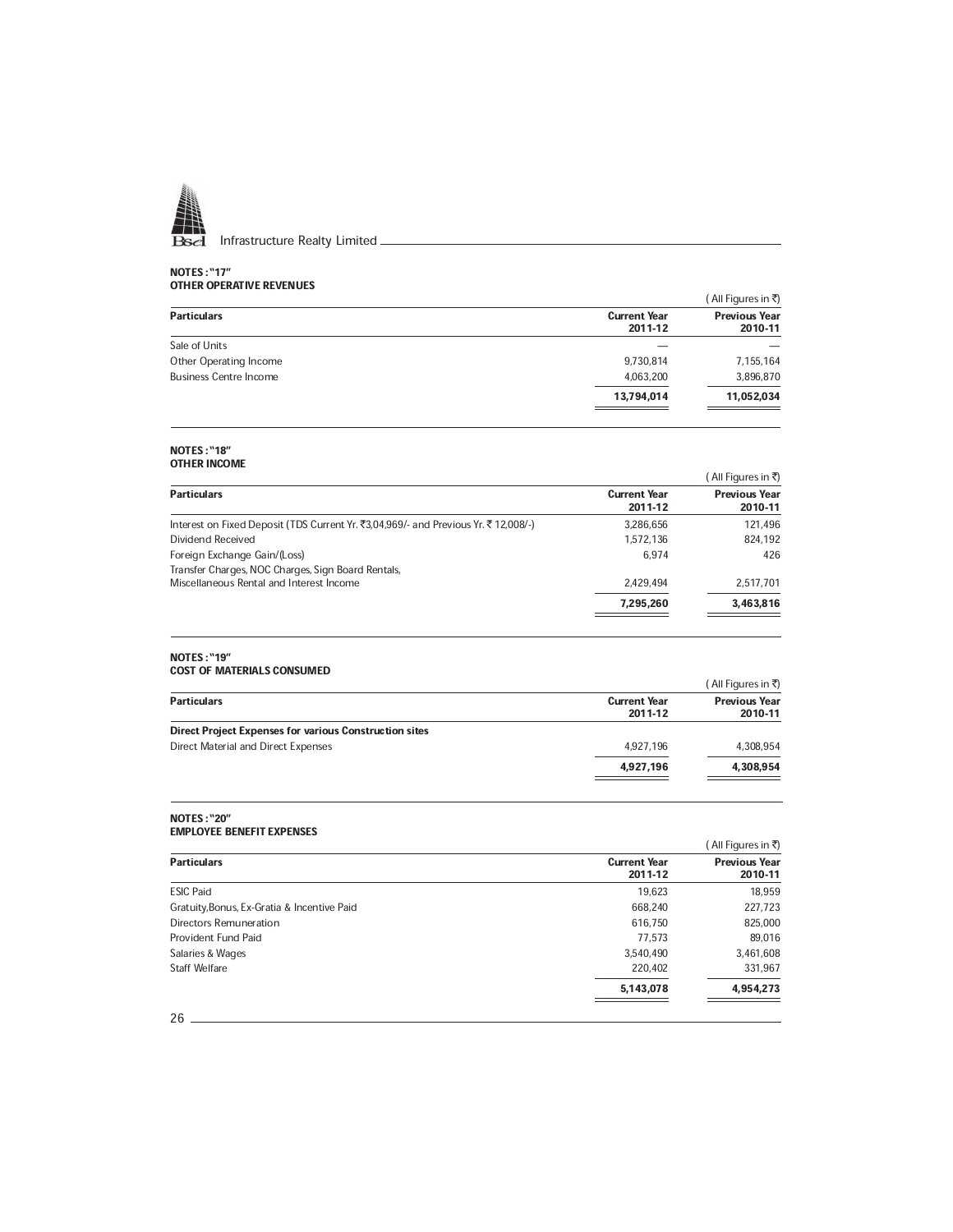**NOTES : "17"**
**OTHER OPERATIVE REVENUES**

( All Figures in ₹)

| Particulars | Current Year 2011-12 | Previous Year 2010-11 |
|---|---|---|
| Sale of Units | — | — |
| Other Operating Income | 9,730,814 | 7,155,164 |
| Business Centre Income | 4,063,200 | 3,896,870 |
| | **13,794,014** | **11,052,034** |

**NOTES : "18"**
**OTHER INCOME**

( All Figures in ₹)

| Particulars | Current Year 2011-12 | Previous Year 2010-11 |
|---|---|---|
| Interest on Fixed Deposit (TDS Current Yr. ₹3,04,969/- and Previous Yr. ₹ 12,008/-) | 3,286,656 | 121,496 |
| Dividend Received | 1,572,136 | 824,192 |
| Foreign Exchange Gain/(Loss) | 6,974 | 426 |
| Transfer Charges, NOC Charges, Sign Board Rentals, Miscellaneous Rental and Interest Income | 2,429,494 | 2,517,701 |
| | **7,295,260** | **3,463,816** |

**NOTES : "19"**
**COST OF MATERIALS CONSUMED**

( All Figures in ₹)

| Particulars | Current Year 2011-12 | Previous Year 2010-11 |
|---|---|---|
| **Direct Project Expenses for various Construction sites** | | |
| Direct Material and Direct Expenses | 4,927,196 | 4,308,954 |
| | **4,927,196** | **4,308,954** |

**NOTES : "20"**
**EMPLOYEE BENEFIT EXPENSES**

( All Figures in ₹)

| Particulars | Current Year 2011-12 | Previous Year 2010-11 |
|---|---|---|
| ESIC Paid | 19,623 | 18,959 |
| Gratuity,Bonus, Ex-Gratia & Incentive Paid | 668,240 | 227,723 |
| Directors Remuneration | 616,750 | 825,000 |
| Provident Fund Paid | 77,573 | 89,016 |
| Salaries & Wages | 3,540,490 | 3,461,608 |
| Staff Welfare | 220,402 | 331,967 |
| | **5,143,078** | **4,954,273** |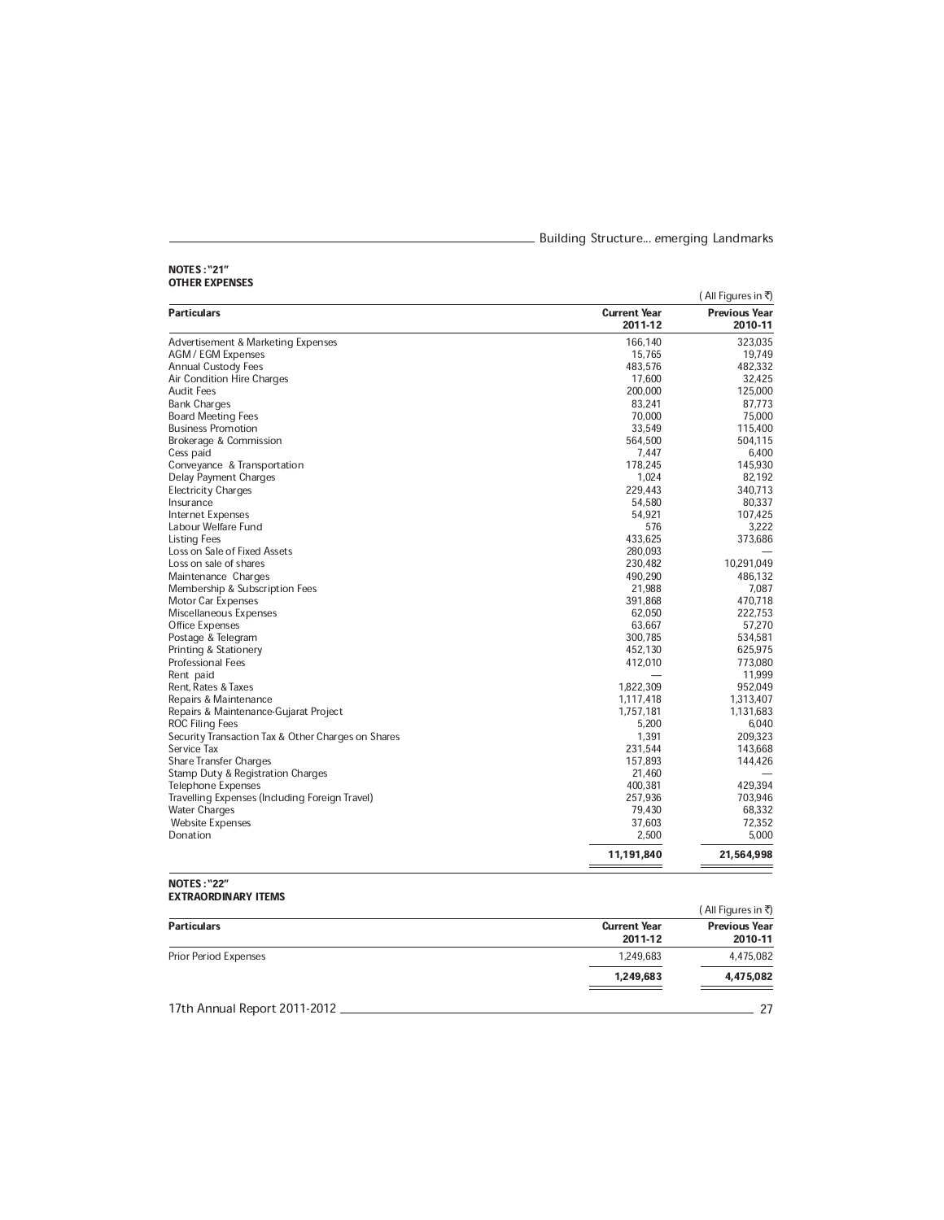**NOTES : "21"**
**OTHER EXPENSES**

( All Figures in ₹)

| Particulars | Current Year 2011-12 | Previous Year 2010-11 |
|---|---|---|
| Advertisement & Marketing Expenses | 166,140 | 323,035 |
| AGM / EGM Expenses | 15,765 | 19,749 |
| Annual Custody Fees | 483,576 | 482,332 |
| Air Condition Hire Charges | 17,600 | 32,425 |
| Audit Fees | 200,000 | 125,000 |
| Bank Charges | 83,241 | 87,773 |
| Board Meeting Fees | 70,000 | 75,000 |
| Business Promotion | 33,549 | 115,400 |
| Brokerage & Commission | 564,500 | 504,115 |
| Cess paid | 7,447 | 6,400 |
| Conveyance & Transportation | 178,245 | 145,930 |
| Delay Payment Charges | 1,024 | 82,192 |
| Electricity Charges | 229,443 | 340,713 |
| Insurance | 54,580 | 80,337 |
| Internet Expenses | 54,921 | 107,425 |
| Labour Welfare Fund | 576 | 3,222 |
| Listing Fees | 433,625 | 373,686 |
| Loss on Sale of Fixed Assets | 280,093 | — |
| Loss on sale of shares | 230,482 | 10,291,049 |
| Maintenance Charges | 490,290 | 486,132 |
| Membership & Subscription Fees | 21,988 | 7,087 |
| Motor Car Expenses | 391,868 | 470,718 |
| Miscellaneous Expenses | 62,050 | 222,753 |
| Office Expenses | 63,667 | 57,270 |
| Postage & Telegram | 300,785 | 534,581 |
| Printing & Stationery | 452,130 | 625,975 |
| Professional Fees | 412,010 | 773,080 |
| Rent paid | — | 11,999 |
| Rent, Rates & Taxes | 1,822,309 | 952,049 |
| Repairs & Maintenance | 1,117,418 | 1,313,407 |
| Repairs & Maintenance-Gujarat Project | 1,757,181 | 1,131,683 |
| ROC Filing Fees | 5,200 | 6,040 |
| Security Transaction Tax & Other Charges on Shares | 1,391 | 209,323 |
| Service Tax | 231,544 | 143,668 |
| Share Transfer Charges | 157,893 | 144,426 |
| Stamp Duty & Registration Charges | 21,460 | — |
| Telephone Expenses | 400,381 | 429,394 |
| Travelling Expenses (Including Foreign Travel) | 257,936 | 703,946 |
| Water Charges | 79,430 | 68,332 |
| Website Expenses | 37,603 | 72,352 |
| Donation | 2,500 | 5,000 |
| | **11,191,840** | **21,564,998** |

**NOTES : "22"**
**EXTRAORDINARY ITEMS**

( All Figures in ₹)

| Particulars | Current Year 2011-12 | Previous Year 2010-11 |
|---|---|---|
| Prior Period Expenses | 1,249,683 | 4,475,082 |
| | **1,249,683** | **4,475,082** |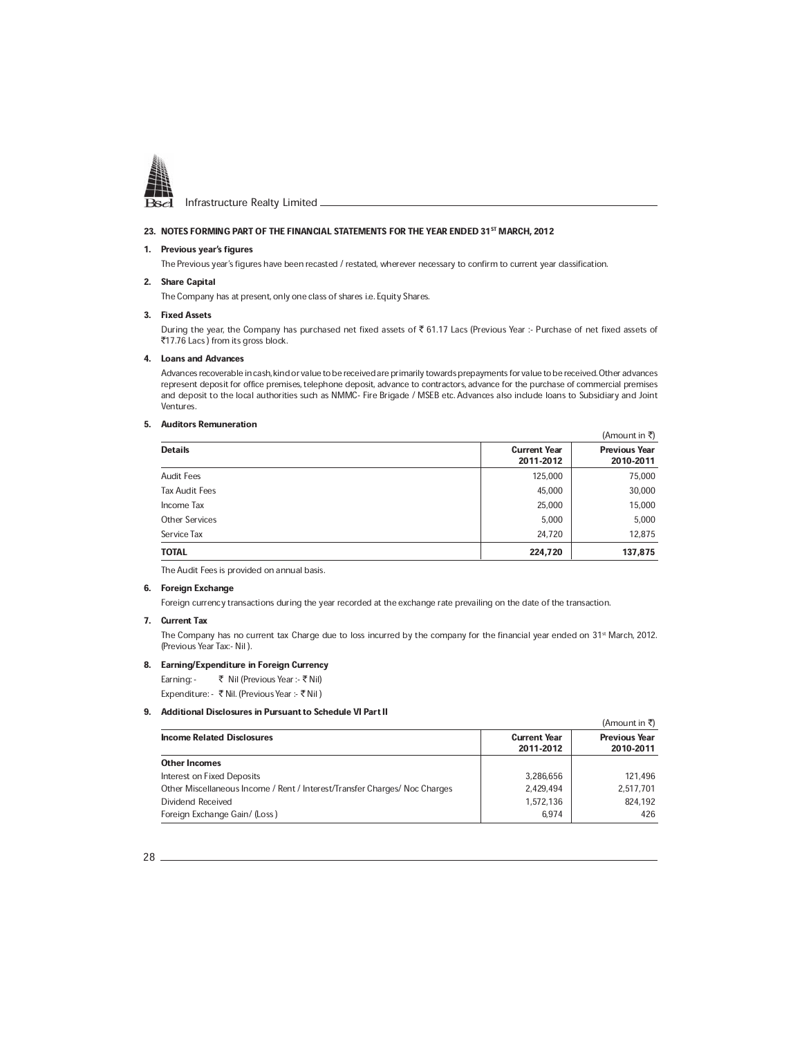## 23. NOTES FORMING PART OF THE FINANCIAL STATEMENTS FOR THE YEAR ENDED 31ST MARCH, 2012

### 1. Previous year's figures

The Previous year's figures have been recasted / restated, wherever necessary to confirm to current year classification.

### 2. Share Capital

The Company has at present, only one class of shares i.e. Equity Shares.

### 3. Fixed Assets

During the year, the Company has purchased net fixed assets of ₹ 61.17 Lacs (Previous Year :- Purchase of net fixed assets of ₹17.76 Lacs ) from its gross block.

### 4. Loans and Advances

Advances recoverable in cash, kind or value to be received are primarily towards prepayments for value to be received. Other advances represent deposit for office premises, telephone deposit, advance to contractors, advance for the purchase of commercial premises and deposit to the local authorities such as NMMC- Fire Brigade / MSEB etc. Advances also include loans to Subsidiary and Joint Ventures.

### 5. Auditors Remuneration

(Amount in ₹)

| Details | Current Year 2011-2012 | Previous Year 2010-2011 |
|---|---|---|
| Audit Fees | 125,000 | 75,000 |
| Tax Audit Fees | 45,000 | 30,000 |
| Income Tax | 25,000 | 15,000 |
| Other Services | 5,000 | 5,000 |
| Service Tax | 24,720 | 12,875 |
| **TOTAL** | **224,720** | **137,875** |

The Audit Fees is provided on annual basis.

### 6. Foreign Exchange

Foreign currency transactions during the year recorded at the exchange rate prevailing on the date of the transaction.

### 7. Current Tax

The Company has no current tax Charge due to loss incurred by the company for the financial year ended on 31st March, 2012. (Previous Year Tax:- Nil ).

### 8. Earning/Expenditure in Foreign Currency

Earning: - ₹ Nil (Previous Year :- ₹ Nil)

Expenditure: - ₹ Nil. (Previous Year :- ₹ Nil )

### 9. Additional Disclosures in Pursuant to Schedule VI Part II

(Amount in ₹)

| Income Related Disclosures | Current Year 2011-2012 | Previous Year 2010-2011 |
|---|---|---|
| **Other Incomes** | | |
| Interest on Fixed Deposits | 3,286,656 | 121,496 |
| Other Miscellaneous Income / Rent / Interest/Transfer Charges/ Noc Charges | 2,429,494 | 2,517,701 |
| Dividend Received | 1,572,136 | 824,192 |
| Foreign Exchange Gain/ (Loss ) | 6,974 | 426 |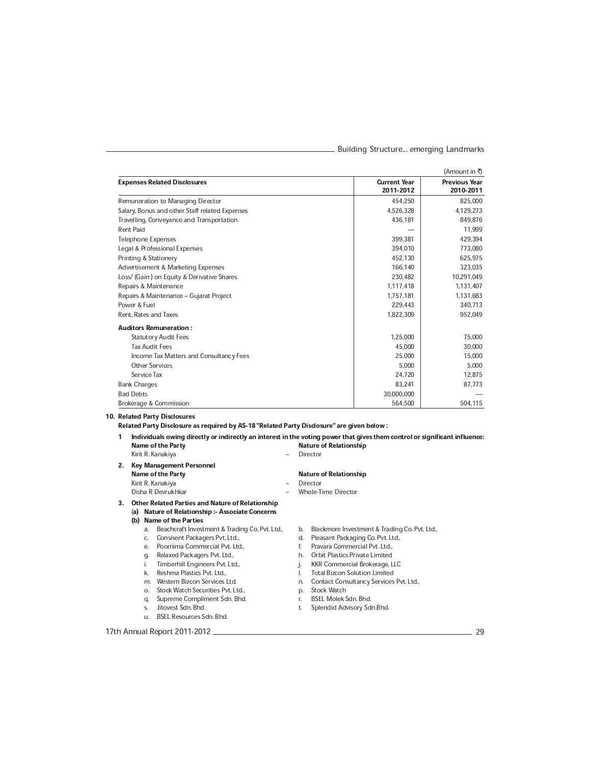(Amount in ₹)

| Expenses Related Disclosures | Current Year 2011-2012 | Previous Year 2010-2011 |
|---|---|---|
| Remuneration to Managing Director | 454,250 | 825,000 |
| Salary, Bonus and other Staff related Expenses | 4,526,328 | 4,129,273 |
| Travelling, Conveyance and Transportation | 436,181 | 849,876 |
| Rent Paid | — | 11,999 |
| Telephone Expenses | 399,381 | 429,394 |
| Legal & Professional Expenses | 394,010 | 773,080 |
| Printing & Stationery | 452,130 | 625,975 |
| Advertisement & Marketing Expenses | 166,140 | 323,035 |
| Loss/ (Gain) on Equity & Derivative Shares | 230,482 | 10,291,049 |
| Repairs & Maintenance | 1,117,418 | 1,131,407 |
| Repairs & Maintenance – Gujarat Project | 1,757,181 | 1,131,683 |
| Power & Fuel | 229,443 | 340,713 |
| Rent, Rates and Taxes | 1,822,309 | 952,049 |
| **Auditors Remuneration :** | | |
| Statutory Audit Fees | 1,25,000 | 75,000 |
| Tax Audit Fees | 45,000 | 30,000 |
| Income Tax Matters and Consultancy Fees | 25,000 | 15,000 |
| Other Services | 5,000 | 5,000 |
| Service Tax | 24,720 | 12,875 |
| Bank Charges | 83,241 | 87,773 |
| Bad Debts | 30,000,000 | — |
| Brokerage & Commission | 564,500 | 504,115 |

**10. Related Party Disclosures**

**Related Party Disclosure as required by AS-18 "Related Party Disclosure" are given below :**

**1 Individuals owing directly or indirectly an interest in the voting power that gives them control or significant influence:**

| Name of the Party | | Nature of Relationship |
|---|---|---|
| Kirit R. Kanakiya | – | Director |

**2. Key Management Personnel**

| Name of the Party | | Nature of Relationship |
|---|---|---|
| Kirit R. Kanakiya | – | Director |
| Disha R Devrukhkar | – | Whole-Time Director |

**3. Other Related Parties and Nature of Relationship**

**(a) Nature of Relationship :- Associate Concerns**

**(b) Name of the Parties**

a. Beachcraft Investment & Trading Co. Pvt. Ltd.,
b. Blackmore Investment & Trading Co. Pvt. Ltd.,
c. Consisent Packagers Pvt. Ltd.,
d. Pleasant Packaging Co. Pvt. Ltd.,
e. Poornima Commercial Pvt. Ltd.,
f. Pravara Commercial Pvt. Ltd.,
g. Relaxed Packagers Pvt. Ltd.,
h. Orbit Plastics Private Limited
i. Timberhill Engineers Pvt. Ltd.,
j. KKR Commercial Brokerage, LLC
k. Reshma Plastics Pvt. Ltd.,
l. Total Bizcon Solution Limited
m. Western Bizcon Services Ltd.
n. Contact Consultancy Services Pvt. Ltd.,
o. Stock Watch Securities Pvt. Ltd.,
p. Stock Watch
q. Supreme Compliment Sdn. Bhd.
r. BSEL Molek Sdn. Bhd.
s. Jitovest Sdn. Bhd.
t. Splendid Advisory Sdn.Bhd.
u. BSEL Resources Sdn. Bhd.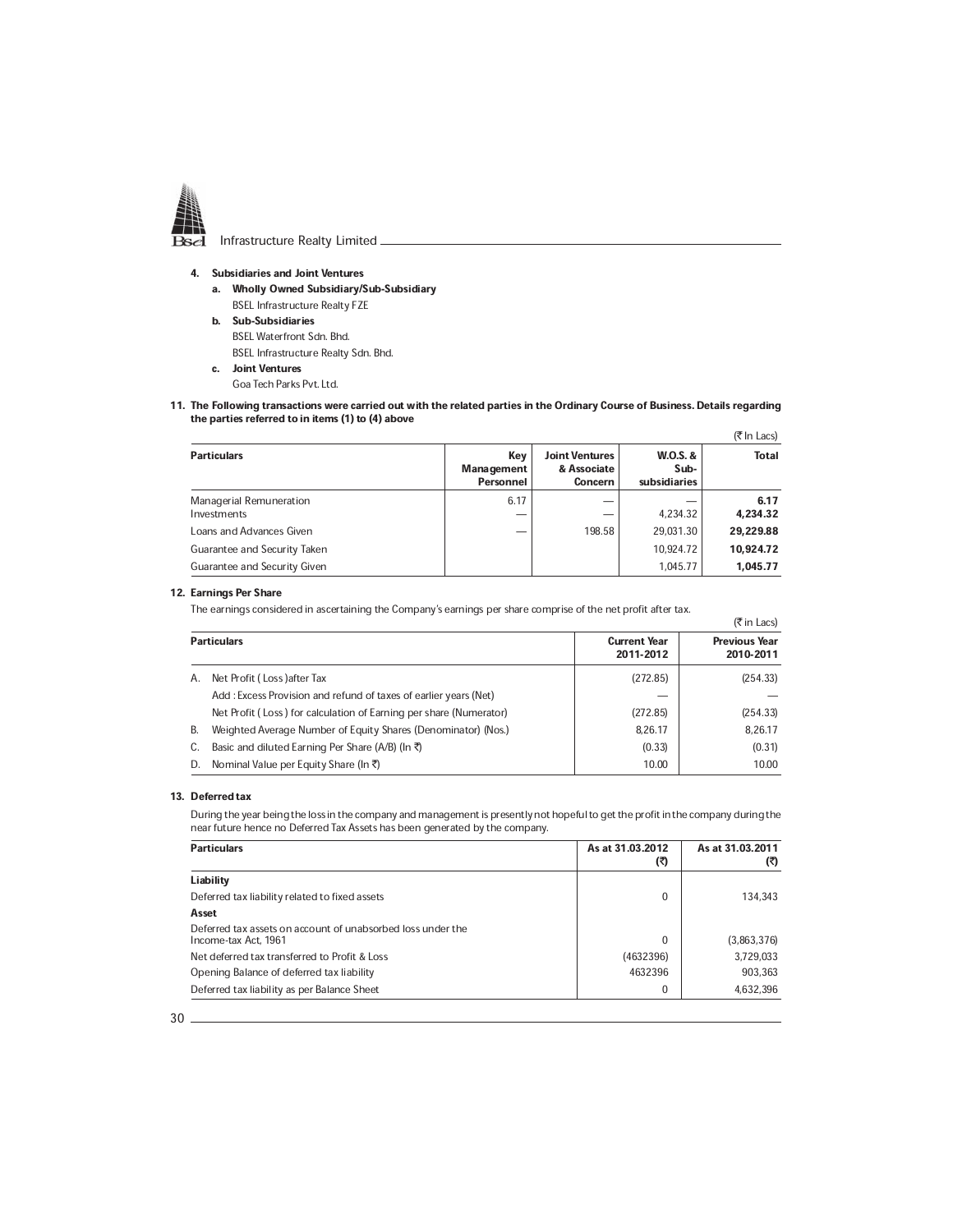4. **Subsidiaries and Joint Ventures**

   a. **Wholly Owned Subsidiary/Sub-Subsidiary**

      BSEL Infrastructure Realty FZE

   b. **Sub-Subsidiaries**

      BSEL Waterfront Sdn. Bhd.

      BSEL Infrastructure Realty Sdn. Bhd.

   c. **Joint Ventures**

      Goa Tech Parks Pvt. Ltd.

**11. The Following transactions were carried out with the related parties in the Ordinary Course of Business. Details regarding the parties referred to in items (1) to (4) above**

(₹ In Lacs)

| Particulars | Key Management Personnel | Joint Ventures & Associate Concern | W.O.S. & Sub-subsidiaries | Total |
|---|---|---|---|---|
| Managerial Remuneration | 6.17 | — | — | **6.17** |
| Investments | — | — | 4,234.32 | **4,234.32** |
| Loans and Advances Given | — | 198.58 | 29,031.30 | **29,229.88** |
| Guarantee and Security Taken | | | 10,924.72 | **10,924.72** |
| Guarantee and Security Given | | | 1,045.77 | **1,045.77** |

**12. Earnings Per Share**

The earnings considered in ascertaining the Company's earnings per share comprise of the net profit after tax.

(₹ in Lacs)

| | Particulars | Current Year 2011-2012 | Previous Year 2010-2011 |
|---|---|---|---|
| A. | Net Profit ( Loss )after Tax | (272.85) | (254.33) |
| | Add : Excess Provision and refund of taxes of earlier years (Net) | — | — |
| | Net Profit ( Loss ) for calculation of Earning per share (Numerator) | (272.85) | (254.33) |
| B. | Weighted Average Number of Equity Shares (Denominator) (Nos.) | 8,26.17 | 8,26.17 |
| C. | Basic and diluted Earning Per Share (A/B) (In ₹) | (0.33) | (0.31) |
| D. | Nominal Value per Equity Share (In ₹) | 10.00 | 10.00 |

**13. Deferred tax**

During the year being the loss in the company and management is presently not hopeful to get the profit in the company during the near future hence no Deferred Tax Assets has been generated by the company.

| Particulars | As at 31.03.2012 (₹) | As at 31.03.2011 (₹) |
|---|---|---|
| **Liability** | | |
| Deferred tax liability related to fixed assets | 0 | 134,343 |
| **Asset** | | |
| Deferred tax assets on account of unabsorbed loss under the Income-tax Act, 1961 | 0 | (3,863,376) |
| Net deferred tax transferred to Profit & Loss | (4632396) | 3,729,033 |
| Opening Balance of deferred tax liability | 4632396 | 903,363 |
| Deferred tax liability as per Balance Sheet | 0 | 4,632,396 |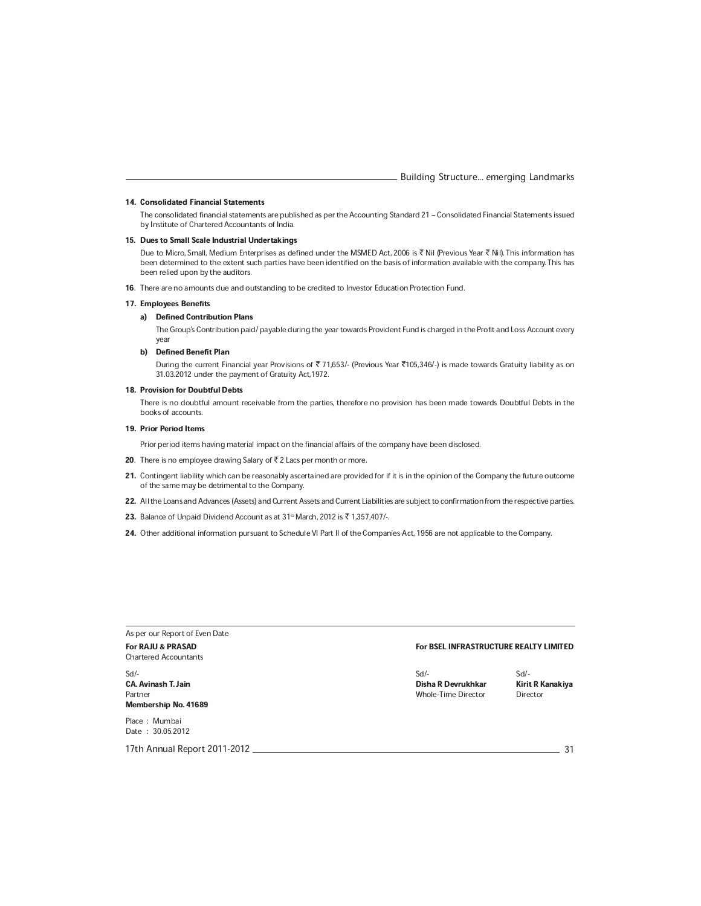**14. Consolidated Financial Statements**

The consolidated financial statements are published as per the Accounting Standard 21 – Consolidated Financial Statements issued by Institute of Chartered Accountants of India.

**15. Dues to Small Scale Industrial Undertakings**

Due to Micro, Small, Medium Enterprises as defined under the MSMED Act, 2006 is ₹ Nil (Previous Year ₹ Nil). This information has been determined to the extent such parties have been identified on the basis of information available with the company. This has been relied upon by the auditors.

**16**. There are no amounts due and outstanding to be credited to Investor Education Protection Fund.

**17. Employees Benefits**

**a) Defined Contribution Plans**

The Group's Contribution paid/ payable during the year towards Provident Fund is charged in the Profit and Loss Account every year

**b) Defined Benefit Plan**

During the current Financial year Provisions of ₹ 71,653/- (Previous Year ₹105,346/-) is made towards Gratuity liability as on 31.03.2012 under the payment of Gratuity Act,1972.

**18. Provision for Doubtful Debts**

There is no doubtful amount receivable from the parties, therefore no provision has been made towards Doubtful Debts in the books of accounts.

**19. Prior Period Items**

Prior period items having material impact on the financial affairs of the company have been disclosed.

**20**. There is no employee drawing Salary of ₹ 2 Lacs per month or more.

**21.** Contingent liability which can be reasonably ascertained are provided for if it is in the opinion of the Company the future outcome of the same may be detrimental to the Company.

**22.** All the Loans and Advances (Assets) and Current Assets and Current Liabilities are subject to confirmation from the respective parties.

**23.** Balance of Unpaid Dividend Account as at 31st March, 2012 is ₹ 1,357,407/-.

**24.** Other additional information pursuant to Schedule VI Part II of the Companies Act, 1956 are not applicable to the Company.

As per our Report of Even Date

**For RAJU & PRASAD**
Chartered Accountants

Sd/-
**CA. Avinash T. Jain**
Partner
**Membership No. 41689**

Place : Mumbai
Date : 30.05.2012

**For BSEL INFRASTRUCTURE REALTY LIMITED**

Sd/-
**Disha R Devrukhkar**
Whole-Time Director

Sd/-
**Kirit R Kanakiya**
Director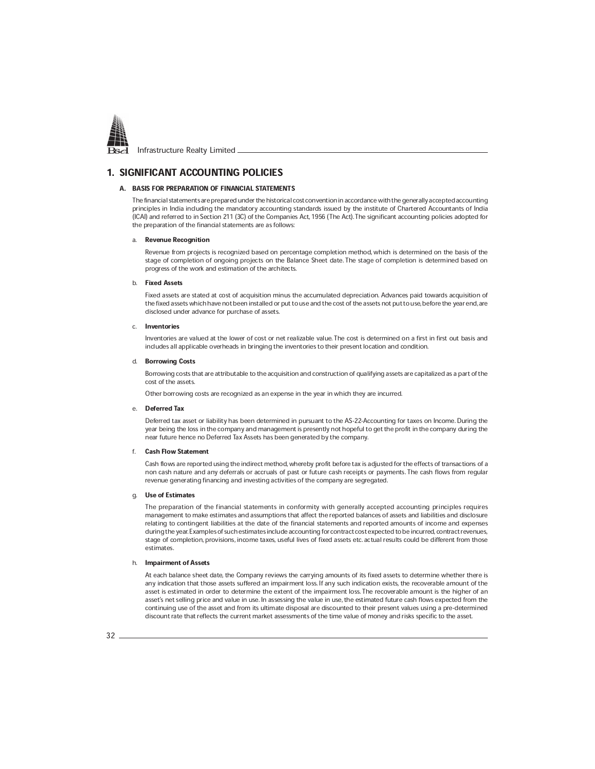## 1. SIGNIFICANT ACCOUNTING POLICIES

### A. BASIS FOR PREPARATION OF FINANCIAL STATEMENTS

The financial statements are prepared under the historical cost convention in accordance with the generally accepted accounting principles in India including the mandatory accounting standards issued by the institute of Chartered Accountants of India (ICAI) and referred to in Section 211 (3C) of the Companies Act, 1956 (The Act). The significant accounting policies adopted for the preparation of the financial statements are as follows:

a. **Revenue Recognition**

Revenue from projects is recognized based on percentage completion method, which is determined on the basis of the stage of completion of ongoing projects on the Balance Sheet date. The stage of completion is determined based on progress of the work and estimation of the architects.

b. **Fixed Assets**

Fixed assets are stated at cost of acquisition minus the accumulated depreciation. Advances paid towards acquisition of the fixed assets which have not been installed or put to use and the cost of the assets not put to use, before the year end, are disclosed under advance for purchase of assets.

c. **Inventories**

Inventories are valued at the lower of cost or net realizable value. The cost is determined on a first in first out basis and includes all applicable overheads in bringing the inventories to their present location and condition.

d. **Borrowing Costs**

Borrowing costs that are attributable to the acquisition and construction of qualifying assets are capitalized as a part of the cost of the assets.

Other borrowing costs are recognized as an expense in the year in which they are incurred.

e. **Deferred Tax**

Deferred tax asset or liability has been determined in pursuant to the AS-22-Accounting for taxes on Income. During the year being the loss in the company and management is presently not hopeful to get the profit in the company during the near future hence no Deferred Tax Assets has been generated by the company.

f. **Cash Flow Statement**

Cash flows are reported using the indirect method, whereby profit before tax is adjusted for the effects of transactions of a non cash nature and any deferrals or accruals of past or future cash receipts or payments. The cash flows from regular revenue generating financing and investing activities of the company are segregated.

g. **Use of Estimates**

The preparation of the financial statements in conformity with generally accepted accounting principles requires management to make estimates and assumptions that affect the reported balances of assets and liabilities and disclosure relating to contingent liabilities at the date of the financial statements and reported amounts of income and expenses during the year. Examples of such estimates include accounting for contract cost expected to be incurred, contract revenues, stage of completion, provisions, income taxes, useful lives of fixed assets etc. actual results could be different from those estimates.

h. **Impairment of Assets**

At each balance sheet date, the Company reviews the carrying amounts of its fixed assets to determine whether there is any indication that those assets suffered an impairment loss. If any such indication exists, the recoverable amount of the asset is estimated in order to determine the extent of the impairment loss. The recoverable amount is the higher of an asset's net selling price and value in use. In assessing the value in use, the estimated future cash flows expected from the continuing use of the asset and from its ultimate disposal are discounted to their present values using a pre-determined discount rate that reflects the current market assessments of the time value of money and risks specific to the asset.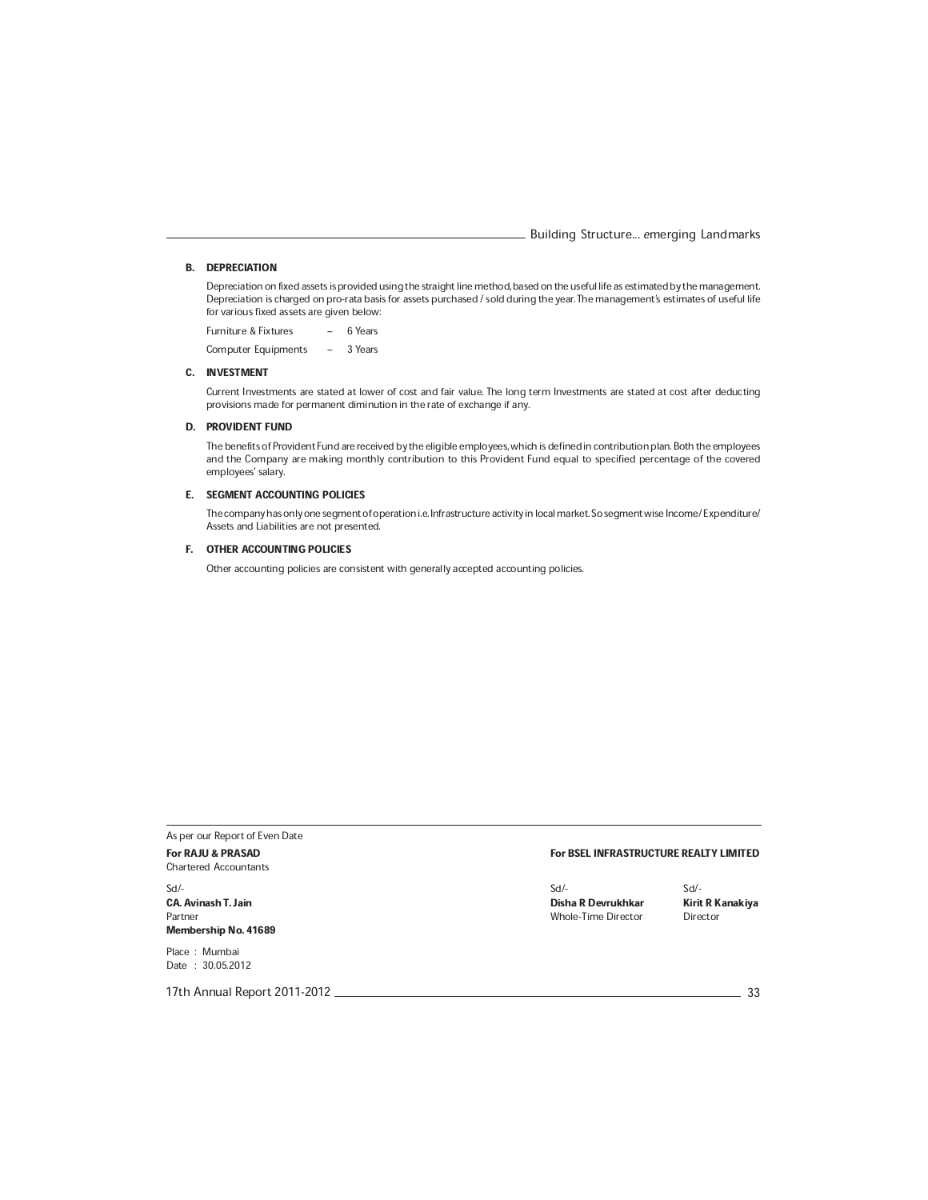### B. DEPRECIATION

Depreciation on fixed assets is provided using the straight line method, based on the useful life as estimated by the management. Depreciation is charged on pro-rata basis for assets purchased / sold during the year. The management's estimates of useful life for various fixed assets are given below:

| | | |
|---|---|---|
| Furniture & Fixtures | – | 6 Years |
| Computer Equipments | – | 3 Years |

### C. INVESTMENT

Current Investments are stated at lower of cost and fair value. The long term Investments are stated at cost after deducting provisions made for permanent diminution in the rate of exchange if any.

### D. PROVIDENT FUND

The benefits of Provident Fund are received by the eligible employees, which is defined in contribution plan. Both the employees and the Company are making monthly contribution to this Provident Fund equal to specified percentage of the covered employees' salary.

### E. SEGMENT ACCOUNTING POLICIES

The company has only one segment of operation i.e. Infrastructure activity in local market. So segment wise Income/ Expenditure/ Assets and Liabilities are not presented.

### F. OTHER ACCOUNTING POLICIES

Other accounting policies are consistent with generally accepted accounting policies.

---

As per our Report of Even Date

**For RAJU & PRASAD**
Chartered Accountants

Sd/-
**CA. Avinash T. Jain**
Partner
**Membership No. 41689**

Place : Mumbai
Date : 30.05.2012

**For BSEL INFRASTRUCTURE REALTY LIMITED**

Sd/-
**Disha R Devrukhkar**
Whole-Time Director

Sd/-
**Kirit R Kanakiya**
Director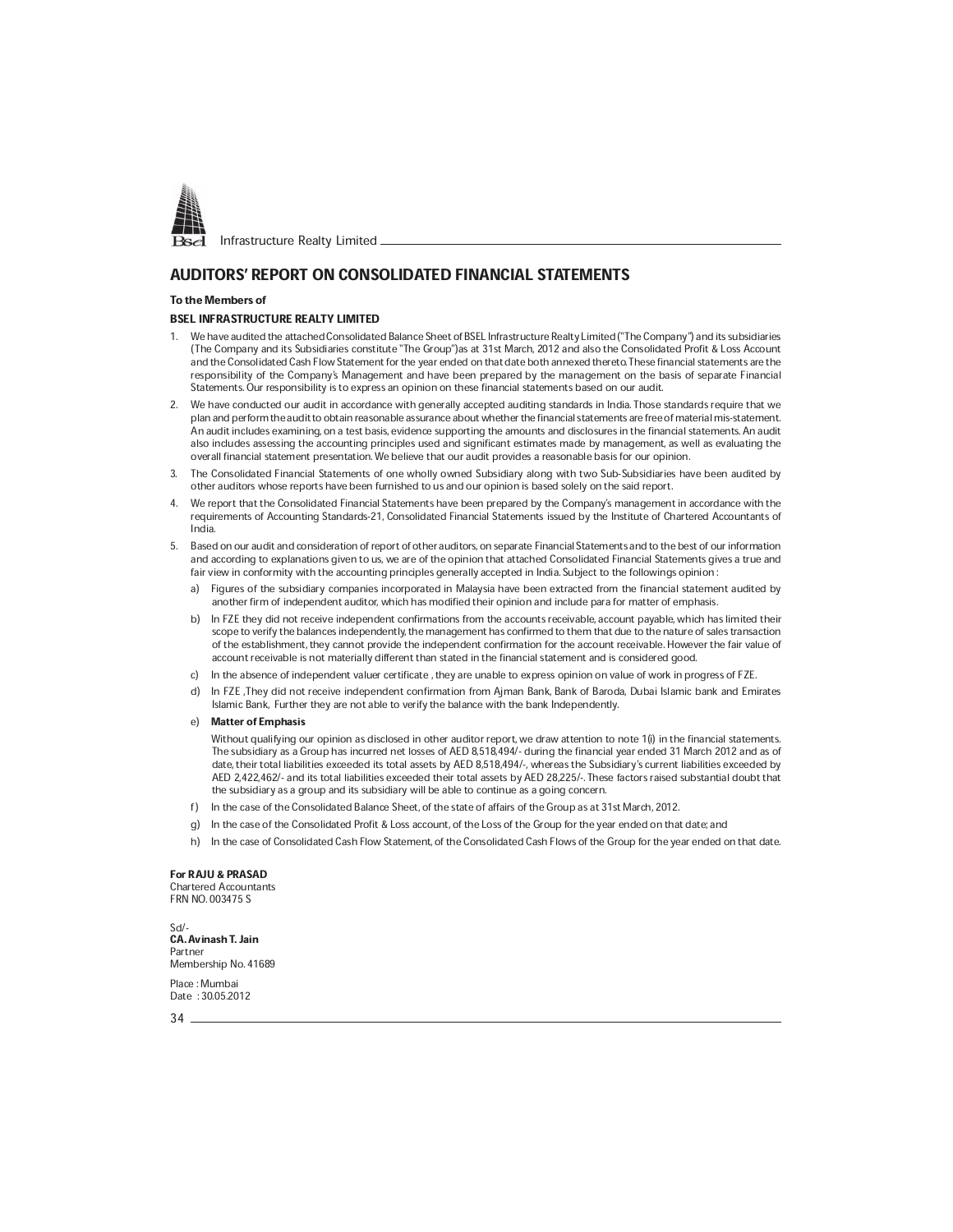## AUDITORS' REPORT ON CONSOLIDATED FINANCIAL STATEMENTS

**To the Members of**

**BSEL INFRASTRUCTURE REALTY LIMITED**

1. We have audited the attached Consolidated Balance Sheet of BSEL Infrastructure Realty Limited ("The Company") and its subsidiaries (The Company and its Subsidiaries constitute "The Group")as at 31st March, 2012 and also the Consolidated Profit & Loss Account and the Consolidated Cash Flow Statement for the year ended on that date both annexed thereto. These financial statements are the responsibility of the Company's Management and have been prepared by the management on the basis of separate Financial Statements. Our responsibility is to express an opinion on these financial statements based on our audit.
2. We have conducted our audit in accordance with generally accepted auditing standards in India. Those standards require that we plan and perform the audit to obtain reasonable assurance about whether the financial statements are free of material mis-statement. An audit includes examining, on a test basis, evidence supporting the amounts and disclosures in the financial statements. An audit also includes assessing the accounting principles used and significant estimates made by management, as well as evaluating the overall financial statement presentation. We believe that our audit provides a reasonable basis for our opinion.
3. The Consolidated Financial Statements of one wholly owned Subsidiary along with two Sub-Subsidiaries have been audited by other auditors whose reports have been furnished to us and our opinion is based solely on the said report.
4. We report that the Consolidated Financial Statements have been prepared by the Company's management in accordance with the requirements of Accounting Standards-21, Consolidated Financial Statements issued by the Institute of Chartered Accountants of India.
5. Based on our audit and consideration of report of other auditors, on separate Financial Statements and to the best of our information and according to explanations given to us, we are of the opinion that attached Consolidated Financial Statements gives a true and fair view in conformity with the accounting principles generally accepted in India. Subject to the followings opinion :
   a) Figures of the subsidiary companies incorporated in Malaysia have been extracted from the financial statement audited by another firm of independent auditor, which has modified their opinion and include para for matter of emphasis.
   b) In FZE they did not receive independent confirmations from the accounts receivable, account payable, which has limited their scope to verify the balances independently, the management has confirmed to them that due to the nature of sales transaction of the establishment, they cannot provide the independent confirmation for the account receivable. However the fair value of account receivable is not materially different than stated in the financial statement and is considered good.
   c) In the absence of independent valuer certificate , they are unable to express opinion on value of work in progress of FZE.
   d) In FZE ,They did not receive independent confirmation from Ajman Bank, Bank of Baroda, Dubai Islamic bank and Emirates Islamic Bank, Further they are not able to verify the balance with the bank Independently.
   e) **Matter of Emphasis**

      Without qualifying our opinion as disclosed in other auditor report, we draw attention to note 1(i) in the financial statements. The subsidiary as a Group has incurred net losses of AED 8,518,494/- during the financial year ended 31 March 2012 and as of date, their total liabilities exceeded its total assets by AED 8,518,494/-, whereas the Subsidiary's current liabilities exceeded by AED 2,422,462/- and its total liabilities exceeded their total assets by AED 28,225/-. These factors raised substantial doubt that the subsidiary as a group and its subsidiary will be able to continue as a going concern.
   f) In the case of the Consolidated Balance Sheet, of the state of affairs of the Group as at 31st March, 2012.
   g) In the case of the Consolidated Profit & Loss account, of the Loss of the Group for the year ended on that date; and
   h) In the case of Consolidated Cash Flow Statement, of the Consolidated Cash Flows of the Group for the year ended on that date.

**For RAJU & PRASAD**
Chartered Accountants
FRN NO. 003475 S

Sd/-
**CA. Avinash T. Jain**
Partner
Membership No. 41689

Place : Mumbai
Date : 30.05.2012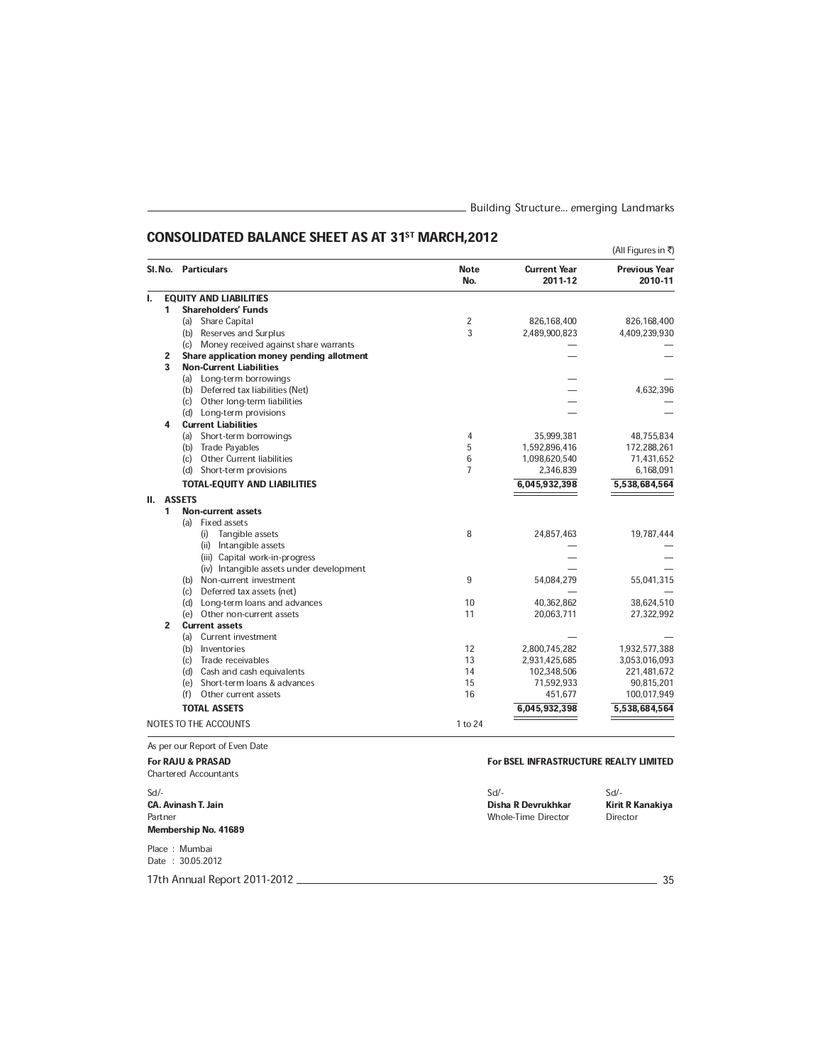## CONSOLIDATED BALANCE SHEET AS AT 31[ST] MARCH,2012

(All Figures in ₹)

| Sl.No. | Particulars | Note No. | Current Year 2011-12 | Previous Year 2010-11 |
|---|---|---|---|---|
| **I.** | **EQUITY AND LIABILITIES** | | | |
| **1** | **Shareholders' Funds** | | | |
| | (a) Share Capital | 2 | 826,168,400 | 826,168,400 |
| | (b) Reserves and Surplus | 3 | 2,489,900,823 | 4,409,239,930 |
| | (c) Money received against share warrants | | — | — |
| **2** | **Share application money pending allotment** | | — | — |
| **3** | **Non-Current Liabilities** | | | |
| | (a) Long-term borrowings | | — | — |
| | (b) Deferred tax liabilities (Net) | | — | 4,632,396 |
| | (c) Other long-term liabilities | | — | — |
| | (d) Long-term provisions | | — | — |
| **4** | **Current Liabilities** | | | |
| | (a) Short-term borrowings | 4 | 35,999,381 | 48,755,834 |
| | (b) Trade Payables | 5 | 1,592,896,416 | 172,288,261 |
| | (c) Other Current liabilities | 6 | 1,098,620,540 | 71,431,652 |
| | (d) Short-term provisions | 7 | 2,346,839 | 6,168,091 |
| | **TOTAL-EQUITY AND LIABILITIES** | | **6,045,932,398** | **5,538,684,564** |
| **II.** | **ASSETS** | | | |
| **1** | **Non-current assets** | | | |
| | (a) Fixed assets | | | |
| | (i) Tangible assets | 8 | 24,857,463 | 19,787,444 |
| | (ii) Intangible assets | | — | — |
| | (iii) Capital work-in-progress | | — | — |
| | (iv) Intangible assets under development | | — | — |
| | (b) Non-current investment | 9 | 54,084,279 | 55,041,315 |
| | (c) Deferred tax assets (net) | | — | — |
| | (d) Long-term loans and advances | 10 | 40,362,862 | 38,624,510 |
| | (e) Other non-current assets | 11 | 20,063,711 | 27,322,992 |
| **2** | **Current assets** | | | |
| | (a) Current investment | | — | — |
| | (b) Inventories | 12 | 2,800,745,282 | 1,932,577,388 |
| | (c) Trade receivables | 13 | 2,931,425,685 | 3,053,016,093 |
| | (d) Cash and cash equivalents | 14 | 102,348,506 | 221,481,672 |
| | (e) Short-term loans & advances | 15 | 71,592,933 | 90,815,201 |
| | (f) Other current assets | 16 | 451,677 | 100,017,949 |
| | **TOTAL ASSETS** | | **6,045,932,398** | **5,538,684,564** |
| | NOTES TO THE ACCOUNTS | 1 to 24 | | |

As per our Report of Even Date

**For RAJU & PRASAD**
Chartered Accountants

Sd/-
**CA. Avinash T. Jain**
Partner
**Membership No. 41689**

Place : Mumbai
Date : 30.05.2012

**For BSEL INFRASTRUCTURE REALTY LIMITED**

Sd/-
**Disha R Devrukhkar**
Whole-Time Director

Sd/-
**Kirit R Kanakiya**
Director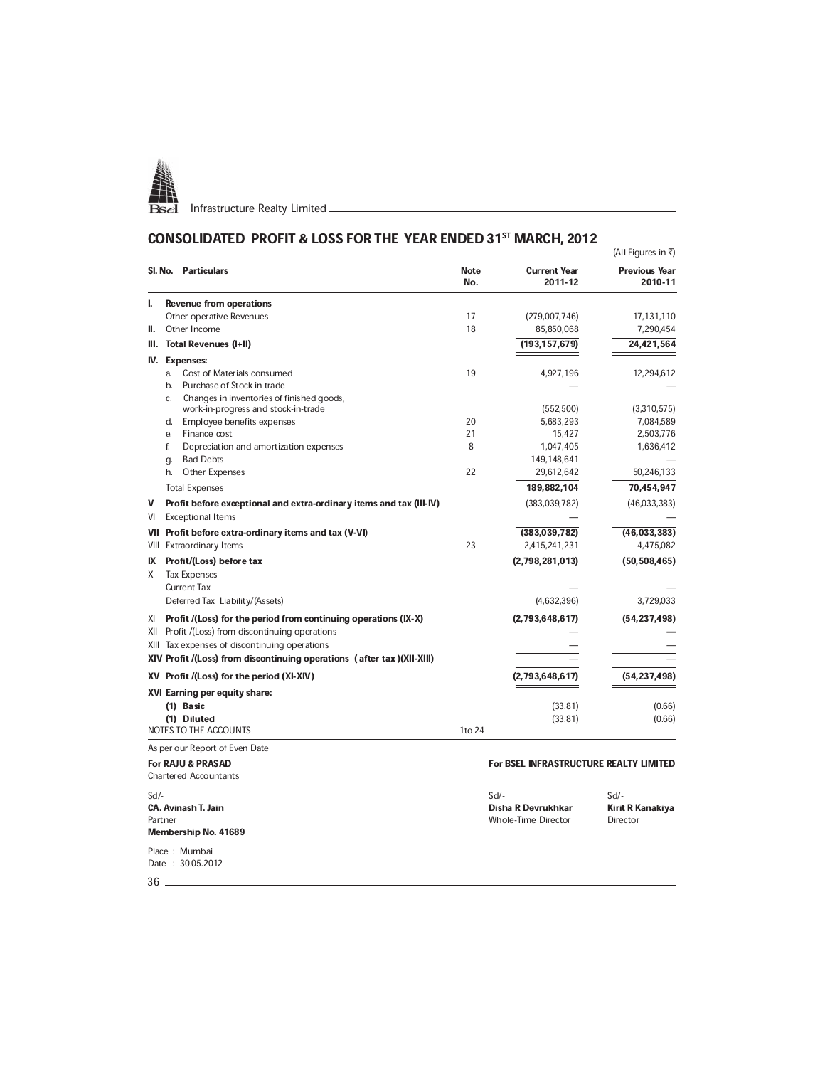## CONSOLIDATED PROFIT & LOSS FOR THE YEAR ENDED 31ST MARCH, 2012

(All Figures in ₹)

| Sl. No. | Particulars | Note No. | Current Year 2011-12 | Previous Year 2010-11 |
|---|---|---|---|---|
| **I.** | **Revenue from operations** | | | |
| | Other operative Revenues | 17 | (279,007,746) | 17,131,110 |
| **II.** | Other Income | 18 | 85,850,068 | 7,290,454 |
| **III.** | **Total Revenues (I+II)** | | **(193,157,679)** | **24,421,564** |
| **IV.** | **Expenses:** | | | |
| | a. Cost of Materials consumed | 19 | 4,927,196 | 12,294,612 |
| | b. Purchase of Stock in trade | | — | — |
| | c. Changes in inventories of finished goods, work-in-progress and stock-in-trade | | (552,500) | (3,310,575) |
| | d. Employee benefits expenses | 20 | 5,683,293 | 7,084,589 |
| | e. Finance cost | 21 | 15,427 | 2,503,776 |
| | f. Depreciation and amortization expenses | 8 | 1,047,405 | 1,636,412 |
| | g. Bad Debts | | 149,148,641 | — |
| | h. Other Expenses | 22 | 29,612,642 | 50,246,133 |
| | Total Expenses | | **189,882,104** | **70,454,947** |
| **V** | **Profit before exceptional and extra-ordinary items and tax (III-IV)** | | (383,039,782) | (46,033,383) |
| VI | Exceptional Items | | — | — |
| **VII** | **Profit before extra-ordinary items and tax (V-VI)** | | **(383,039,782)** | **(46,033,383)** |
| VIII | Extraordinary Items | 23 | 2,415,241,231 | 4,475,082 |
| **IX** | **Profit/(Loss) before tax** | | **(2,798,281,013)** | **(50,508,465)** |
| X | Tax Expenses | | | |
| | Current Tax | | — | — |
| | Deferred Tax Liability/(Assets) | | (4,632,396) | 3,729,033 |
| **XI** | **Profit /(Loss) for the period from continuing operations (IX-X)** | | **(2,793,648,617)** | **(54,237,498)** |
| XII | Profit /(Loss) from discontinuing operations | | — | — |
| XIII | Tax expenses of discontinuing operations | | — | — |
| **XIV** | **Profit /(Loss) from discontinuing operations (after tax)(XII-XIII)** | | — | — |
| **XV** | **Profit /(Loss) for the period (XI-XIV)** | | **(2,793,648,617)** | **(54,237,498)** |
| **XVI** | **Earning per equity share:** | | | |
| | **(1) Basic** | | (33.81) | (0.66) |
| | **(1) Diluted** | | (33.81) | (0.66) |
| | NOTES TO THE ACCOUNTS | 1to 24 | | |

As per our Report of Even Date

**For RAJU & PRASAD**
Chartered Accountants

Sd/-
**CA. Avinash T. Jain**
Partner
**Membership No. 41689**

Place : Mumbai
Date : 30.05.2012

**For BSEL INFRASTRUCTURE REALTY LIMITED**

Sd/-
**Disha R Devrukhkar**
Whole-Time Director

Sd/-
**Kirit R Kanakiya**
Director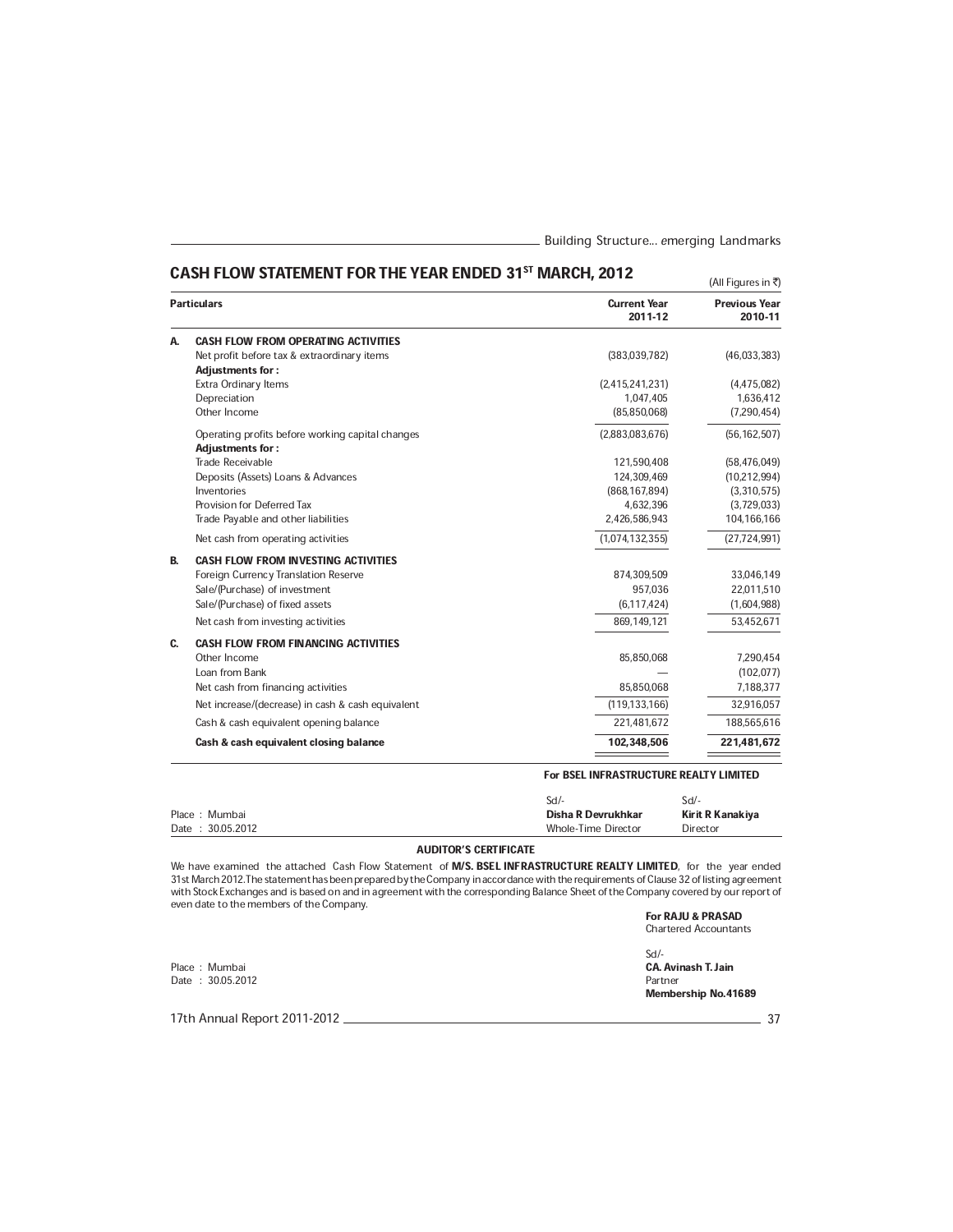## CASH FLOW STATEMENT FOR THE YEAR ENDED 31[ST] MARCH, 2012

(All Figures in ₹)

| | Particulars | Current Year 2011-12 | Previous Year 2010-11 |
|---|---|---|---|
| **A.** | **CASH FLOW FROM OPERATING ACTIVITIES** | | |
| | Net profit before tax & extraordinary items | (383,039,782) | (46,033,383) |
| | **Adjustments for :** | | |
| | Extra Ordinary Items | (2,415,241,231) | (4,475,082) |
| | Depreciation | 1,047,405 | 1,636,412 |
| | Other Income | (85,850,068) | (7,290,454) |
| | Operating profits before working capital changes | (2,883,083,676) | (56,162,507) |
| | **Adjustments for :** | | |
| | Trade Receivable | 121,590,408 | (58,476,049) |
| | Deposits (Assets) Loans & Advances | 124,309,469 | (10,212,994) |
| | Inventories | (868,167,894) | (3,310,575) |
| | Provision for Deferred Tax | 4,632,396 | (3,729,033) |
| | Trade Payable and other liabilities | 2,426,586,943 | 104,166,166 |
| | Net cash from operating activities | (1,074,132,355) | (27,724,991) |
| **B.** | **CASH FLOW FROM INVESTING ACTIVITIES** | | |
| | Foreign Currency Translation Reserve | 874,309,509 | 33,046,149 |
| | Sale/(Purchase) of investment | 957,036 | 22,011,510 |
| | Sale/(Purchase) of fixed assets | (6,117,424) | (1,604,988) |
| | Net cash from investing activities | 869,149,121 | 53,452,671 |
| **C.** | **CASH FLOW FROM FINANCING ACTIVITIES** | | |
| | Other Income | 85,850,068 | 7,290,454 |
| | Loan from Bank | — | (102,077) |
| | Net cash from financing activities | 85,850,068 | 7,188,377 |
| | Net increase/(decrease) in cash & cash equivalent | (119,133,166) | 32,916,057 |
| | Cash & cash equivalent opening balance | 221,481,672 | 188,565,616 |
| | **Cash & cash equivalent closing balance** | **102,348,506** | **221,481,672** |

**For BSEL INFRASTRUCTURE REALTY LIMITED**

Place : Mumbai
Date : 30.05.2012

Sd/-
**Disha R Devrukhkar**
Whole-Time Director

Sd/-
**Kirit R Kanakiya**
Director

**AUDITOR'S CERTIFICATE**

We have examined the attached Cash Flow Statement of **M/S. BSEL INFRASTRUCTURE REALTY LIMITED**, for the year ended 31st March 2012. The statement has been prepared by the Company in accordance with the requirements of Clause 32 of listing agreement with Stock Exchanges and is based on and in agreement with the corresponding Balance Sheet of the Company covered by our report of even date to the members of the Company.

**For RAJU & PRASAD**
Chartered Accountants

Place : Mumbai
Date : 30.05.2012

Sd/-
**CA. Avinash T. Jain**
Partner
**Membership No.41689**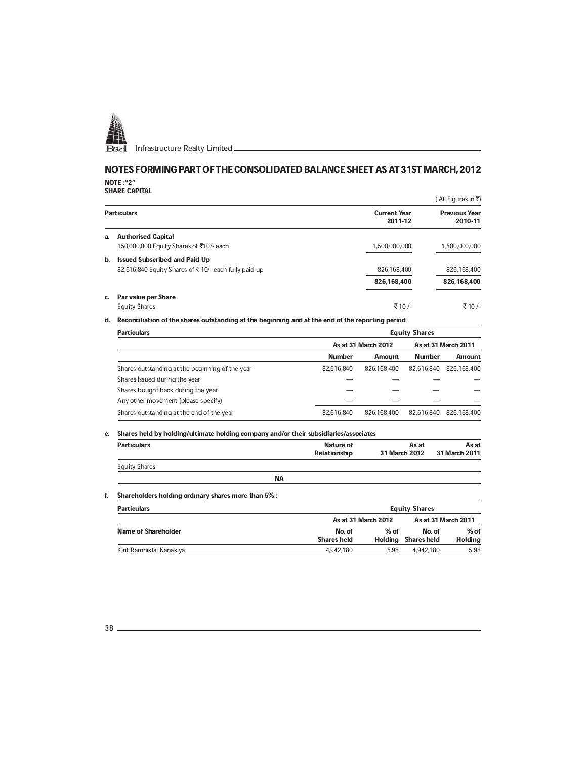# NOTES FORMING PART OF THE CONSOLIDATED BALANCE SHEET AS AT 31ST MARCH, 2012

**NOTE :"2"**
**SHARE CAPITAL**

( All Figures in ₹)

| | Particulars | Current Year 2011-12 | Previous Year 2010-11 |
|---|---|---|---|
| **a.** | **Authorised Capital** | | |
| | 150,000,000 Equity Shares of ₹10/- each | 1,500,000,000 | 1,500,000,000 |
| **b.** | **Issued Subscribed and Paid Up** | | |
| | 82,616,840 Equity Shares of ₹ 10/- each fully paid up | 826,168,400 | 826,168,400 |
| | | **826,168,400** | **826,168,400** |
| **c.** | **Par value per Share** | | |
| | Equity Shares | ₹ 10 /- | ₹ 10 /- |

**d. Reconciliation of the shares outstanding at the beginning and at the end of the reporting period**

| Particulars | Equity Shares | | | |
|---|---|---|---|---|
| | As at 31 March 2012 | | As at 31 March 2011 | |
| | Number | Amount | Number | Amount |
| Shares outstanding at the beginning of the year | 82,616,840 | 826,168,400 | 82,616,840 | 826,168,400 |
| Shares Issued during the year | — | — | — | — |
| Shares bought back during the year | — | — | — | — |
| Any other movement (please specify) | — | — | — | — |
| Shares outstanding at the end of the year | 82,616,840 | 826,168,400 | 82,616,840 | 826,168,400 |

**e. Shares held by holding/ultimate holding company and/or their subsidiaries/associates**

| Particulars | Nature of Relationship | As at 31 March 2012 | As at 31 March 2011 |
|---|---|---|---|
| Equity Shares | | | |
| **NA** | | | |

**f. Shareholders holding ordinary shares more than 5% :**

| Particulars | Equity Shares | | | |
|---|---|---|---|---|
| | As at 31 March 2012 | | As at 31 March 2011 | |
| Name of Shareholder | No. of Shares held | % of Holding | No. of Shares held | % of Holding |
| Kirit Ramniklal Kanakiya | 4,942,180 | 5.98 | 4,942,180 | 5.98 |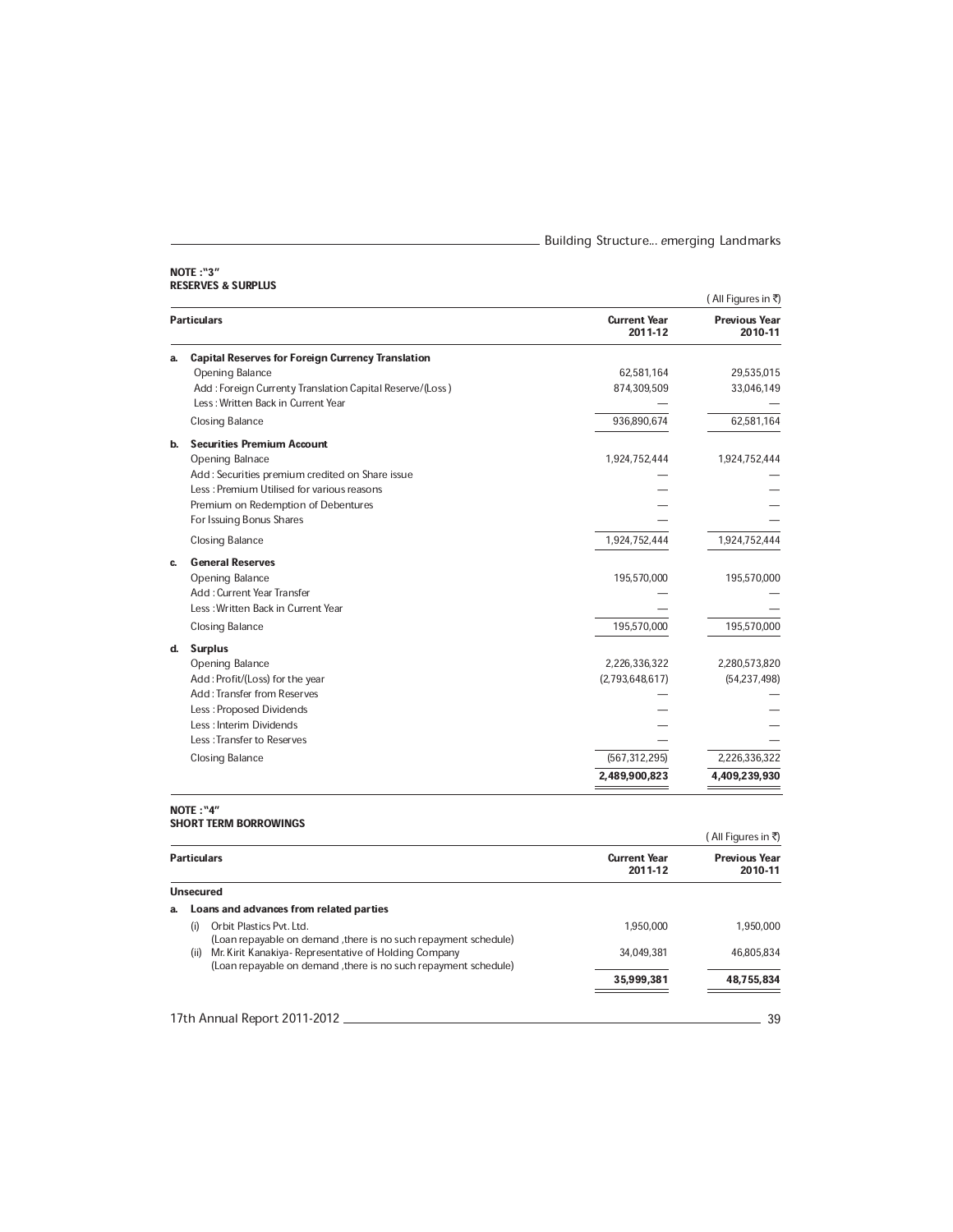**NOTE :"3"**
**RESERVES & SURPLUS**

( All Figures in ₹)

| Particulars | Current Year 2011-12 | Previous Year 2010-11 |
|---|---|---|
| **a. Capital Reserves for Foreign Currency Translation** | | |
| Opening Balance | 62,581,164 | 29,535,015 |
| Add : Foreign Currenty Translation Capital Reserve/(Loss ) | 874,309,509 | 33,046,149 |
| Less : Written Back in Current Year | — | — |
| Closing Balance | 936,890,674 | 62,581,164 |
| **b. Securities Premium Account** | | |
| Opening Balnace | 1,924,752,444 | 1,924,752,444 |
| Add : Securities premium credited on Share issue | — | — |
| Less : Premium Utilised for various reasons | — | — |
| Premium on Redemption of Debentures | — | — |
| For Issuing Bonus Shares | — | — |
| Closing Balance | 1,924,752,444 | 1,924,752,444 |
| **c. General Reserves** | | |
| Opening Balance | 195,570,000 | 195,570,000 |
| Add : Current Year Transfer | — | — |
| Less : Written Back in Current Year | — | — |
| Closing Balance | 195,570,000 | 195,570,000 |
| **d. Surplus** | | |
| Opening Balance | 2,226,336,322 | 2,280,573,820 |
| Add : Profit/(Loss) for the year | (2,793,648,617) | (54,237,498) |
| Add : Transfer from Reserves | — | — |
| Less : Proposed Dividends | — | — |
| Less : Interim Dividends | — | — |
| Less : Transfer to Reserves | — | — |
| Closing Balance | (567,312,295) | 2,226,336,322 |
| | **2,489,900,823** | **4,409,239,930** |

**NOTE :"4"**
**SHORT TERM BORROWINGS**

( All Figures in ₹)

| Particulars | Current Year 2011-12 | Previous Year 2010-11 |
|---|---|---|
| **Unsecured** | | |
| **a. Loans and advances from related parties** | | |
| (i) Orbit Plastics Pvt. Ltd. (Loan repayable on demand ,there is no such repayment schedule) | 1,950,000 | 1,950,000 |
| (ii) Mr. Kirit Kanakiya- Representative of Holding Company (Loan repayable on demand ,there is no such repayment schedule) | 34,049,381 | 46,805,834 |
| | **35,999,381** | **48,755,834** |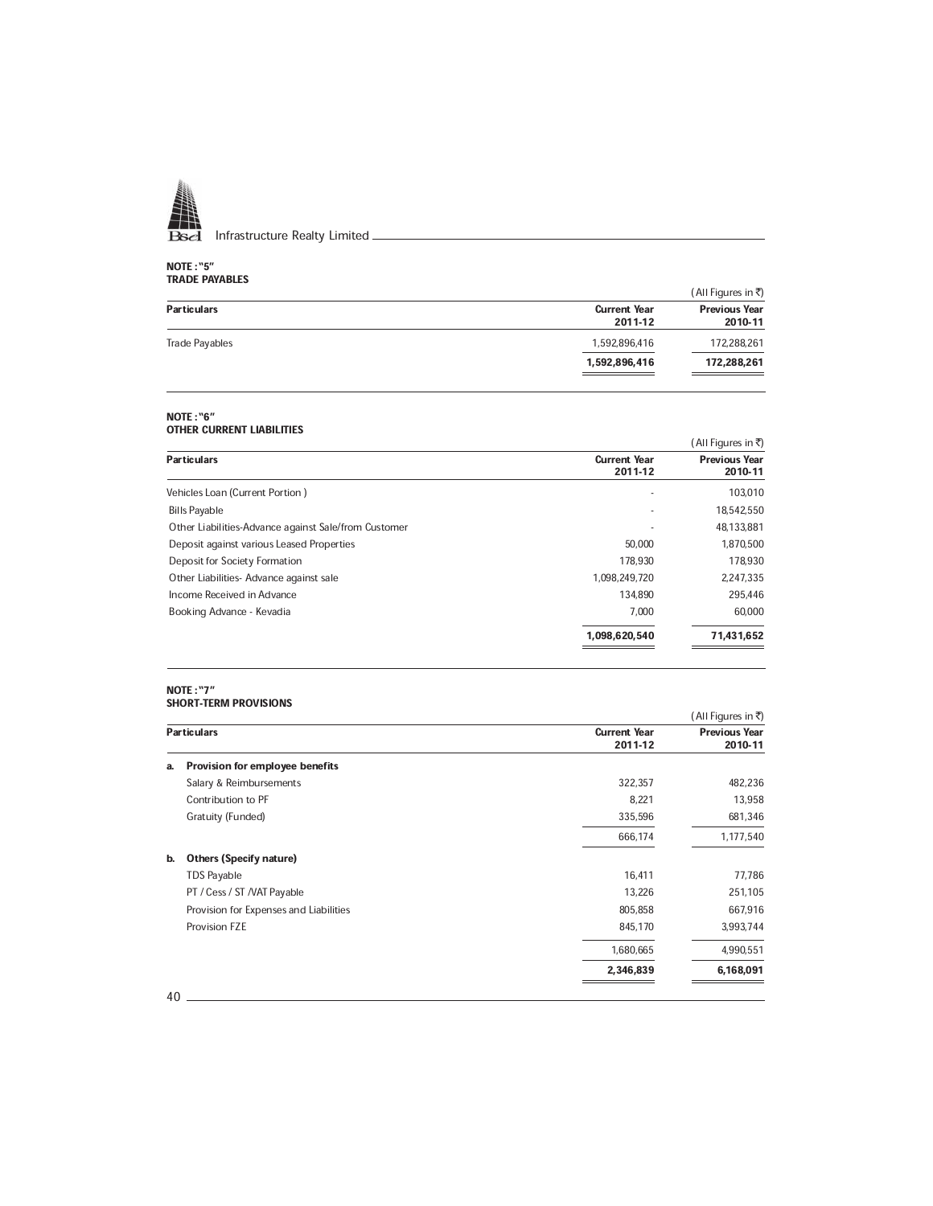**NOTE : "5"**
**TRADE PAYABLES**

(All Figures in ₹)

| Particulars | Current Year 2011-12 | Previous Year 2010-11 |
|---|---|---|
| Trade Payables | 1,592,896,416 | 172,288,261 |
| | **1,592,896,416** | **172,288,261** |

**NOTE : "6"**
**OTHER CURRENT LIABILITIES**

(All Figures in ₹)

| Particulars | Current Year 2011-12 | Previous Year 2010-11 |
|---|---|---|
| Vehicles Loan (Current Portion ) | - | 103,010 |
| Bills Payable | - | 18,542,550 |
| Other Liabilities-Advance against Sale/from Customer | - | 48,133,881 |
| Deposit against various Leased Properties | 50,000 | 1,870,500 |
| Deposit for Society Formation | 178,930 | 178,930 |
| Other Liabilities- Advance against sale | 1,098,249,720 | 2,247,335 |
| Income Received in Advance | 134,890 | 295,446 |
| Booking Advance - Kevadia | 7,000 | 60,000 |
| | **1,098,620,540** | **71,431,652** |

**NOTE : "7"**
**SHORT-TERM PROVISIONS**

(All Figures in ₹)

| Particulars | Current Year 2011-12 | Previous Year 2010-11 |
|---|---|---|
| **a. Provision for employee benefits** | | |
| Salary & Reimbursements | 322,357 | 482,236 |
| Contribution to PF | 8,221 | 13,958 |
| Gratuity (Funded) | 335,596 | 681,346 |
| | 666,174 | 1,177,540 |
| **b. Others (Specify nature)** | | |
| TDS Payable | 16,411 | 77,786 |
| PT / Cess / ST /VAT Payable | 13,226 | 251,105 |
| Provision for Expenses and Liabilities | 805,858 | 667,916 |
| Provision FZE | 845,170 | 3,993,744 |
| | 1,680,665 | 4,990,551 |
| | **2,346,839** | **6,168,091** |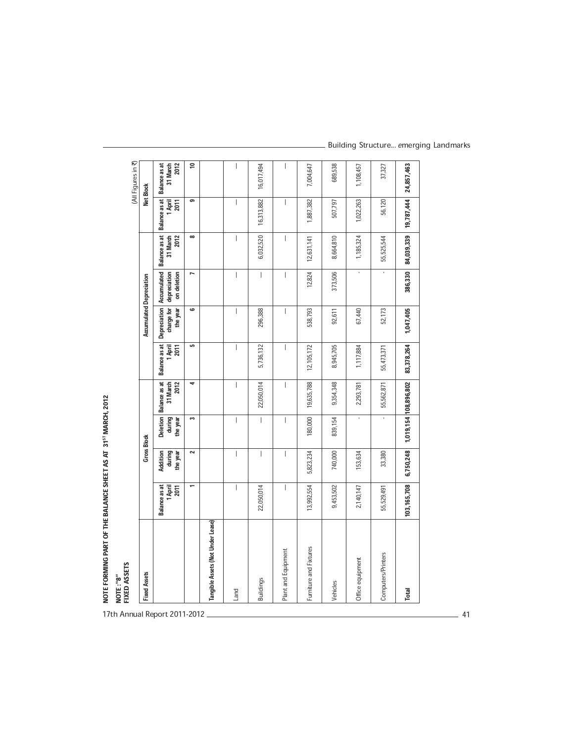**NOTE FORMING PART OF THE BALANCE SHEET AS AT 31ST MARCH, 2012**

**NOTE : "8"**
**FIXED ASSETS**

(All Figures in ₹)

| Fixed Assets | Gross Block | | | | Accumulated Depreciation | | | | Net Block | |
|---|---|---|---|---|---|---|---|---|---|---|
| | Balance as at 1 April 2011 | Addition during the year | Deletion during the year | Balance as at 31 March 2012 | Balance as at 1 April 2011 | Depreciation charge for the year | Accumulated depreciation on deletion | Balance as at 31 March 2012 | Balance as at 1 April 2011 | Balance as at 31 March 2012 |
| | 1 | 2 | 3 | 4 | 5 | 6 | 7 | 8 | 9 | 10 |
| **Tangible Assets (Not Under Lease)** | | | | | | | | | | |
| Land | — | — | — | — | — | — | — | — | — | — |
| Buildings | 22,050,014 | — | — | 22,050,014 | 5,736,132 | 296,388 | — | 6,032,520 | 16,313,882 | 16,017,494 |
| Plant and Equipment | — | — | — | — | — | — | — | — | — | — |
| Furniture and Fixtures | 13,992,554 | 5,823,234 | 180,000 | 19,635,788 | 12,105,172 | 538,793 | 12,824 | 12,631,141 | 1,887,382 | 7,004,647 |
| Vehicles | 9,453,502 | 740,000 | 839,154 | 9,354,348 | 8,945,705 | 92,611 | 373,506 | 8,664,810 | 507,797 | 689,538 |
| Office equipment | 2,140,147 | 153,634 | - | 2,293,781 | 1,117,884 | 67,440 | - | 1,185,324 | 1,022,263 | 1,108,457 |
| Computers/Printers | 55,529,491 | 33,380 | - | 55,562,871 | 55,473,371 | 52,173 | - | 55,525,544 | 56,120 | 37,327 |
| **Total** | **103,165,708** | **6,750,248** | **1,019,154** | **108,896,802** | **83,378,264** | **1,047,405** | **386,330** | **84,039,339** | **19,787,444** | **24,857,463** |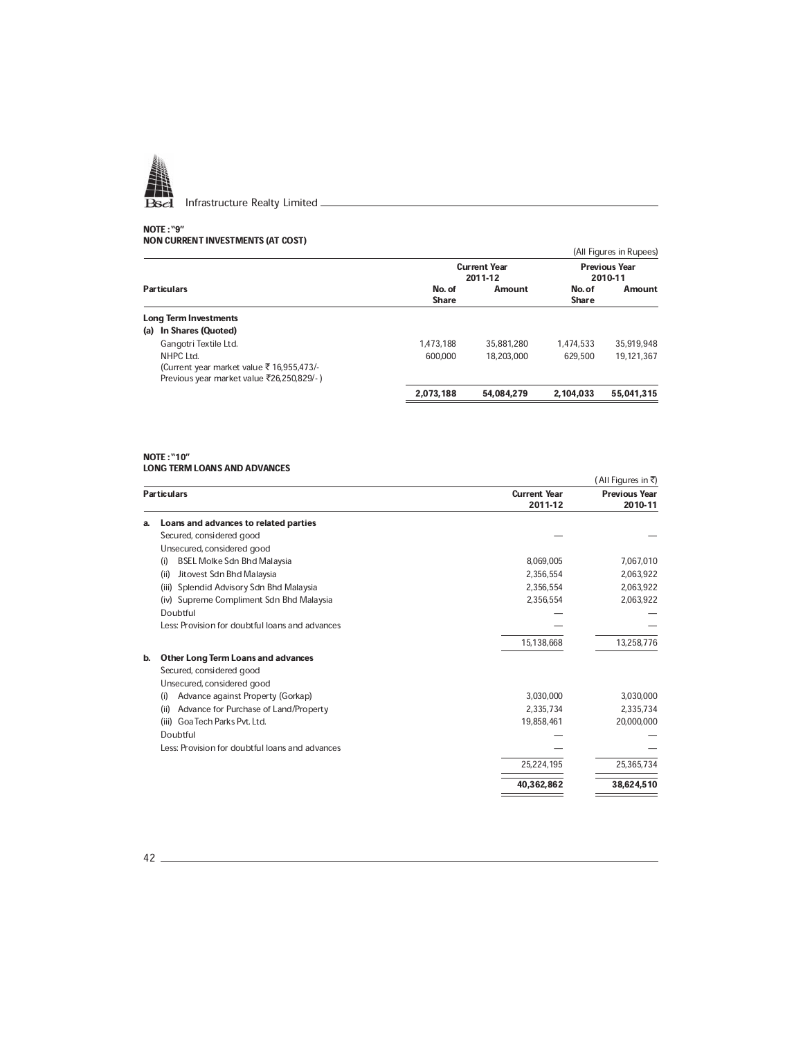**NOTE : "9"**
**NON CURRENT INVESTMENTS (AT COST)**

(All Figures in Rupees)

| Particulars | Current Year 2011-12 | | Previous Year 2010-11 | |
|---|---|---|---|---|
| | No. of Share | Amount | No. of Share | Amount |
| **Long Term Investments** | | | | |
| **(a) In Shares (Quoted)** | | | | |
| Gangotri Textile Ltd. | 1,473,188 | 35,881,280 | 1,474,533 | 35,919,948 |
| NHPC Ltd. (Current year market value ₹ 16,955,473/- Previous year market value ₹26,250,829/- ) | 600,000 | 18,203,000 | 629,500 | 19,121,367 |
| | **2,073,188** | **54,084,279** | **2,104,033** | **55,041,315** |

**NOTE : "10"**
**LONG TERM LOANS AND ADVANCES**

(All Figures in ₹)

| Particulars | Current Year 2011-12 | Previous Year 2010-11 |
|---|---|---|
| **a. Loans and advances to related parties** | | |
| Secured, considered good | — | — |
| Unsecured, considered good | | |
| (i) BSEL Molke Sdn Bhd Malaysia | 8,069,005 | 7,067,010 |
| (ii) Jitovest Sdn Bhd Malaysia | 2,356,554 | 2,063,922 |
| (iii) Splendid Advisory Sdn Bhd Malaysia | 2,356,554 | 2,063,922 |
| (iv) Supreme Compliment Sdn Bhd Malaysia | 2,356,554 | 2,063,922 |
| Doubtful | — | — |
| Less: Provision for doubtful loans and advances | — | — |
| | 15,138,668 | 13,258,776 |
| **b. Other Long Term Loans and advances** | | |
| Secured, considered good | | |
| Unsecured, considered good | | |
| (i) Advance against Property (Gorkap) | 3,030,000 | 3,030,000 |
| (ii) Advance for Purchase of Land/Property | 2,335,734 | 2,335,734 |
| (iii) Goa Tech Parks Pvt. Ltd. | 19,858,461 | 20,000,000 |
| Doubtful | — | — |
| Less: Provision for doubtful loans and advances | — | — |
| | 25,224,195 | 25,365,734 |
| | **40,362,862** | **38,624,510** |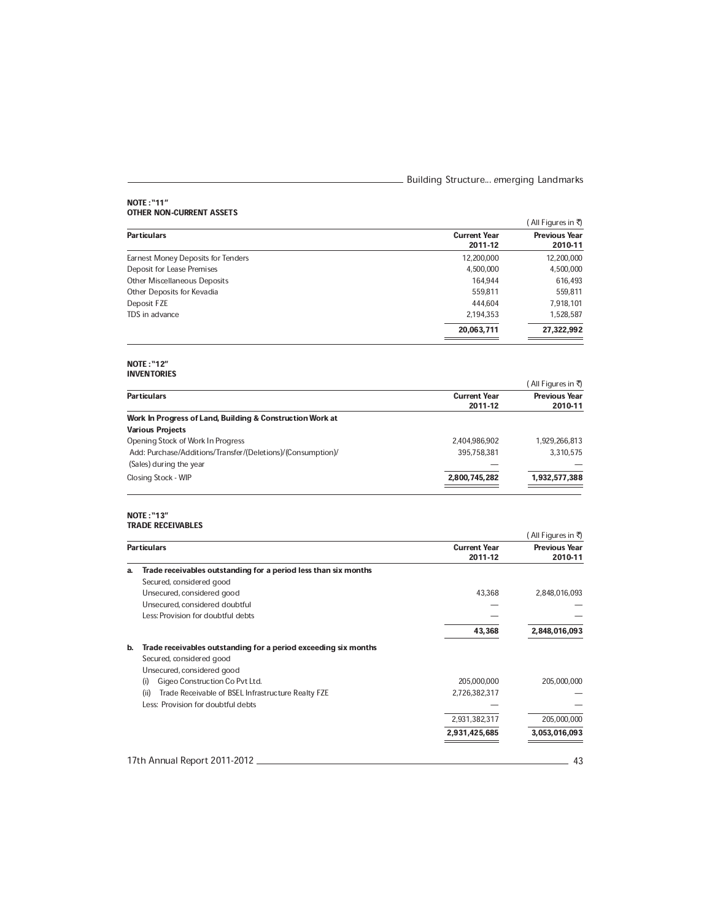**NOTE : "11"**
**OTHER NON-CURRENT ASSETS**

( All Figures in ₹)

| Particulars | Current Year 2011-12 | Previous Year 2010-11 |
|---|---|---|
| Earnest Money Deposits for Tenders | 12,200,000 | 12,200,000 |
| Deposit for Lease Premises | 4,500,000 | 4,500,000 |
| Other Miscellaneous Deposits | 164,944 | 616,493 |
| Other Deposits for Kevadia | 559,811 | 559,811 |
| Deposit FZE | 444,604 | 7,918,101 |
| TDS in advance | 2,194,353 | 1,528,587 |
| | **20,063,711** | **27,322,992** |

**NOTE : "12"**
**INVENTORIES**

( All Figures in ₹)

| Particulars | Current Year 2011-12 | Previous Year 2010-11 |
|---|---|---|
| **Work In Progress of Land, Building & Construction Work at Various Projects** | | |
| Opening Stock of Work In Progress | 2,404,986,902 | 1,929,266,813 |
| Add: Purchase/Additions/Transfer/(Deletions)/(Consumption)/ | 395,758,381 | 3,310,575 |
| (Sales) during the year | — | — |
| Closing Stock - WIP | **2,800,745,282** | **1,932,577,388** |

**NOTE : "13"**
**TRADE RECEIVABLES**

( All Figures in ₹)

| Particulars | Current Year 2011-12 | Previous Year 2010-11 |
|---|---|---|
| **a. Trade receivables outstanding for a period less than six months** | | |
| Secured, considered good | | |
| Unsecured, considered good | 43,368 | 2,848,016,093 |
| Unsecured, considered doubtful | — | — |
| Less: Provision for doubtful debts | — | — |
| | **43,368** | **2,848,016,093** |
| **b. Trade receivables outstanding for a period exceeding six months** | | |
| Secured, considered good | | |
| Unsecured, considered good | | |
| (i) Gigeo Construction Co Pvt Ltd. | 205,000,000 | 205,000,000 |
| (ii) Trade Receivable of BSEL Infrastructure Realty FZE | 2,726,382,317 | — |
| Less: Provision for doubtful debts | — | — |
| | 2,931,382,317 | 205,000,000 |
| | **2,931,425,685** | **3,053,016,093** |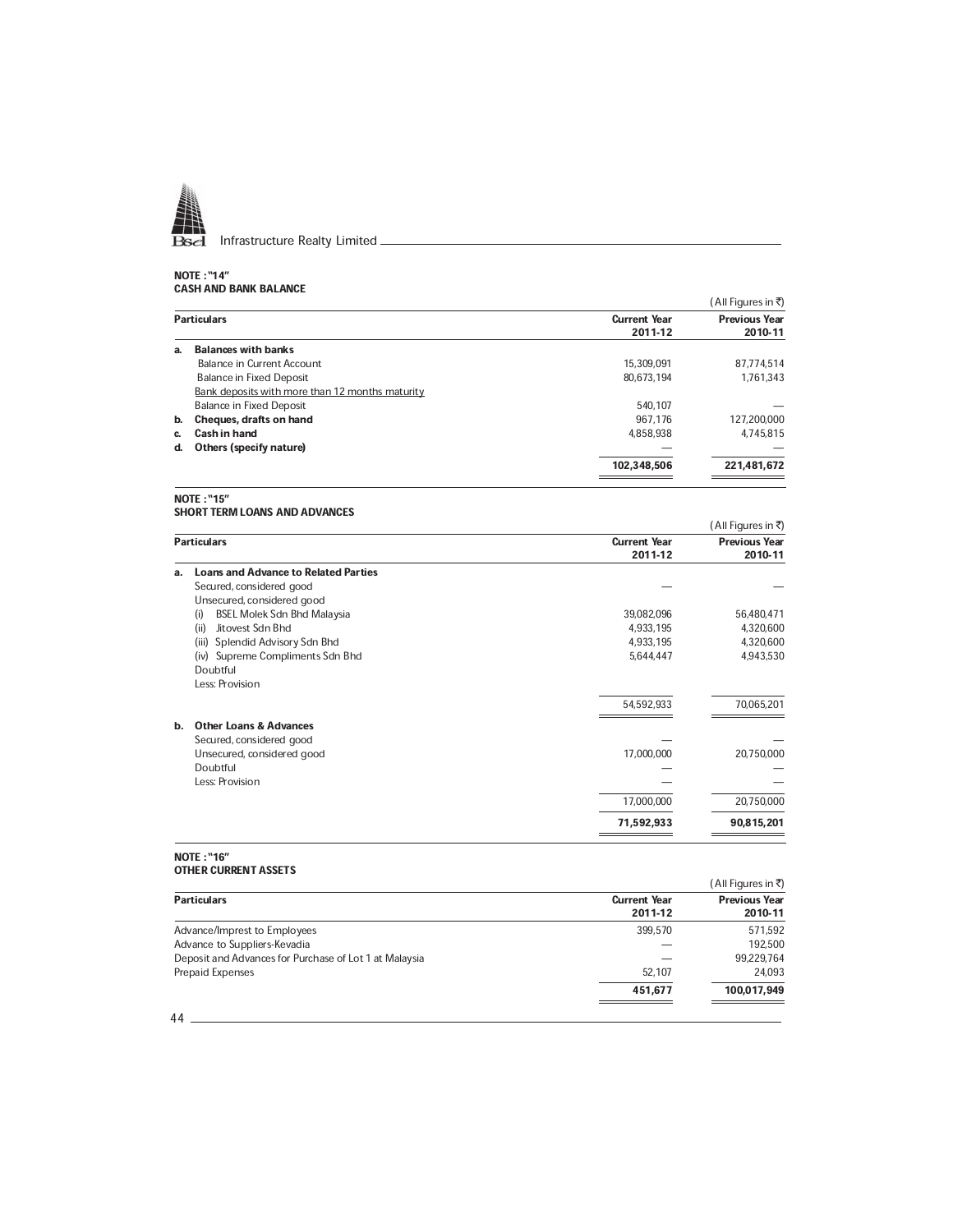**NOTE : "14"**
**CASH AND BANK BALANCE**

(All Figures in ₹)

| Particulars | Current Year 2011-12 | Previous Year 2010-11 |
|---|---|---|
| **a. Balances with banks** | | |
| Balance in Current Account | 15,309,091 | 87,774,514 |
| Balance in Fixed Deposit | 80,673,194 | 1,761,343 |
| Bank deposits with more than 12 months maturity | | |
| Balance in Fixed Deposit | 540,107 | — |
| **b. Cheques, drafts on hand** | 967,176 | 127,200,000 |
| **c. Cash in hand** | 4,858,938 | 4,745,815 |
| **d. Others (specify nature)** | — | — |
| | **102,348,506** | **221,481,672** |

**NOTE : "15"**
**SHORT TERM LOANS AND ADVANCES**

(All Figures in ₹)

| Particulars | Current Year 2011-12 | Previous Year 2010-11 |
|---|---|---|
| **a. Loans and Advance to Related Parties** | | |
| Secured, considered good | — | — |
| Unsecured, considered good | | |
| (i) BSEL Molek Sdn Bhd Malaysia | 39,082,096 | 56,480,471 |
| (ii) Jitovest Sdn Bhd | 4,933,195 | 4,320,600 |
| (iii) Splendid Advisory Sdn Bhd | 4,933,195 | 4,320,600 |
| (iv) Supreme Compliments Sdn Bhd | 5,644,447 | 4,943,530 |
| Doubtful | | |
| Less: Provision | | |
| | 54,592,933 | 70,065,201 |
| **b. Other Loans & Advances** | | |
| Secured, considered good | — | — |
| Unsecured, considered good | 17,000,000 | 20,750,000 |
| Doubtful | — | — |
| Less: Provision | — | — |
| | 17,000,000 | 20,750,000 |
| | **71,592,933** | **90,815,201** |

**NOTE : "16"**
**OTHER CURRENT ASSETS**

(All Figures in ₹)

| Particulars | Current Year 2011-12 | Previous Year 2010-11 |
|---|---|---|
| Advance/Imprest to Employees | 399,570 | 571,592 |
| Advance to Suppliers-Kevadia | — | 192,500 |
| Deposit and Advances for Purchase of Lot 1 at Malaysia | — | 99,229,764 |
| Prepaid Expenses | 52,107 | 24,093 |
| | **451,677** | **100,017,949** |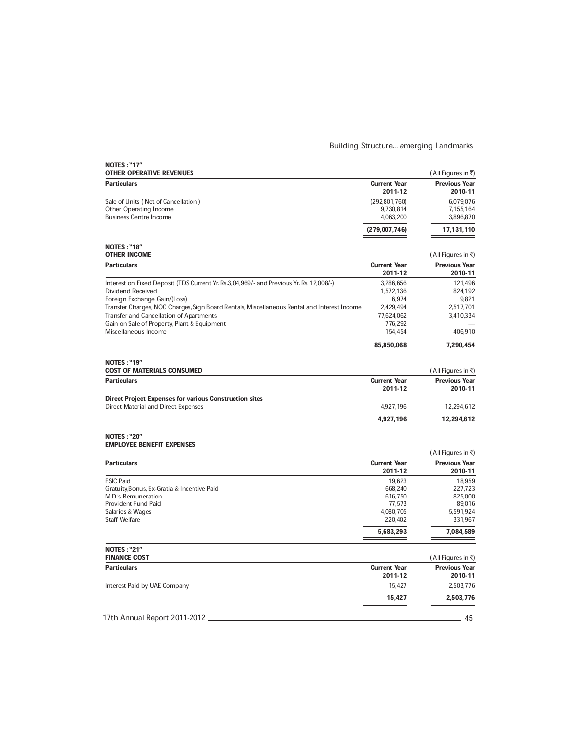## NOTES : "17"

### OTHER OPERATIVE REVENUES

(All Figures in ₹)

| Particulars | Current Year 2011-12 | Previous Year 2010-11 |
|---|---|---|
| Sale of Units ( Net of Cancellation ) | (292,801,760) | 6,079,076 |
| Other Operating Income | 9,730,814 | 7,155,164 |
| Business Centre Income | 4,063,200 | 3,896,870 |
| | **(279,007,746)** | **17,131,110** |

## NOTES : "18"

### OTHER INCOME

(All Figures in ₹)

| Particulars | Current Year 2011-12 | Previous Year 2010-11 |
|---|---|---|
| Interest on Fixed Deposit (TDS Current Yr. Rs.3,04,969/- and Previous Yr. Rs. 12,008/-) | 3,286,656 | 121,496 |
| Dividend Received | 1,572,136 | 824,192 |
| Foreign Exchange Gain/(Loss) | 6,974 | 9,821 |
| Transfer Charges, NOC Charges, Sign Board Rentals, Miscellaneous Rental and Interest Income | 2,429,494 | 2,517,701 |
| Transfer and Cancellation of Apartments | 77,624,062 | 3,410,334 |
| Gain on Sale of Property, Plant & Equipment | 776,292 | — |
| Miscellaneous Income | 154,454 | 406,910 |
| | **85,850,068** | **7,290,454** |

## NOTES : "19"

### COST OF MATERIALS CONSUMED

(All Figures in ₹)

| Particulars | Current Year 2011-12 | Previous Year 2010-11 |
|---|---|---|
| **Direct Project Expenses for various Construction sites** | | |
| Direct Material and Direct Expenses | 4,927,196 | 12,294,612 |
| | **4,927,196** | **12,294,612** |

## NOTES : "20"

### EMPLOYEE BENEFIT EXPENSES

(All Figures in ₹)

| Particulars | Current Year 2011-12 | Previous Year 2010-11 |
|---|---|---|
| ESIC Paid | 19,623 | 18,959 |
| Gratuity,Bonus, Ex-Gratia & Incentive Paid | 668,240 | 227,723 |
| M.D.'s Remuneration | 616,750 | 825,000 |
| Provident Fund Paid | 77,573 | 89,016 |
| Salaries & Wages | 4,080,705 | 5,591,924 |
| Staff Welfare | 220,402 | 331,967 |
| | **5,683,293** | **7,084,589** |

## NOTES : "21"

### FINANCE COST

(All Figures in ₹)

| Particulars | Current Year 2011-12 | Previous Year 2010-11 |
|---|---|---|
| Interest Paid by UAE Company | 15,427 | 2,503,776 |
| | **15,427** | **2,503,776** |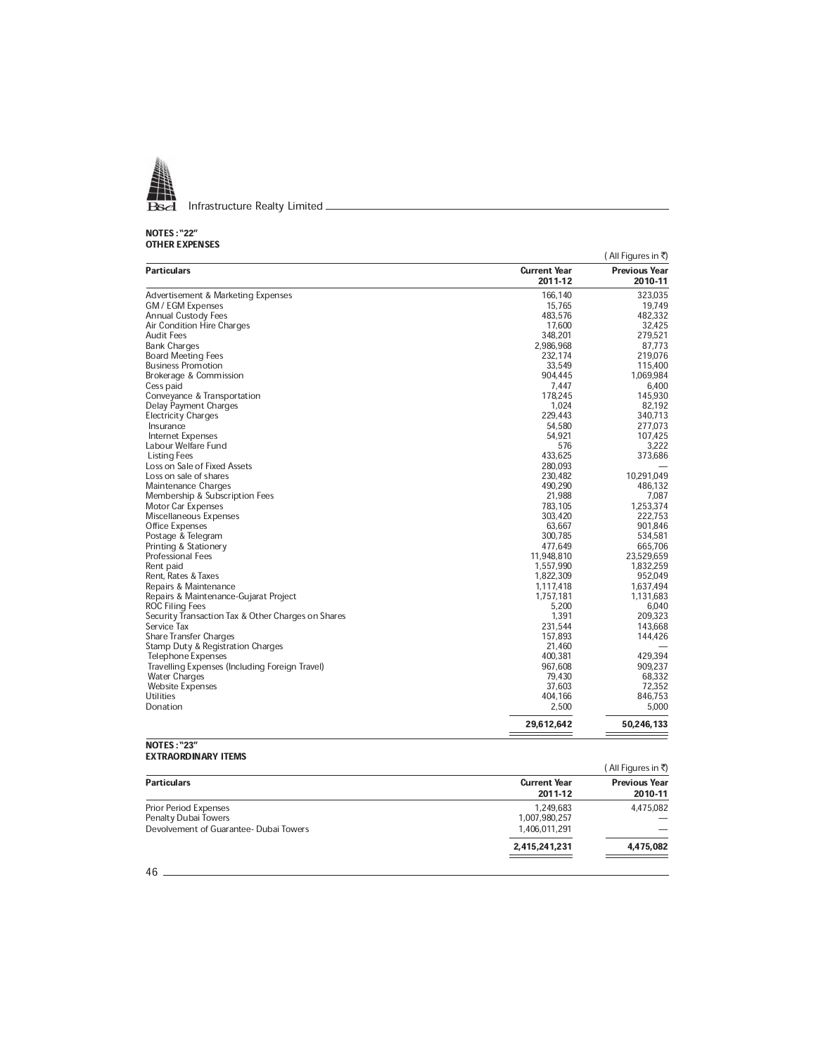**NOTES : "22"**
**OTHER EXPENSES**

( All Figures in ₹)

| Particulars | Current Year 2011-12 | Previous Year 2010-11 |
|---|---|---|
| Advertisement & Marketing Expenses | 166,140 | 323,035 |
| GM / EGM Expenses | 15,765 | 19,749 |
| Annual Custody Fees | 483,576 | 482,332 |
| Air Condition Hire Charges | 17,600 | 32,425 |
| Audit Fees | 348,201 | 279,521 |
| Bank Charges | 2,986,968 | 87,773 |
| Board Meeting Fees | 232,174 | 219,076 |
| Business Promotion | 33,549 | 115,400 |
| Brokerage & Commission | 904,445 | 1,069,984 |
| Cess paid | 7,447 | 6,400 |
| Conveyance & Transportation | 178,245 | 145,930 |
| Delay Payment Charges | 1,024 | 82,192 |
| Electricity Charges | 229,443 | 340,713 |
| Insurance | 54,580 | 277,073 |
| Internet Expenses | 54,921 | 107,425 |
| Labour Welfare Fund | 576 | 3,222 |
| Listing Fees | 433,625 | 373,686 |
| Loss on Sale of Fixed Assets | 280,093 | — |
| Loss on sale of shares | 230,482 | 10,291,049 |
| Maintenance Charges | 490,290 | 486,132 |
| Membership & Subscription Fees | 21,988 | 7,087 |
| Motor Car Expenses | 783,105 | 1,253,374 |
| Miscellaneous Expenses | 303,420 | 222,753 |
| Office Expenses | 63,667 | 901,846 |
| Postage & Telegram | 300,785 | 534,581 |
| Printing & Stationery | 477,649 | 665,706 |
| Professional Fees | 11,948,810 | 23,529,659 |
| Rent paid | 1,557,990 | 1,832,259 |
| Rent, Rates & Taxes | 1,822,309 | 952,049 |
| Repairs & Maintenance | 1,117,418 | 1,637,494 |
| Repairs & Maintenance-Gujarat Project | 1,757,181 | 1,131,683 |
| ROC Filing Fees | 5,200 | 6,040 |
| Security Transaction Tax & Other Charges on Shares | 1,391 | 209,323 |
| Service Tax | 231,544 | 143,668 |
| Share Transfer Charges | 157,893 | 144,426 |
| Stamp Duty & Registration Charges | 21,460 | — |
| Telephone Expenses | 400,381 | 429,394 |
| Travelling Expenses (Including Foreign Travel) | 967,608 | 909,237 |
| Water Charges | 79,430 | 68,332 |
| Website Expenses | 37,603 | 72,352 |
| Utilities | 404,166 | 846,753 |
| Donation | 2,500 | 5,000 |
| | **29,612,642** | **50,246,133** |

**NOTES : "23"**
**EXTRAORDINARY ITEMS**

( All Figures in ₹)

| Particulars | Current Year 2011-12 | Previous Year 2010-11 |
|---|---|---|
| Prior Period Expenses | 1,249,683 | 4,475,082 |
| Penalty Dubai Towers | 1,007,980,257 | — |
| Devolvement of Guarantee- Dubai Towers | 1,406,011,291 | — |
| | **2,415,241,231** | **4,475,082** |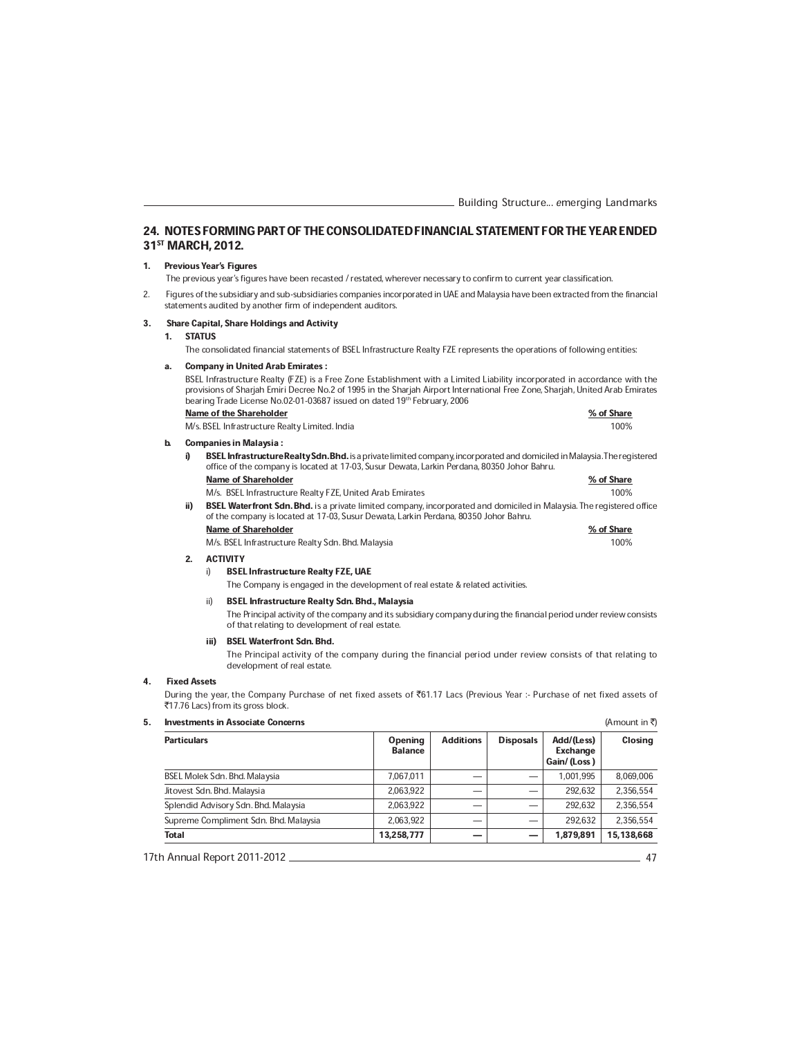## 24. NOTES FORMING PART OF THE CONSOLIDATED FINANCIAL STATEMENT FOR THE YEAR ENDED 31ST MARCH, 2012.

**1. Previous Year's Figures**

The previous year's figures have been recasted / restated, wherever necessary to confirm to current year classification.

2. Figures of the subsidiary and sub-subsidiaries companies incorporated in UAE and Malaysia have been extracted from the financial statements audited by another firm of independent auditors.

**3. Share Capital, Share Holdings and Activity**

**1. STATUS**

The consolidated financial statements of BSEL Infrastructure Realty FZE represents the operations of following entities:

**a. Company in United Arab Emirates :**

BSEL Infrastructure Realty (FZE) is a Free Zone Establishment with a Limited Liability incorporated in accordance with the provisions of Sharjah Emiri Decree No.2 of 1995 in the Sharjah Airport International Free Zone, Sharjah, United Arab Emirates bearing Trade License No.02-01-03687 issued on dated 19th February, 2006

| Name of the Shareholder | % of Share |
|---|---|
| M/s. BSEL Infrastructure Realty Limited. India | 100% |

**b. Companies in Malaysia :**

**i) BSEL Infrastructure Realty Sdn. Bhd.** is a private limited company, incorporated and domiciled in Malaysia. The registered office of the company is located at 17-03, Susur Dewata, Larkin Perdana, 80350 Johor Bahru.

| Name of Shareholder | % of Share |
|---|---|
| M/s. BSEL Infrastructure Realty FZE, United Arab Emirates | 100% |

**ii) BSEL Waterfront Sdn. Bhd.** is a private limited company, incorporated and domiciled in Malaysia. The registered office of the company is located at 17-03, Susur Dewata, Larkin Perdana, 80350 Johor Bahru.

| Name of Shareholder | % of Share |
|---|---|
| M/s. BSEL Infrastructure Realty Sdn. Bhd. Malaysia | 100% |

**2. ACTIVITY**

i) **BSEL Infrastructure Realty FZE, UAE**

The Company is engaged in the development of real estate & related activities.

ii) **BSEL Infrastructure Realty Sdn. Bhd., Malaysia**

The Principal activity of the company and its subsidiary company during the financial period under review consists of that relating to development of real estate.

**iii) BSEL Waterfront Sdn. Bhd.**

The Principal activity of the company during the financial period under review consists of that relating to development of real estate.

**4. Fixed Assets**

During the year, the Company Purchase of net fixed assets of ₹61.17 Lacs (Previous Year :- Purchase of net fixed assets of ₹17.76 Lacs) from its gross block.

**5. Investments in Associate Concerns** (Amount in ₹)

| Particulars | Opening Balance | Additions | Disposals | Add/(Less) Exchange Gain/ (Loss ) | Closing |
|---|---|---|---|---|---|
| BSEL Molek Sdn. Bhd. Malaysia | 7,067,011 | — | — | 1,001,995 | 8,069,006 |
| Jitovest Sdn. Bhd. Malaysia | 2,063,922 | — | — | 292,632 | 2,356,554 |
| Splendid Advisory Sdn. Bhd. Malaysia | 2,063,922 | — | — | 292,632 | 2,356,554 |
| Supreme Compliment Sdn. Bhd. Malaysia | 2,063,922 | — | — | 292,632 | 2,356,554 |
| **Total** | **13,258,777** | **—** | **—** | **1,879,891** | **15,138,668** |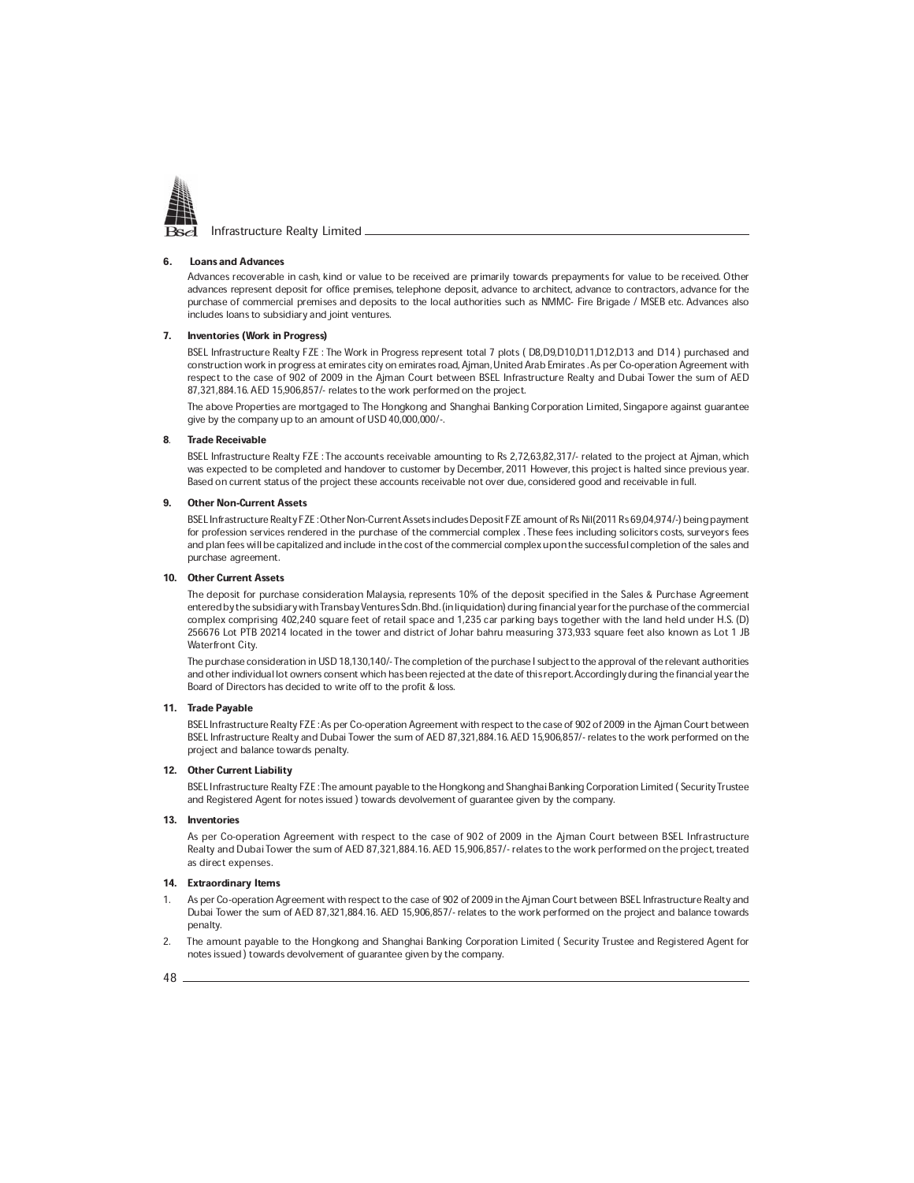### 6. Loans and Advances

Advances recoverable in cash, kind or value to be received are primarily towards prepayments for value to be received. Other advances represent deposit for office premises, telephone deposit, advance to architect, advance to contractors, advance for the purchase of commercial premises and deposits to the local authorities such as NMMC- Fire Brigade / MSEB etc. Advances also includes loans to subsidiary and joint ventures.

### 7. Inventories (Work in Progress)

BSEL Infrastructure Realty FZE : The Work in Progress represent total 7 plots ( D8,D9,D10,D11,D12,D13 and D14 ) purchased and construction work in progress at emirates city on emirates road, Ajman, United Arab Emirates . As per Co-operation Agreement with respect to the case of 902 of 2009 in the Ajman Court between BSEL Infrastructure Realty and Dubai Tower the sum of AED 87,321,884.16. AED 15,906,857/- relates to the work performed on the project.

The above Properties are mortgaged to The Hongkong and Shanghai Banking Corporation Limited, Singapore against guarantee give by the company up to an amount of USD 40,000,000/-.

### 8. Trade Receivable

BSEL Infrastructure Realty FZE : The accounts receivable amounting to Rs 2,72,63,82,317/- related to the project at Ajman, which was expected to be completed and handover to customer by December, 2011 However, this project is halted since previous year. Based on current status of the project these accounts receivable not over due, considered good and receivable in full.

### 9. Other Non-Current Assets

BSEL Infrastructure Realty FZE : Other Non-Current Assets includes Deposit FZE amount of Rs Nil(2011 Rs 69,04,974/-) being payment for profession services rendered in the purchase of the commercial complex . These fees including solicitors costs, surveyors fees and plan fees will be capitalized and include in the cost of the commercial complex upon the successful completion of the sales and purchase agreement.

### 10. Other Current Assets

The deposit for purchase consideration Malaysia, represents 10% of the deposit specified in the Sales & Purchase Agreement entered by the subsidiary with Transbay Ventures Sdn. Bhd. (in liquidation) during financial year for the purchase of the commercial complex comprising 402,240 square feet of retail space and 1,235 car parking bays together with the land held under H.S. (D) 256676 Lot PTB 20214 located in the tower and district of Johar bahru measuring 373,933 square feet also known as Lot 1 JB Waterfront City.

The purchase consideration in USD 18,130,140/- The completion of the purchase I subject to the approval of the relevant authorities and other individual lot owners consent which has been rejected at the date of this report. Accordingly during the financial year the Board of Directors has decided to write off to the profit & loss.

### 11. Trade Payable

BSEL Infrastructure Realty FZE : As per Co-operation Agreement with respect to the case of 902 of 2009 in the Ajman Court between BSEL Infrastructure Realty and Dubai Tower the sum of AED 87,321,884.16. AED 15,906,857/- relates to the work performed on the project and balance towards penalty.

### 12. Other Current Liability

BSEL Infrastructure Realty FZE : The amount payable to the Hongkong and Shanghai Banking Corporation Limited ( Security Trustee and Registered Agent for notes issued ) towards devolvement of guarantee given by the company.

### 13. Inventories

As per Co-operation Agreement with respect to the case of 902 of 2009 in the Ajman Court between BSEL Infrastructure Realty and Dubai Tower the sum of AED 87,321,884.16. AED 15,906,857/- relates to the work performed on the project, treated as direct expenses.

### 14. Extraordinary Items

1. As per Co-operation Agreement with respect to the case of 902 of 2009 in the Ajman Court between BSEL Infrastructure Realty and Dubai Tower the sum of AED 87,321,884.16. AED 15,906,857/- relates to the work performed on the project and balance towards penalty.
2. The amount payable to the Hongkong and Shanghai Banking Corporation Limited ( Security Trustee and Registered Agent for notes issued ) towards devolvement of guarantee given by the company.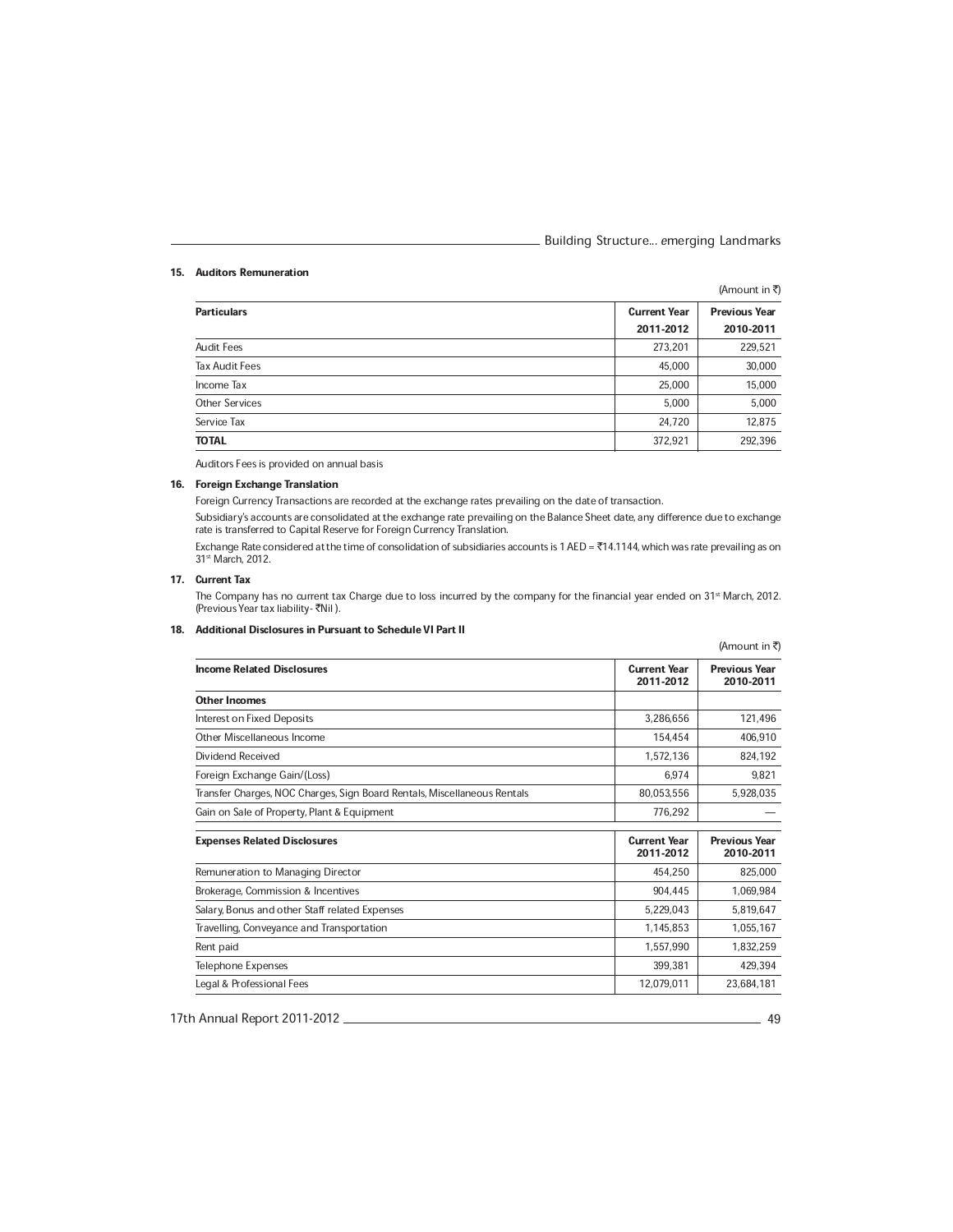**15. Auditors Remuneration**

(Amount in ₹)

| Particulars | Current Year 2011-2012 | Previous Year 2010-2011 |
|---|---|---|
| Audit Fees | 273,201 | 229,521 |
| Tax Audit Fees | 45,000 | 30,000 |
| Income Tax | 25,000 | 15,000 |
| Other Services | 5,000 | 5,000 |
| Service Tax | 24,720 | 12,875 |
| **TOTAL** | 372,921 | 292,396 |

Auditors Fees is provided on annual basis

**16. Foreign Exchange Translation**

Foreign Currency Transactions are recorded at the exchange rates prevailing on the date of transaction.

Subsidiary's accounts are consolidated at the exchange rate prevailing on the Balance Sheet date, any difference due to exchange rate is transferred to Capital Reserve for Foreign Currency Translation.

Exchange Rate considered at the time of consolidation of subsidiaries accounts is 1 AED = ₹14.1144, which was rate prevailing as on 31st March, 2012.

**17. Current Tax**

The Company has no current tax Charge due to loss incurred by the company for the financial year ended on 31st March, 2012. (Previous Year tax liability- ₹Nil ).

**18. Additional Disclosures in Pursuant to Schedule VI Part II**

(Amount in ₹)

| Income Related Disclosures | Current Year 2011-2012 | Previous Year 2010-2011 |
|---|---|---|
| **Other Incomes** | | |
| Interest on Fixed Deposits | 3,286,656 | 121,496 |
| Other Miscellaneous Income | 154,454 | 406,910 |
| Dividend Received | 1,572,136 | 824,192 |
| Foreign Exchange Gain/(Loss) | 6,974 | 9,821 |
| Transfer Charges, NOC Charges, Sign Board Rentals, Miscellaneous Rentals | 80,053,556 | 5,928,035 |
| Gain on Sale of Property, Plant & Equipment | 776,292 | — |

| Expenses Related Disclosures | Current Year 2011-2012 | Previous Year 2010-2011 |
|---|---|---|
| Remuneration to Managing Director | 454,250 | 825,000 |
| Brokerage, Commission & Incentives | 904,445 | 1,069,984 |
| Salary, Bonus and other Staff related Expenses | 5,229,043 | 5,819,647 |
| Travelling, Conveyance and Transportation | 1,145,853 | 1,055,167 |
| Rent paid | 1,557,990 | 1,832,259 |
| Telephone Expenses | 399,381 | 429,394 |
| Legal & Professional Fees | 12,079,011 | 23,684,181 |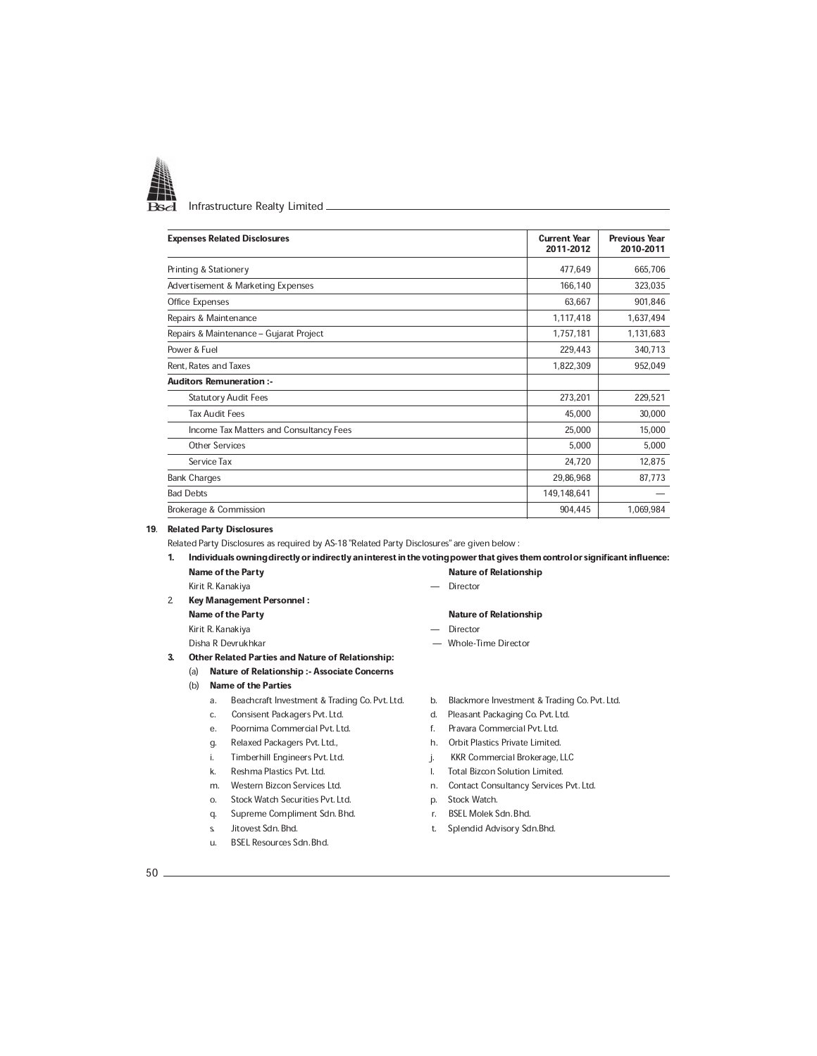| Expenses Related Disclosures | Current Year 2011-2012 | Previous Year 2010-2011 |
|---|---|---|
| Printing & Stationery | 477,649 | 665,706 |
| Advertisement & Marketing Expenses | 166,140 | 323,035 |
| Office Expenses | 63,667 | 901,846 |
| Repairs & Maintenance | 1,117,418 | 1,637,494 |
| Repairs & Maintenance – Gujarat Project | 1,757,181 | 1,131,683 |
| Power & Fuel | 229,443 | 340,713 |
| Rent, Rates and Taxes | 1,822,309 | 952,049 |
| **Auditors Remuneration :-** | | |
| Statutory Audit Fees | 273,201 | 229,521 |
| Tax Audit Fees | 45,000 | 30,000 |
| Income Tax Matters and Consultancy Fees | 25,000 | 15,000 |
| Other Services | 5,000 | 5,000 |
| Service Tax | 24,720 | 12,875 |
| Bank Charges | 29,86,968 | 87,773 |
| Bad Debts | 149,148,641 | — |
| Brokerage & Commission | 904,445 | 1,069,984 |

**19. Related Party Disclosures**

Related Party Disclosures as required by AS-18 "Related Party Disclosures" are given below :

1. **Individuals owning directly or indirectly an interest in the voting power that gives them control or significant influence:**

| Name of the Party | Nature of Relationship |
|---|---|
| Kirit R. Kanakiya | Director |

2. **Key Management Personnel :**

| Name of the Party | Nature of Relationship |
|---|---|
| Kirit R. Kanakiya | Director |
| Disha R Devrukhkar | Whole-Time Director |

3. **Other Related Parties and Nature of Relationship:**
   - (a) **Nature of Relationship :- Associate Concerns**
   - (b) **Name of the Parties**
     - a. Beachcraft Investment & Trading Co. Pvt. Ltd.
     - b. Blackmore Investment & Trading Co. Pvt. Ltd.
     - c. Consisent Packagers Pvt. Ltd.
     - d. Pleasant Packaging Co. Pvt. Ltd.
     - e. Poornima Commercial Pvt. Ltd.
     - f. Pravara Commercial Pvt. Ltd.
     - g. Relaxed Packagers Pvt. Ltd.,
     - h. Orbit Plastics Private Limited.
     - i. Timberhill Engineers Pvt. Ltd.
     - j. KKR Commercial Brokerage, LLC
     - k. Reshma Plastics Pvt. Ltd.
     - l. Total Bizcon Solution Limited.
     - m. Western Bizcon Services Ltd.
     - n. Contact Consultancy Services Pvt. Ltd.
     - o. Stock Watch Securities Pvt. Ltd.
     - p. Stock Watch.
     - q. Supreme Compliment Sdn. Bhd.
     - r. BSEL Molek Sdn. Bhd.
     - s. Jitovest Sdn. Bhd.
     - t. Splendid Advisory Sdn.Bhd.
     - u. BSEL Resources Sdn. Bhd.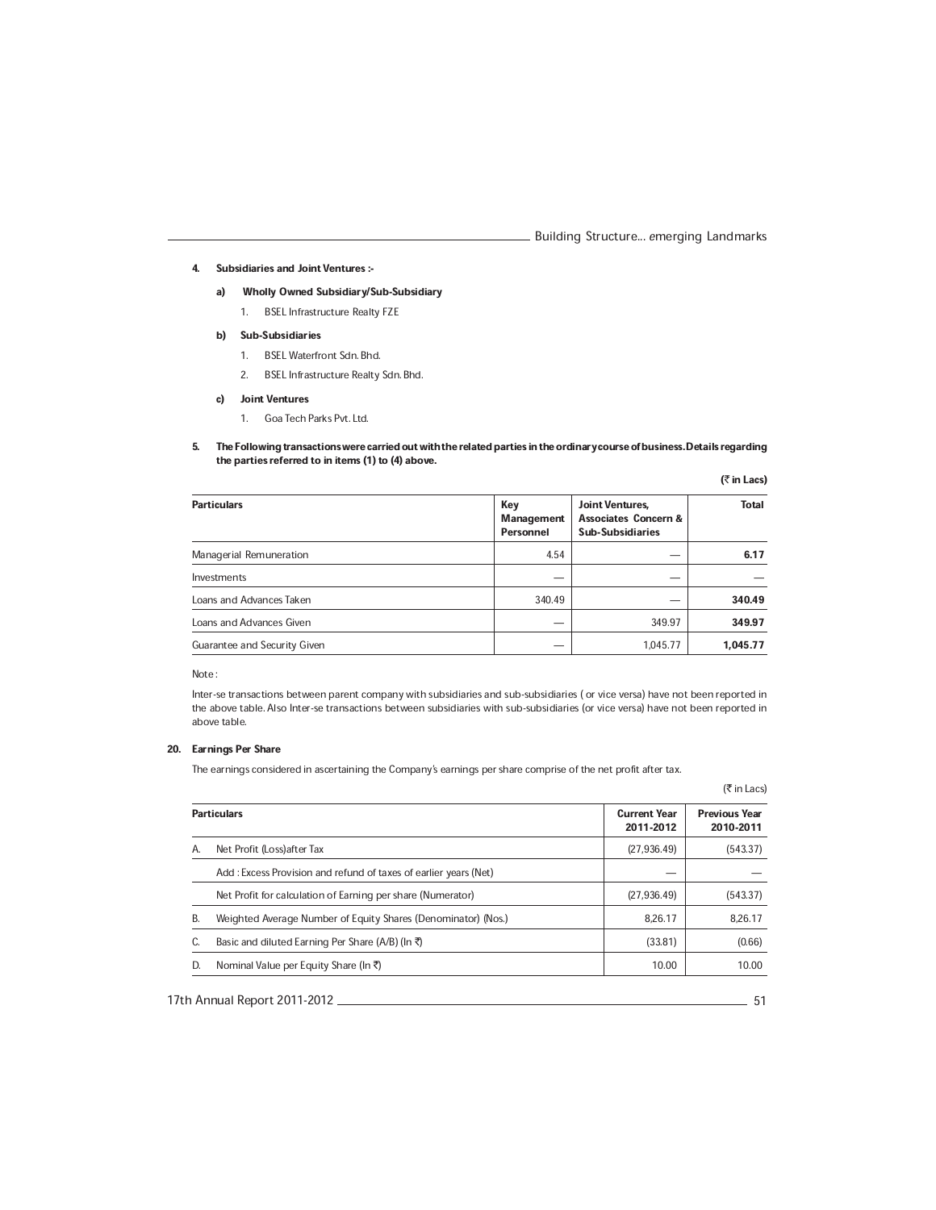4. **Subsidiaries and Joint Ventures :-**

   a) **Wholly Owned Subsidiary/Sub-Subsidiary**

      1. BSEL Infrastructure Realty FZE

   b) **Sub-Subsidiaries**

      1. BSEL Waterfront Sdn. Bhd.
      2. BSEL Infrastructure Realty Sdn. Bhd.

   c) **Joint Ventures**

      1. Goa Tech Parks Pvt. Ltd.

5. **The Following transactions were carried out with the related parties in the ordinary course of business. Details regarding the parties referred to in items (1) to (4) above.**

**(₹ in Lacs)**

| Particulars | Key Management Personnel | Joint Ventures, Associates Concern & Sub-Subsidiaries | Total |
|---|---|---|---|
| Managerial Remuneration | 4.54 | — | **6.17** |
| Investments | — | — | — |
| Loans and Advances Taken | 340.49 | — | **340.49** |
| Loans and Advances Given | — | 349.97 | **349.97** |
| Guarantee and Security Given | — | 1,045.77 | **1,045.77** |

Note :

Inter-se transactions between parent company with subsidiaries and sub-subsidiaries ( or vice versa) have not been reported in the above table. Also Inter-se transactions between subsidiaries with sub-subsidiaries (or vice versa) have not been reported in above table.

## 20. Earnings Per Share

The earnings considered in ascertaining the Company's earnings per share comprise of the net profit after tax.

(₹ in Lacs)

| | Particulars | Current Year 2011-2012 | Previous Year 2010-2011 |
|---|---|---|---|
| A. | Net Profit (Loss)after Tax | (27,936.49) | (543.37) |
| | Add : Excess Provision and refund of taxes of earlier years (Net) | — | — |
| | Net Profit for calculation of Earning per share (Numerator) | (27,936.49) | (543.37) |
| B. | Weighted Average Number of Equity Shares (Denominator) (Nos.) | 8,26.17 | 8,26.17 |
| C. | Basic and diluted Earning Per Share (A/B) (In ₹) | (33.81) | (0.66) |
| D. | Nominal Value per Equity Share (In ₹) | 10.00 | 10.00 |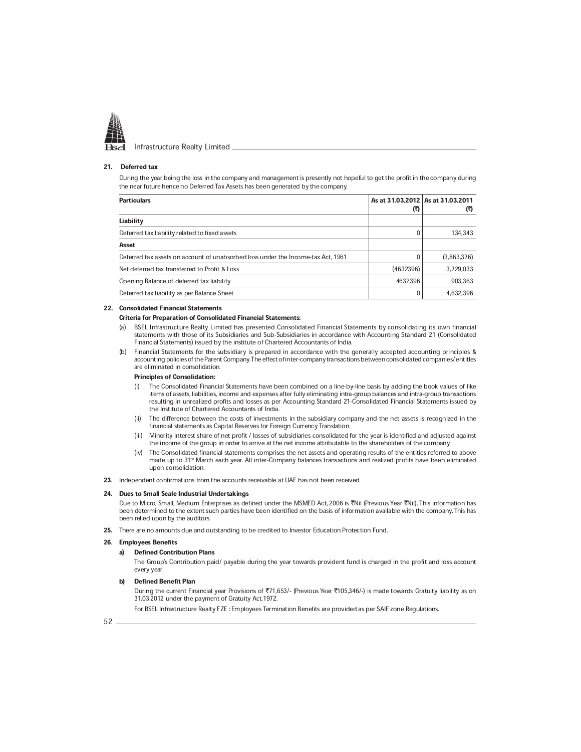## 21. Deferred tax

During the year being the loss in the company and management is presently not hopeful to get the profit in the company during the near future hence no Deferred Tax Assets has been generated by the company.

| Particulars | As at 31.03.2012 (₹) | As at 31.03.2011 (₹) |
|---|---|---|
| **Liability** | | |
| Deferred tax liability related to fixed assets | 0 | 134,343 |
| **Asset** | | |
| Deferred tax assets on account of unabsorbed loss under the Income-tax Act, 1961 | 0 | (3,863,376) |
| Net deferred tax transferred to Profit & Loss | (4632396) | 3,729,033 |
| Opening Balance of deferred tax liability | 4632396 | 903,363 |
| Deferred tax liability as per Balance Sheet | 0 | 4,632,396 |

## 22. Consolidated Financial Statements

**Criteria for Preparation of Consolidated Financial Statements:**

(a) BSEL Infrastructure Realty Limited has presented Consolidated Financial Statements by consolidating its own financial statements with those of its Subsidiaries and Sub-Subsidiaries in accordance with Accounting Standard 21 (Consolidated Financial Statements) issued by the institute of Chartered Accountants of India.

(b) Financial Statements for the subsidiary is prepared in accordance with the generally accepted accounting principles & accounting policies of the Parent Company.The effect of inter-company transactions between consolidated companies/ entitles are eliminated in consolidation.

**Principles of Consolidation:**

(i) The Consolidated Financial Statements have been combined on a line-by-line basis by adding the book values of like items of assets, liabilities, income and expenses after fully eliminating intra-group balances and intra-group transactions resulting in unrealized profits and losses as per Accounting Standard 21-Consolidated Financial Statements issued by the Institute of Chartered Accountants of India.

(ii) The difference between the costs of investments in the subsidiary company and the net assets is recognized in the financial statements as Capital Reserves for Foreign Currency Translation.

(iii) Minority interest share of net profit / losses of subsidiaries consolidated for the year is identified and adjusted against the income of the group in order to arrive at the net income attributable to the shareholders of the company.

(iv) The Consolidated financial statements comprises the net assets and operating results of the entities referred to above made up to 31st March each year. All inter-Company balances transactions and realized profits have been eliminated upon consolidation.

**23**. Independent confirmations from the accounts receivable at UAE has not been received.

## 24. Dues to Small Scale Industrial Undertakings

Due to Micro, Small, Medium Enterprises as defined under the MSMED Act, 2006 is ₹Nil (Previous Year ₹Nil). This information has been determined to the extent such parties have been identified on the basis of information available with the company. This has been relied upon by the auditors.

**25.** There are no amounts due and outstanding to be credited to Investor Education Protection Fund.

## 26. Employees Benefits

**a) Defined Contribution Plans**

The Group's Contribution paid/ payable during the year towards provident fund is charged in the profit and loss account every year.

**b) Defined Benefit Plan**

During the current Financial year Provisions of ₹71,653/- (Previous Year ₹105,346/-) is made towards Gratuity liability as on 31.03.2012 under the payment of Gratuity Act,1972.

For BSEL Infrastructure Realty FZE : Employees Termination Benefits are provided as per SAIF zone Regulations.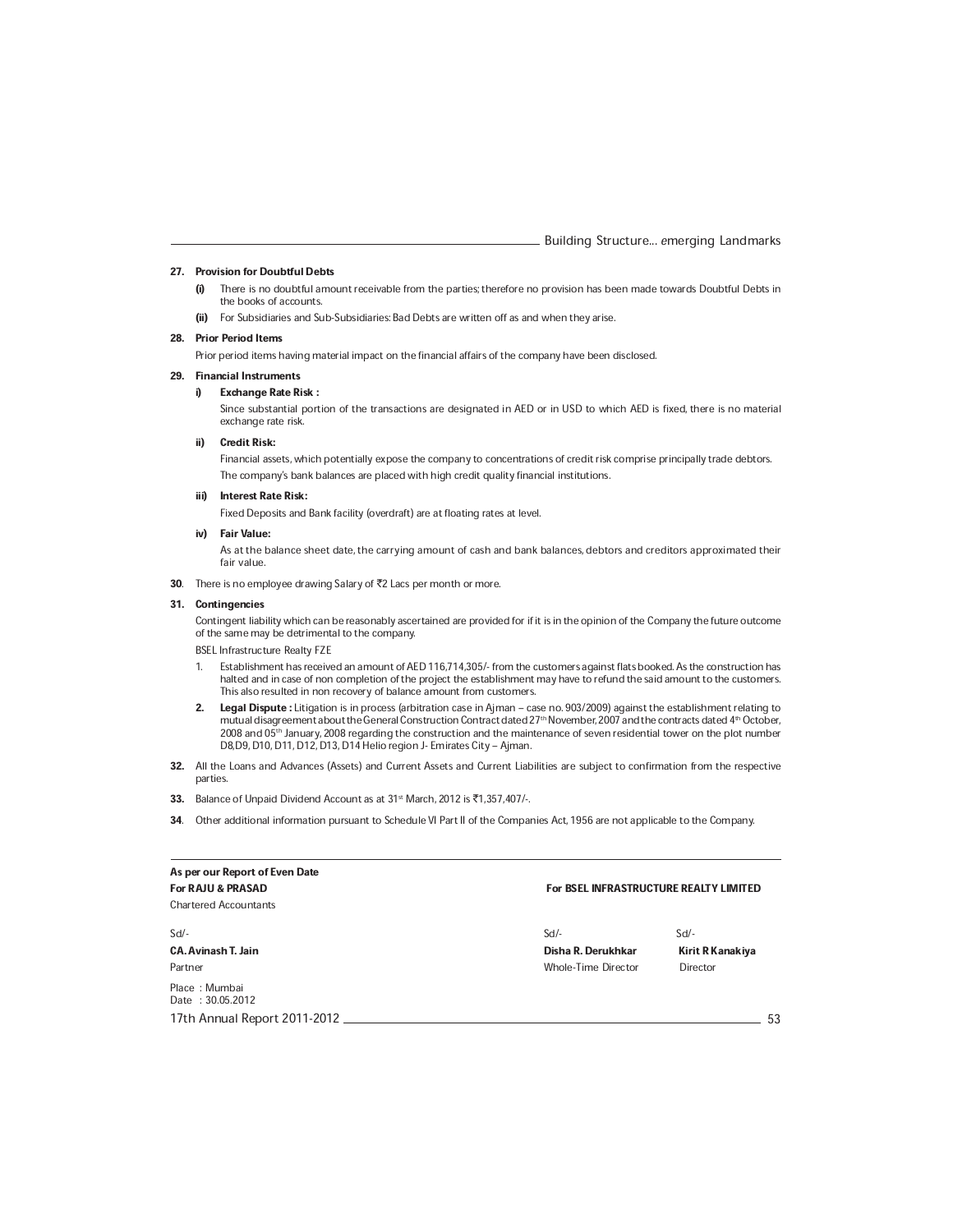**27. Provision for Doubtful Debts**

**(i)** There is no doubtful amount receivable from the parties; therefore no provision has been made towards Doubtful Debts in the books of accounts.

**(ii)** For Subsidiaries and Sub-Subsidiaries: Bad Debts are written off as and when they arise.

**28. Prior Period Items**

Prior period items having material impact on the financial affairs of the company have been disclosed.

**29. Financial Instruments**

**i) Exchange Rate Risk :**

Since substantial portion of the transactions are designated in AED or in USD to which AED is fixed, there is no material exchange rate risk.

**ii) Credit Risk:**

Financial assets, which potentially expose the company to concentrations of credit risk comprise principally trade debtors.

The company's bank balances are placed with high credit quality financial institutions.

**iii) Interest Rate Risk:**

Fixed Deposits and Bank facility (overdraft) are at floating rates at level.

**iv) Fair Value:**

As at the balance sheet date, the carrying amount of cash and bank balances, debtors and creditors approximated their fair value.

**30**. There is no employee drawing Salary of ₹2 Lacs per month or more.

**31. Contingencies**

Contingent liability which can be reasonably ascertained are provided for if it is in the opinion of the Company the future outcome of the same may be detrimental to the company.

BSEL Infrastructure Realty FZE

1. Establishment has received an amount of AED 116,714,305/- from the customers against flats booked. As the construction has halted and in case of non completion of the project the establishment may have to refund the said amount to the customers. This also resulted in non recovery of balance amount from customers.
2. **Legal Dispute :** Litigation is in process (arbitration case in Ajman – case no. 903/2009) against the establishment relating to mutual disagreement about the General Construction Contract dated 27th November, 2007 and the contracts dated 4th October, 2008 and 05th January, 2008 regarding the construction and the maintenance of seven residential tower on the plot number D8,D9, D10, D11, D12, D13, D14 Helio region J- Emirates City – Ajman.

**32.** All the Loans and Advances (Assets) and Current Assets and Current Liabilities are subject to confirmation from the respective parties.

**33.** Balance of Unpaid Dividend Account as at 31st March, 2012 is ₹1,357,407/-.

**34**. Other additional information pursuant to Schedule VI Part II of the Companies Act, 1956 are not applicable to the Company.

**As per our Report of Even Date**
**For RAJU & PRASAD**
Chartered Accountants

Sd/-
**CA. Avinash T. Jain**
Partner

Place : Mumbai
Date : 30.05.2012

**For BSEL INFRASTRUCTURE REALTY LIMITED**

| | |
|---|---|
| Sd/- | Sd/- |
| **Disha R. Derukhkar** | **Kirit R Kanakiya** |
| Whole-Time Director | Director |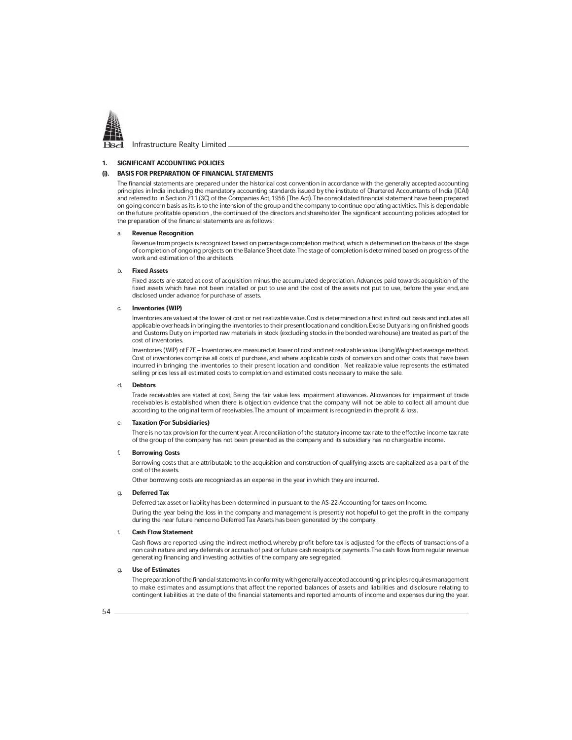## 1. SIGNIFICANT ACCOUNTING POLICIES

### (i). BASIS FOR PREPARATION OF FINANCIAL STATEMENTS

The financial statements are prepared under the historical cost convention in accordance with the generally accepted accounting principles in India including the mandatory accounting standards issued by the institute of Chartered Accountants of India (ICAI) and referred to in Section 211 (3C) of the Companies Act, 1956 (The Act). The consolidated financial statement have been prepared on going concern basis as its is to the intension of the group and the company to continue operating activities. This is dependable on the future profitable operation , the continued of the directors and shareholder. The significant accounting policies adopted for the preparation of the financial statements are as follows :

a. **Revenue Recognition**

Revenue from projects is recognized based on percentage completion method, which is determined on the basis of the stage of completion of ongoing projects on the Balance Sheet date. The stage of completion is determined based on progress of the work and estimation of the architects.

b. **Fixed Assets**

Fixed assets are stated at cost of acquisition minus the accumulated depreciation. Advances paid towards acquisition of the fixed assets which have not been installed or put to use and the cost of the assets not put to use, before the year end, are disclosed under advance for purchase of assets.

c. **Inventories (WIP)**

Inventories are valued at the lower of cost or net realizable value. Cost is determined on a first in first out basis and includes all applicable overheads in bringing the inventories to their present location and condition. Excise Duty arising on finished goods and Customs Duty on imported raw materials in stock (excluding stocks in the bonded warehouse) are treated as part of the cost of inventories.

Inventories (WIP) of FZE – Inventories are measured at lower of cost and net realizable value. Using Weighted average method. Cost of inventories comprise all costs of purchase, and where applicable costs of conversion and other costs that have been incurred in bringing the inventories to their present location and condition . Net realizable value represents the estimated selling prices less all estimated costs to completion and estimated costs necessary to make the sale.

d. **Debtors**

Trade receivables are stated at cost, Being the fair value less impairment allowances. Allowances for impairment of trade receivables is established when there is objection evidence that the company will not be able to collect all amount due according to the original term of receivables. The amount of impairment is recognized in the profit & loss.

e. **Taxation (For Subsidiaries)**

There is no tax provision for the current year. A reconciliation of the statutory income tax rate to the effective income tax rate of the group of the company has not been presented as the company and its subsidiary has no chargeable income.

f. **Borrowing Costs**

Borrowing costs that are attributable to the acquisition and construction of qualifying assets are capitalized as a part of the cost of the assets.

Other borrowing costs are recognized as an expense in the year in which they are incurred.

g. **Deferred Tax**

Deferred tax asset or liability has been determined in pursuant to the AS-22-Accounting for taxes on Income.

During the year being the loss in the company and management is presently not hopeful to get the profit in the company during the near future hence no Deferred Tax Assets has been generated by the company.

f. **Cash Flow Statement**

Cash flows are reported using the indirect method, whereby profit before tax is adjusted for the effects of transactions of a non cash nature and any deferrals or accruals of past or future cash receipts or payments. The cash flows from regular revenue generating financing and investing activities of the company are segregated.

g. **Use of Estimates**

The preparation of the financial statements in conformity with generally accepted accounting principles requires management to make estimates and assumptions that affect the reported balances of assets and liabilities and disclosure relating to contingent liabilities at the date of the financial statements and reported amounts of income and expenses during the year.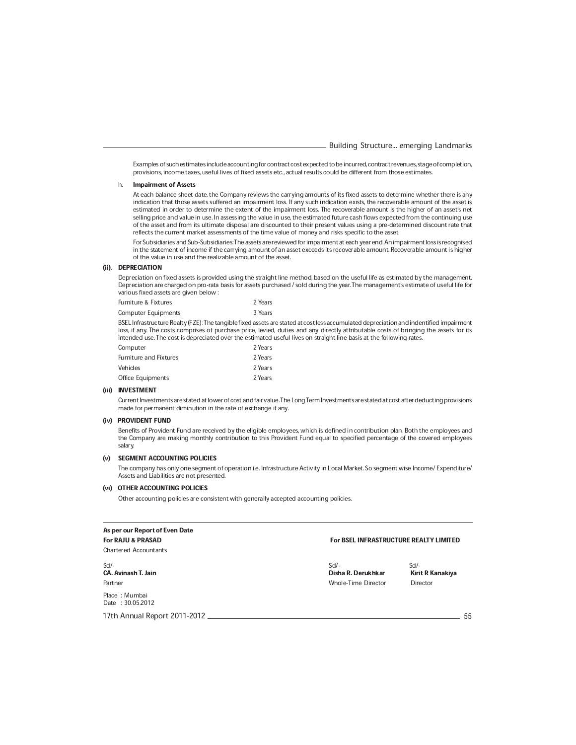Examples of such estimates include accounting for contract cost expected to be incurred, contract revenues, stage of completion, provisions, income taxes, useful lives of fixed assets etc., actual results could be different from those estimates.

h. **Impairment of Assets**

At each balance sheet date, the Company reviews the carrying amounts of its fixed assets to determine whether there is any indication that those assets suffered an impairment loss. If any such indication exists, the recoverable amount of the asset is estimated in order to determine the extent of the impairment loss. The recoverable amount is the higher of an asset's net selling price and value in use. In assessing the value in use, the estimated future cash flows expected from the continuing use of the asset and from its ultimate disposal are discounted to their present values using a pre-determined discount rate that reflects the current market assessments of the time value of money and risks specific to the asset.

For Subsidiaries and Sub-Subsidiaries: The assets are reviewed for impairment at each year end. An impairment loss is recognised in the statement of income if the carrying amount of an asset exceeds its recoverable amount. Recoverable amount is higher of the value in use and the realizable amount of the asset.

**(ii). DEPRECIATION**

Depreciation on fixed assets is provided using the straight line method, based on the useful life as estimated by the management. Depreciation are charged on pro-rata basis for assets purchased / sold during the year. The management's estimate of useful life for various fixed assets are given below :

| | |
|---|---|
| Furniture & Fixtures | 2 Years |
| Computer Equipments | 3 Years |

BSEL Infrastructure Realty (FZE): The tangible fixed assets are stated at cost less accumulated depreciation and indentified impairment loss, if any. The costs comprises of purchase price, levied, duties and any directly attributable costs of bringing the assets for its intended use. The cost is depreciated over the estimated useful lives on straight line basis at the following rates.

| | |
|---|---|
| Computer | 2 Years |
| Furniture and Fixtures | 2 Years |
| Vehicles | 2 Years |
| Office Equipments | 2 Years |

**(iii) INVESTMENT**

Current Investments are stated at lower of cost and fair value. The Long Term Investments are stated at cost after deducting provisions made for permanent diminution in the rate of exchange if any.

**(iv) PROVIDENT FUND**

Benefits of Provident Fund are received by the eligible employees, which is defined in contribution plan. Both the employees and the Company are making monthly contribution to this Provident Fund equal to specified percentage of the covered employees salary.

**(v) SEGMENT ACCOUNTING POLICIES**

The company has only one segment of operation i.e. Infrastructure Activity in Local Market. So segment wise Income/ Expenditure/ Assets and Liabilities are not presented.

**(vi) OTHER ACCOUNTING POLICIES**

Other accounting policies are consistent with generally accepted accounting policies.

**As per our Report of Even Date**
**For RAJU & PRASAD**
Chartered Accountants

Sd/-
**CA. Avinash T. Jain**
Partner

Place : Mumbai
Date : 30.05.2012

**For BSEL INFRASTRUCTURE REALTY LIMITED**

Sd/-
**Disha R. Derukhkar**
Whole-Time Director

Sd/-
**Kirit R Kanakiya**
Director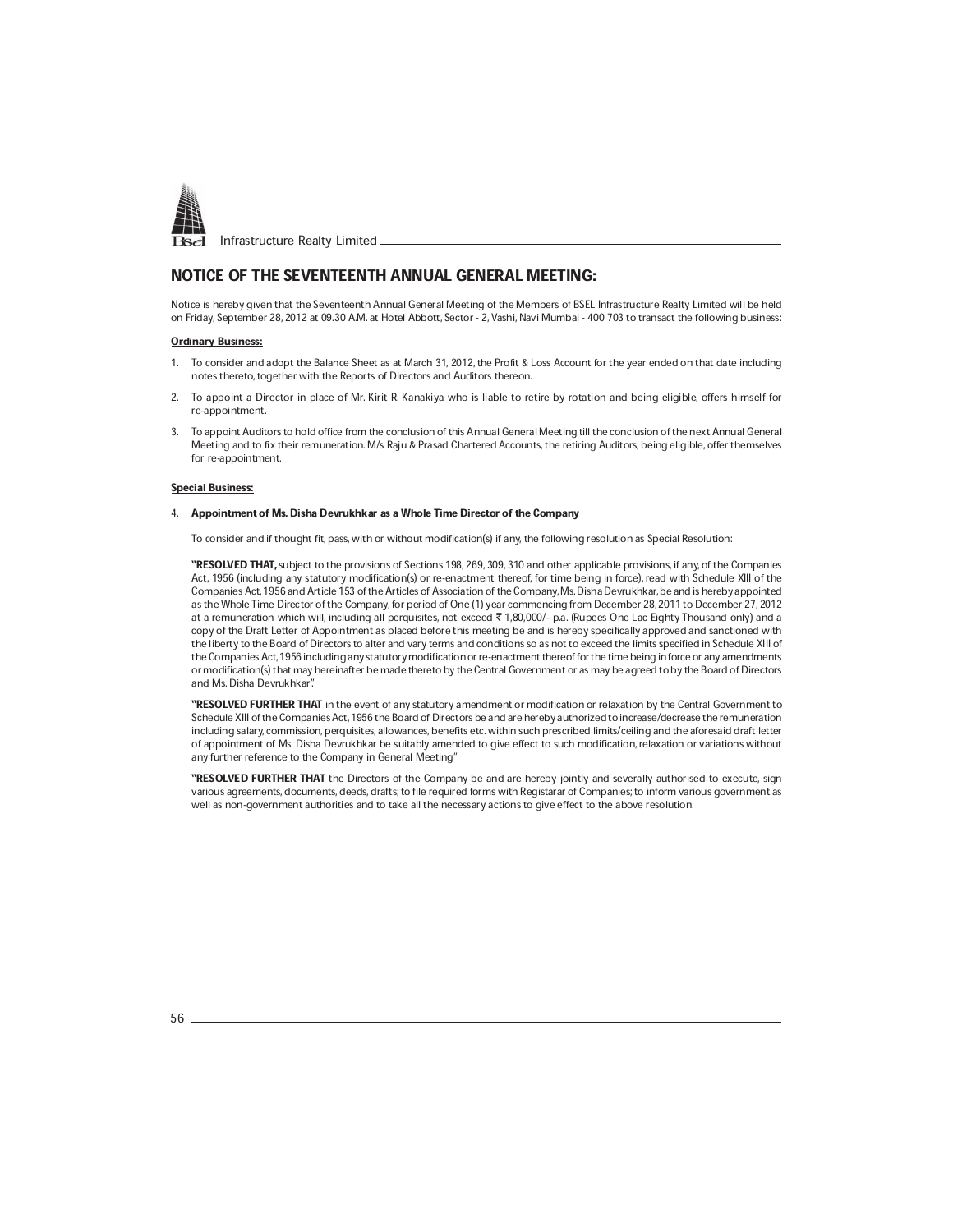# NOTICE OF THE SEVENTEENTH ANNUAL GENERAL MEETING:

Notice is hereby given that the Seventeenth Annual General Meeting of the Members of BSEL Infrastructure Realty Limited will be held on Friday, September 28, 2012 at 09.30 A.M. at Hotel Abbott, Sector - 2, Vashi, Navi Mumbai - 400 703 to transact the following business:

**Ordinary Business:**

1. To consider and adopt the Balance Sheet as at March 31, 2012, the Profit & Loss Account for the year ended on that date including notes thereto, together with the Reports of Directors and Auditors thereon.

2. To appoint a Director in place of Mr. Kirit R. Kanakiya who is liable to retire by rotation and being eligible, offers himself for re-appointment.

3. To appoint Auditors to hold office from the conclusion of this Annual General Meeting till the conclusion of the next Annual General Meeting and to fix their remuneration. M/s Raju & Prasad Chartered Accounts, the retiring Auditors, being eligible, offer themselves for re-appointment.

**Special Business:**

4. **Appointment of Ms. Disha Devrukhkar as a Whole Time Director of the Company**

   To consider and if thought fit, pass, with or without modification(s) if any, the following resolution as Special Resolution:

   **"RESOLVED THAT,** subject to the provisions of Sections 198, 269, 309, 310 and other applicable provisions, if any, of the Companies Act, 1956 (including any statutory modification(s) or re-enactment thereof, for time being in force), read with Schedule XIII of the Companies Act, 1956 and Article 153 of the Articles of Association of the Company, Ms. Disha Devrukhkar, be and is hereby appointed as the Whole Time Director of the Company, for period of One (1) year commencing from December 28, 2011 to December 27, 2012 at a remuneration which will, including all perquisites, not exceed ₹ 1,80,000/- p.a. (Rupees One Lac Eighty Thousand only) and a copy of the Draft Letter of Appointment as placed before this meeting be and is hereby specifically approved and sanctioned with the liberty to the Board of Directors to alter and vary terms and conditions so as not to exceed the limits specified in Schedule XIII of the Companies Act, 1956 including any statutory modification or re-enactment thereof for the time being in force or any amendments or modification(s) that may hereinafter be made thereto by the Central Government or as may be agreed to by the Board of Directors and Ms. Disha Devrukhkar".

   **"RESOLVED FURTHER THAT** in the event of any statutory amendment or modification or relaxation by the Central Government to Schedule XIII of the Companies Act, 1956 the Board of Directors be and are hereby authorized to increase/decrease the remuneration including salary, commission, perquisites, allowances, benefits etc. within such prescribed limits/ceiling and the aforesaid draft letter of appointment of Ms. Disha Devrukhkar be suitably amended to give effect to such modification, relaxation or variations without any further reference to the Company in General Meeting"

   **"RESOLVED FURTHER THAT** the Directors of the Company be and are hereby jointly and severally authorised to execute, sign various agreements, documents, deeds, drafts; to file required forms with Registarar of Companies; to inform various government as well as non-government authorities and to take all the necessary actions to give effect to the above resolution.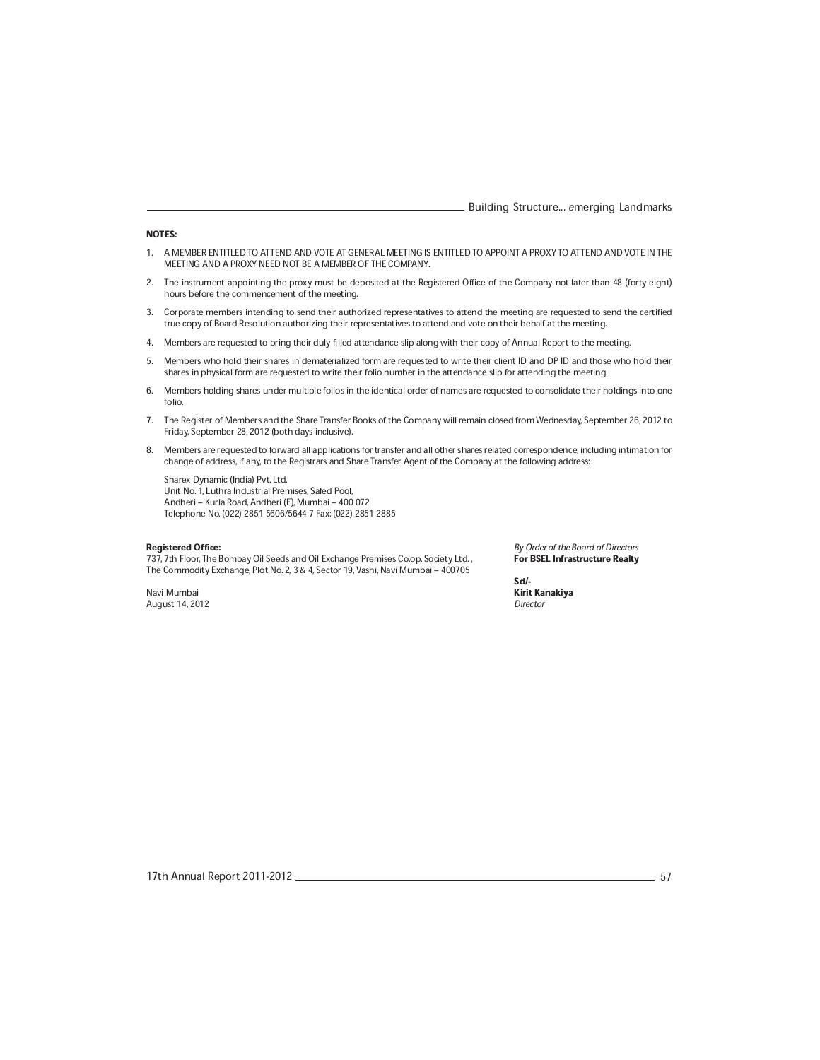**NOTES:**

1. A MEMBER ENTITLED TO ATTEND AND VOTE AT GENERAL MEETING IS ENTITLED TO APPOINT A PROXY TO ATTEND AND VOTE IN THE MEETING AND A PROXY NEED NOT BE A MEMBER OF THE COMPANY.
2. The instrument appointing the proxy must be deposited at the Registered Office of the Company not later than 48 (forty eight) hours before the commencement of the meeting.
3. Corporate members intending to send their authorized representatives to attend the meeting are requested to send the certified true copy of Board Resolution authorizing their representatives to attend and vote on their behalf at the meeting.
4. Members are requested to bring their duly filled attendance slip along with their copy of Annual Report to the meeting.
5. Members who hold their shares in dematerialized form are requested to write their client ID and DP ID and those who hold their shares in physical form are requested to write their folio number in the attendance slip for attending the meeting.
6. Members holding shares under multiple folios in the identical order of names are requested to consolidate their holdings into one folio.
7. The Register of Members and the Share Transfer Books of the Company will remain closed from Wednesday, September 26, 2012 to Friday, September 28, 2012 (both days inclusive).
8. Members are requested to forward all applications for transfer and all other shares related correspondence, including intimation for change of address, if any, to the Registrars and Share Transfer Agent of the Company at the following address:

   Sharex Dynamic (India) Pvt. Ltd.
   Unit No. 1, Luthra Industrial Premises, Safed Pool,
   Andheri – Kurla Road, Andheri (E), Mumbai – 400 072
   Telephone No. (022) 2851 5606/5644 7 Fax: (022) 2851 2885

**Registered Office:**
737, 7th Floor, The Bombay Oil Seeds and Oil Exchange Premises Co.op. Society Ltd. ,
The Commodity Exchange, Plot No. 2, 3 & 4, Sector 19, Vashi, Navi Mumbai – 400705

Navi Mumbai
August 14, 2012

*By Order of the Board of Directors*
**For BSEL Infrastructure Realty**

**Sd/-**
**Kirit Kanakiya**
*Director*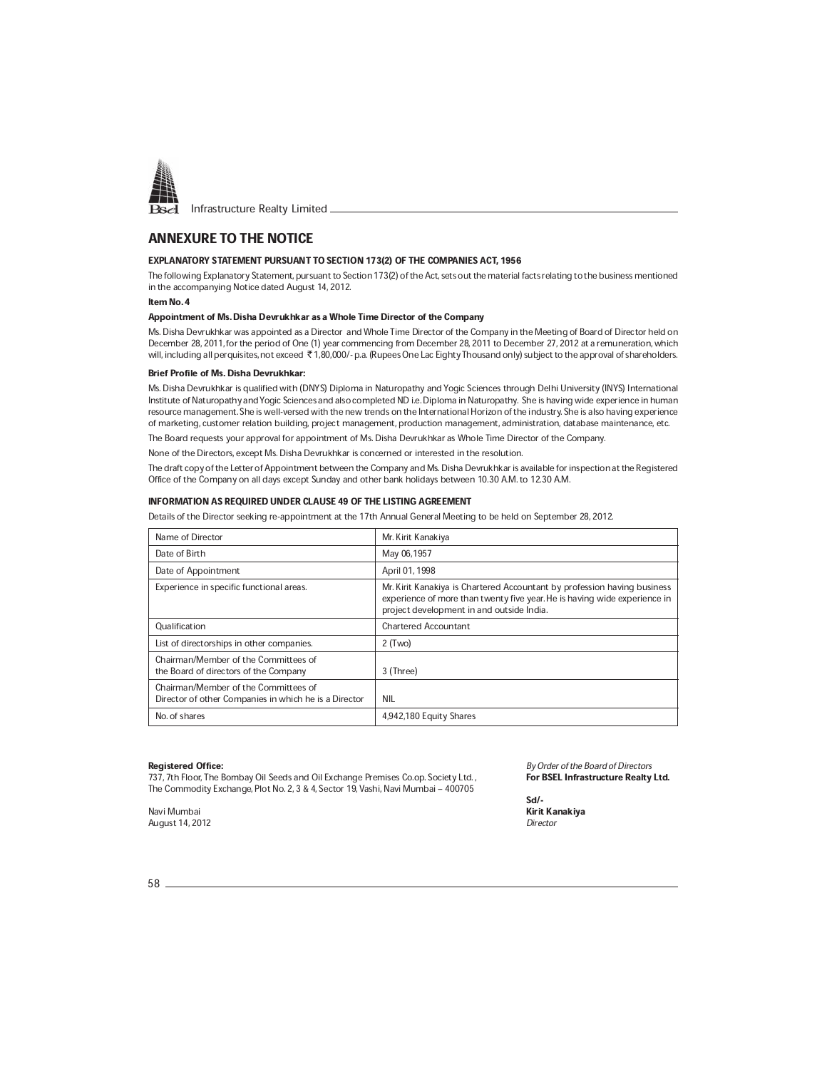## ANNEXURE TO THE NOTICE

**EXPLANATORY STATEMENT PURSUANT TO SECTION 173(2) OF THE COMPANIES ACT, 1956**

The following Explanatory Statement, pursuant to Section 173(2) of the Act, sets out the material facts relating to the business mentioned in the accompanying Notice dated August 14, 2012.

**Item No. 4**

**Appointment of Ms. Disha Devrukhkar as a Whole Time Director of the Company**

Ms. Disha Devrukhkar was appointed as a Director and Whole Time Director of the Company in the Meeting of Board of Director held on December 28, 2011, for the period of One (1) year commencing from December 28, 2011 to December 27, 2012 at a remuneration, which will, including all perquisites, not exceed ₹ 1,80,000/- p.a. (Rupees One Lac Eighty Thousand only) subject to the approval of shareholders.

**Brief Profile of Ms. Disha Devrukhkar:**

Ms. Disha Devrukhkar is qualified with (DNYS) Diploma in Naturopathy and Yogic Sciences through Delhi University (INYS) International Institute of Naturopathy and Yogic Sciences and also completed ND i.e. Diploma in Naturopathy. She is having wide experience in human resource management. She is well-versed with the new trends on the International Horizon of the industry. She is also having experience of marketing, customer relation building, project management, production management, administration, database maintenance, etc.

The Board requests your approval for appointment of Ms. Disha Devrukhkar as Whole Time Director of the Company.

None of the Directors, except Ms. Disha Devrukhkar is concerned or interested in the resolution.

The draft copy of the Letter of Appointment between the Company and Ms. Disha Devrukhkar is available for inspection at the Registered Office of the Company on all days except Sunday and other bank holidays between 10.30 A.M. to 12.30 A.M.

**INFORMATION AS REQUIRED UNDER CLAUSE 49 OF THE LISTING AGREEMENT**

Details of the Director seeking re-appointment at the 17th Annual General Meeting to be held on September 28, 2012.

| | |
|---|---|
| Name of Director | Mr. Kirit Kanakiya |
| Date of Birth | May 06,1957 |
| Date of Appointment | April 01, 1998 |
| Experience in specific functional areas. | Mr. Kirit Kanakiya is Chartered Accountant by profession having business experience of more than twenty five year. He is having wide experience in project development in and outside India. |
| Qualification | Chartered Accountant |
| List of directorships in other companies. | 2 (Two) |
| Chairman/Member of the Committees of the Board of directors of the Company | 3 (Three) |
| Chairman/Member of the Committees of Director of other Companies in which he is a Director | NIL |
| No. of shares | 4,942,180 Equity Shares |

**Registered Office:**
737, 7th Floor, The Bombay Oil Seeds and Oil Exchange Premises Co.op. Society Ltd.,
The Commodity Exchange, Plot No. 2, 3 & 4, Sector 19, Vashi, Navi Mumbai – 400705

Navi Mumbai
August 14, 2012

*By Order of the Board of Directors*
**For BSEL Infrastructure Realty Ltd.**

**Sd/-**
**Kirit Kanakiya**
*Director*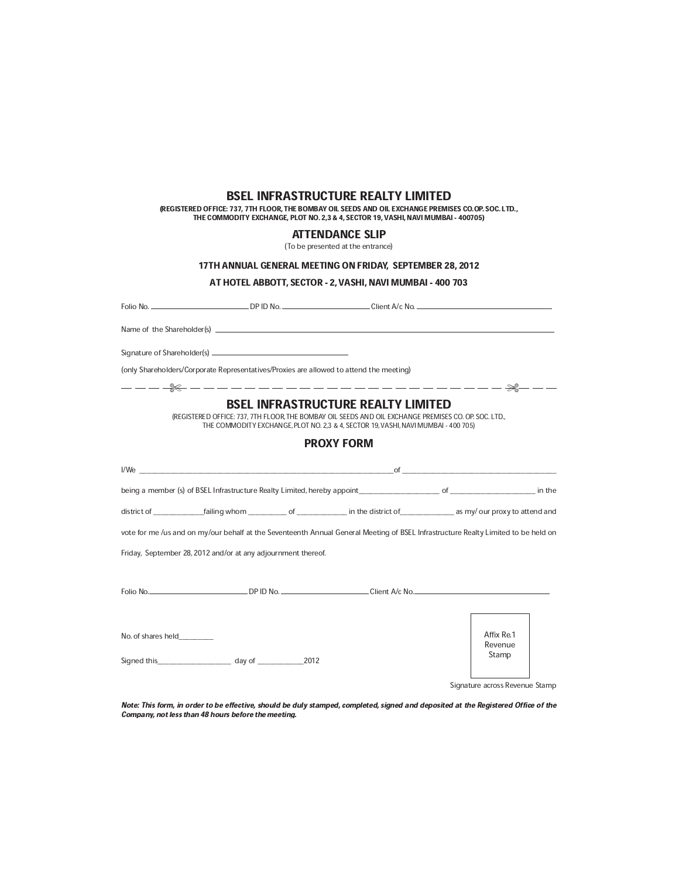# BSEL INFRASTRUCTURE REALTY LIMITED

**(REGISTERED OFFICE: 737, 7TH FLOOR, THE BOMBAY OIL SEEDS AND OIL EXCHANGE PREMISES CO.OP. SOC. LTD., THE COMMODITY EXCHANGE, PLOT NO. 2,3 & 4, SECTOR 19, VASHI, NAVI MUMBAI - 400705)**

## ATTENDANCE SLIP

(To be presented at the entrance)

**17TH ANNUAL GENERAL MEETING ON FRIDAY, SEPTEMBER 28, 2012**

**AT HOTEL ABBOTT, SECTOR - 2, VASHI, NAVI MUMBAI - 400 703**

Folio No. ____________________ DP ID No. ____________________ Client A/c No. ____________________

Name of the Shareholder(s) ________________________________________________

Signature of Shareholder(s) ____________________

(only Shareholders/Corporate Representatives/Proxies are allowed to attend the meeting)

---

# BSEL INFRASTRUCTURE REALTY LIMITED

(REGISTERED OFFICE: 737, 7TH FLOOR, THE BOMBAY OIL SEEDS AND OIL EXCHANGE PREMISES CO. OP. SOC. LTD., THE COMMODITY EXCHANGE, PLOT NO. 2,3 & 4, SECTOR 19, VASHI, NAVI MUMBAI - 400 705)

## PROXY FORM

I/We ________________________________________________ of ____________________________

being a member (s) of BSEL Infrastructure Realty Limited, hereby appoint____________________ of ____________________ in the district of ____________failing whom __________ of ____________ in the district of____________ as my/ our proxy to attend and vote for me /us and on my/our behalf at the Seventeenth Annual General Meeting of BSEL Infrastructure Realty Limited to be held on Friday, September 28, 2012 and/or at any adjournment thereof.

Folio No.____________________ DP ID No. ____________________ Client A/c No.____________________

No. of shares held_________

Signed this__________________ day of ____________2012

Affix Re.1 Revenue Stamp

Signature across Revenue Stamp

***Note: This form, in order to be effective, should be duly stamped, completed, signed and deposited at the Registered Office of the Company, not less than 48 hours before the meeting.***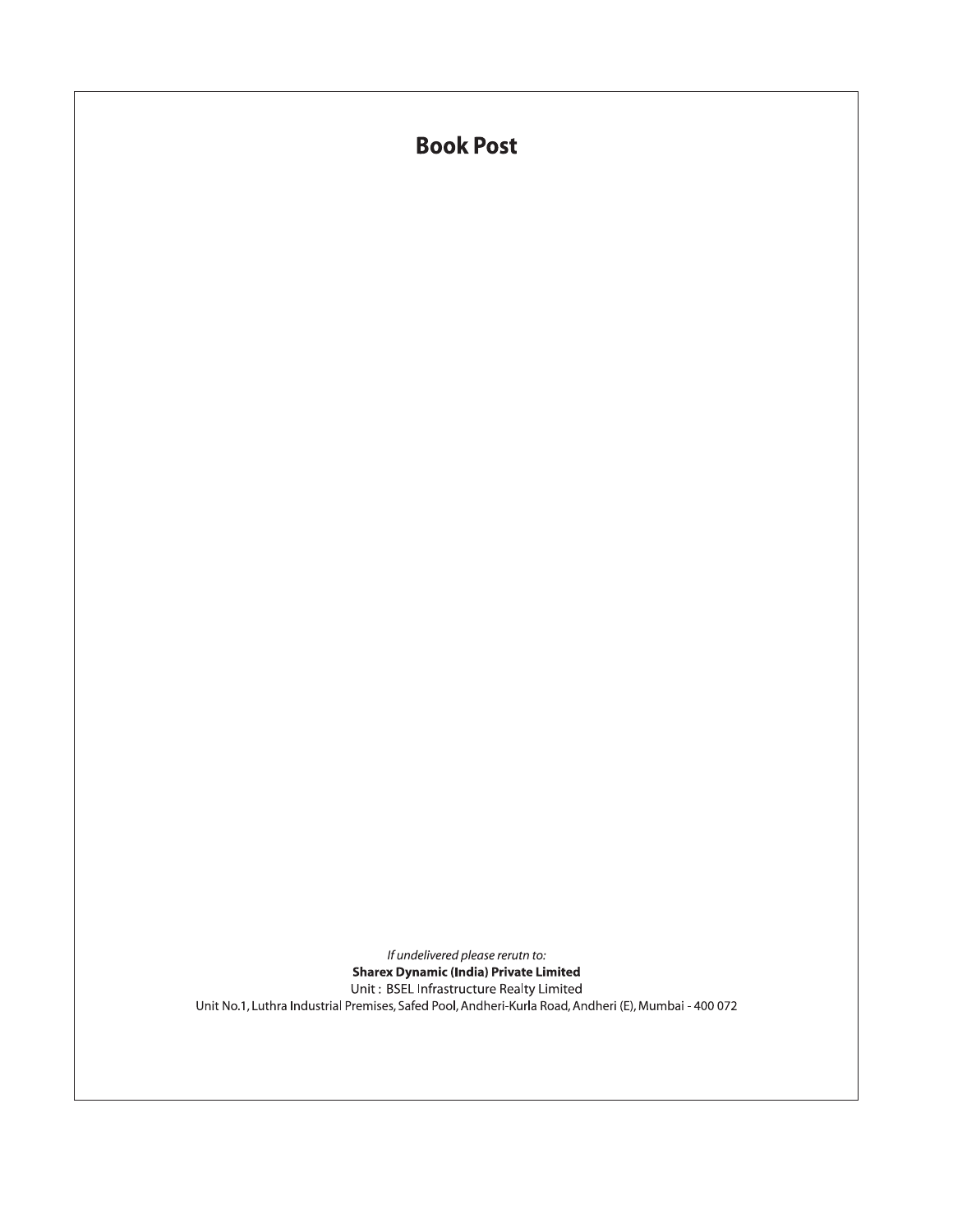# Book Post

*If undelivered please rerutn to:*

**Sharex Dynamic (India) Private Limited**

Unit : BSEL Infrastructure Realty Limited

Unit No.1, Luthra Industrial Premises, Safed Pool, Andheri-Kurla Road, Andheri (E), Mumbai - 400 072